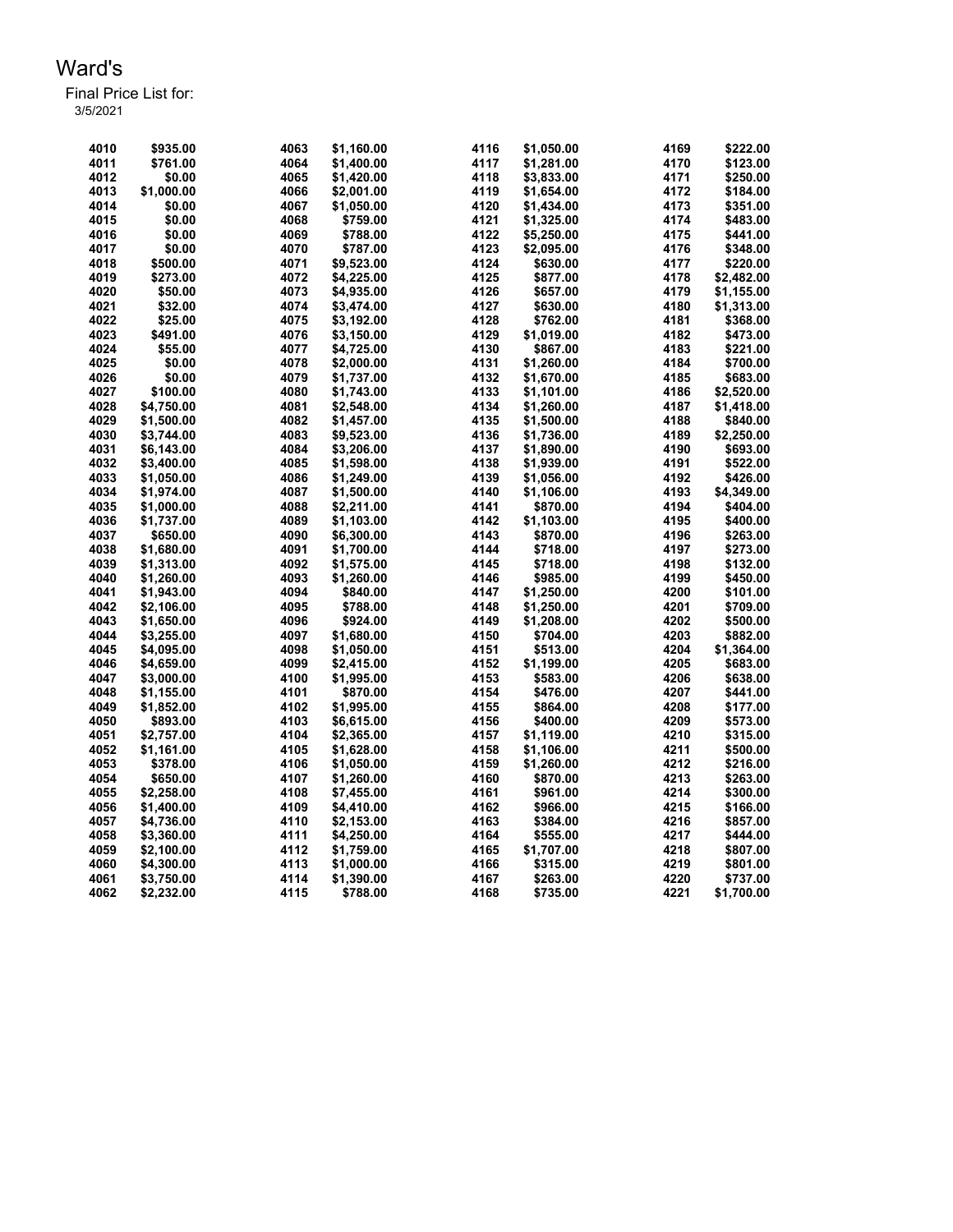# Ward's

Final Price List for:
3/5/2021

| Item | Price | Item | Price | Item | Price | Item | Price |
|---|---|---|---|---|---|---|---|
| 4010 | $935.00 | 4063 | $1,160.00 | 4116 | $1,050.00 | 4169 | $222.00 |
| 4011 | $761.00 | 4064 | $1,400.00 | 4117 | $1,281.00 | 4170 | $123.00 |
| 4012 | $0.00 | 4065 | $1,420.00 | 4118 | $3,833.00 | 4171 | $250.00 |
| 4013 | $1,000.00 | 4066 | $2,001.00 | 4119 | $1,654.00 | 4172 | $184.00 |
| 4014 | $0.00 | 4067 | $1,050.00 | 4120 | $1,434.00 | 4173 | $351.00 |
| 4015 | $0.00 | 4068 | $759.00 | 4121 | $1,325.00 | 4174 | $483.00 |
| 4016 | $0.00 | 4069 | $788.00 | 4122 | $5,250.00 | 4175 | $441.00 |
| 4017 | $0.00 | 4070 | $787.00 | 4123 | $2,095.00 | 4176 | $348.00 |
| 4018 | $500.00 | 4071 | $9,523.00 | 4124 | $630.00 | 4177 | $220.00 |
| 4019 | $273.00 | 4072 | $4,225.00 | 4125 | $877.00 | 4178 | $2,482.00 |
| 4020 | $50.00 | 4073 | $4,935.00 | 4126 | $657.00 | 4179 | $1,155.00 |
| 4021 | $32.00 | 4074 | $3,474.00 | 4127 | $630.00 | 4180 | $1,313.00 |
| 4022 | $25.00 | 4075 | $3,192.00 | 4128 | $762.00 | 4181 | $368.00 |
| 4023 | $491.00 | 4076 | $3,150.00 | 4129 | $1,019.00 | 4182 | $473.00 |
| 4024 | $55.00 | 4077 | $4,725.00 | 4130 | $867.00 | 4183 | $221.00 |
| 4025 | $0.00 | 4078 | $2,000.00 | 4131 | $1,260.00 | 4184 | $700.00 |
| 4026 | $0.00 | 4079 | $1,737.00 | 4132 | $1,670.00 | 4185 | $683.00 |
| 4027 | $100.00 | 4080 | $1,743.00 | 4133 | $1,101.00 | 4186 | $2,520.00 |
| 4028 | $4,750.00 | 4081 | $2,548.00 | 4134 | $1,260.00 | 4187 | $1,418.00 |
| 4029 | $1,500.00 | 4082 | $1,457.00 | 4135 | $1,500.00 | 4188 | $840.00 |
| 4030 | $3,744.00 | 4083 | $9,523.00 | 4136 | $1,736.00 | 4189 | $2,250.00 |
| 4031 | $6,143.00 | 4084 | $3,206.00 | 4137 | $1,890.00 | 4190 | $693.00 |
| 4032 | $3,400.00 | 4085 | $1,598.00 | 4138 | $1,939.00 | 4191 | $522.00 |
| 4033 | $1,050.00 | 4086 | $1,249.00 | 4139 | $1,056.00 | 4192 | $426.00 |
| 4034 | $1,974.00 | 4087 | $1,500.00 | 4140 | $1,106.00 | 4193 | $4,349.00 |
| 4035 | $1,000.00 | 4088 | $2,211.00 | 4141 | $870.00 | 4194 | $404.00 |
| 4036 | $1,737.00 | 4089 | $1,103.00 | 4142 | $1,103.00 | 4195 | $400.00 |
| 4037 | $650.00 | 4090 | $6,300.00 | 4143 | $870.00 | 4196 | $263.00 |
| 4038 | $1,680.00 | 4091 | $1,700.00 | 4144 | $718.00 | 4197 | $273.00 |
| 4039 | $1,313.00 | 4092 | $1,575.00 | 4145 | $718.00 | 4198 | $132.00 |
| 4040 | $1,260.00 | 4093 | $1,260.00 | 4146 | $985.00 | 4199 | $450.00 |
| 4041 | $1,943.00 | 4094 | $840.00 | 4147 | $1,250.00 | 4200 | $101.00 |
| 4042 | $2,106.00 | 4095 | $788.00 | 4148 | $1,250.00 | 4201 | $709.00 |
| 4043 | $1,650.00 | 4096 | $924.00 | 4149 | $1,208.00 | 4202 | $500.00 |
| 4044 | $3,255.00 | 4097 | $1,680.00 | 4150 | $704.00 | 4203 | $882.00 |
| 4045 | $4,095.00 | 4098 | $1,050.00 | 4151 | $513.00 | 4204 | $1,364.00 |
| 4046 | $4,659.00 | 4099 | $2,415.00 | 4152 | $1,199.00 | 4205 | $683.00 |
| 4047 | $3,000.00 | 4100 | $1,995.00 | 4153 | $583.00 | 4206 | $638.00 |
| 4048 | $1,155.00 | 4101 | $870.00 | 4154 | $476.00 | 4207 | $441.00 |
| 4049 | $1,852.00 | 4102 | $1,995.00 | 4155 | $864.00 | 4208 | $177.00 |
| 4050 | $893.00 | 4103 | $6,615.00 | 4156 | $400.00 | 4209 | $573.00 |
| 4051 | $2,757.00 | 4104 | $2,365.00 | 4157 | $1,119.00 | 4210 | $315.00 |
| 4052 | $1,161.00 | 4105 | $1,628.00 | 4158 | $1,106.00 | 4211 | $500.00 |
| 4053 | $378.00 | 4106 | $1,050.00 | 4159 | $1,260.00 | 4212 | $216.00 |
| 4054 | $650.00 | 4107 | $1,260.00 | 4160 | $870.00 | 4213 | $263.00 |
| 4055 | $2,258.00 | 4108 | $7,455.00 | 4161 | $961.00 | 4214 | $300.00 |
| 4056 | $1,400.00 | 4109 | $4,410.00 | 4162 | $966.00 | 4215 | $166.00 |
| 4057 | $4,736.00 | 4110 | $2,153.00 | 4163 | $384.00 | 4216 | $857.00 |
| 4058 | $3,360.00 | 4111 | $4,250.00 | 4164 | $555.00 | 4217 | $444.00 |
| 4059 | $2,100.00 | 4112 | $1,759.00 | 4165 | $1,707.00 | 4218 | $807.00 |
| 4060 | $4,300.00 | 4113 | $1,000.00 | 4166 | $315.00 | 4219 | $801.00 |
| 4061 | $3,750.00 | 4114 | $1,390.00 | 4167 | $263.00 | 4220 | $737.00 |
| 4062 | $2,232.00 | 4115 | $788.00 | 4168 | $735.00 | 4221 | $1,700.00 |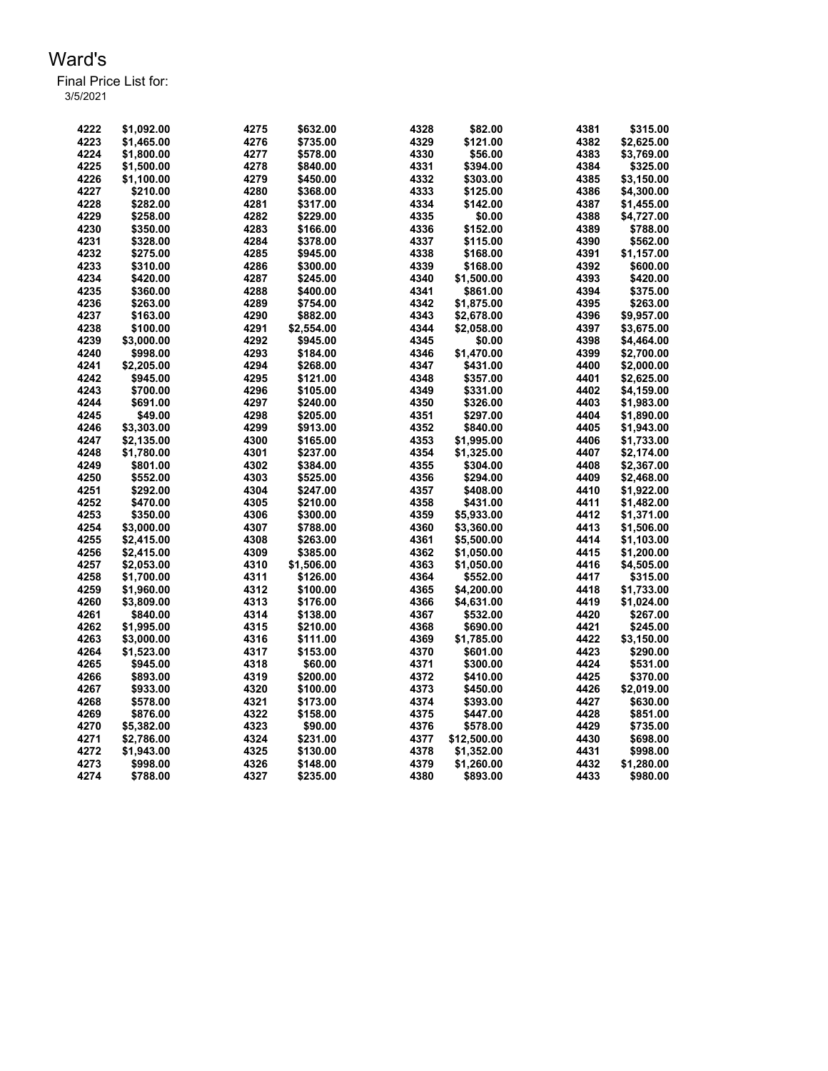# Ward's

Final Price List for:
3/5/2021

| | | | | | | | |
|---|---|---|---|---|---|---|---|
| 4222 | $1,092.00 | 4275 | $632.00 | 4328 | $82.00 | 4381 | $315.00 |
| 4223 | $1,465.00 | 4276 | $735.00 | 4329 | $121.00 | 4382 | $2,625.00 |
| 4224 | $1,800.00 | 4277 | $578.00 | 4330 | $56.00 | 4383 | $3,769.00 |
| 4225 | $1,500.00 | 4278 | $840.00 | 4331 | $394.00 | 4384 | $325.00 |
| 4226 | $1,100.00 | 4279 | $450.00 | 4332 | $303.00 | 4385 | $3,150.00 |
| 4227 | $210.00 | 4280 | $368.00 | 4333 | $125.00 | 4386 | $4,300.00 |
| 4228 | $282.00 | 4281 | $317.00 | 4334 | $142.00 | 4387 | $1,455.00 |
| 4229 | $258.00 | 4282 | $229.00 | 4335 | $0.00 | 4388 | $4,727.00 |
| 4230 | $350.00 | 4283 | $166.00 | 4336 | $152.00 | 4389 | $788.00 |
| 4231 | $328.00 | 4284 | $378.00 | 4337 | $115.00 | 4390 | $562.00 |
| 4232 | $275.00 | 4285 | $945.00 | 4338 | $168.00 | 4391 | $1,157.00 |
| 4233 | $310.00 | 4286 | $300.00 | 4339 | $168.00 | 4392 | $600.00 |
| 4234 | $420.00 | 4287 | $245.00 | 4340 | $1,500.00 | 4393 | $420.00 |
| 4235 | $360.00 | 4288 | $400.00 | 4341 | $861.00 | 4394 | $375.00 |
| 4236 | $263.00 | 4289 | $754.00 | 4342 | $1,875.00 | 4395 | $263.00 |
| 4237 | $163.00 | 4290 | $882.00 | 4343 | $2,678.00 | 4396 | $9,957.00 |
| 4238 | $100.00 | 4291 | $2,554.00 | 4344 | $2,058.00 | 4397 | $3,675.00 |
| 4239 | $3,000.00 | 4292 | $945.00 | 4345 | $0.00 | 4398 | $4,464.00 |
| 4240 | $998.00 | 4293 | $184.00 | 4346 | $1,470.00 | 4399 | $2,700.00 |
| 4241 | $2,205.00 | 4294 | $268.00 | 4347 | $431.00 | 4400 | $2,000.00 |
| 4242 | $945.00 | 4295 | $121.00 | 4348 | $357.00 | 4401 | $2,625.00 |
| 4243 | $700.00 | 4296 | $105.00 | 4349 | $331.00 | 4402 | $4,159.00 |
| 4244 | $691.00 | 4297 | $240.00 | 4350 | $326.00 | 4403 | $1,983.00 |
| 4245 | $49.00 | 4298 | $205.00 | 4351 | $297.00 | 4404 | $1,890.00 |
| 4246 | $3,303.00 | 4299 | $913.00 | 4352 | $840.00 | 4405 | $1,943.00 |
| 4247 | $2,135.00 | 4300 | $165.00 | 4353 | $1,995.00 | 4406 | $1,733.00 |
| 4248 | $1,780.00 | 4301 | $237.00 | 4354 | $1,325.00 | 4407 | $2,174.00 |
| 4249 | $801.00 | 4302 | $384.00 | 4355 | $304.00 | 4408 | $2,367.00 |
| 4250 | $552.00 | 4303 | $525.00 | 4356 | $294.00 | 4409 | $2,468.00 |
| 4251 | $292.00 | 4304 | $247.00 | 4357 | $408.00 | 4410 | $1,922.00 |
| 4252 | $470.00 | 4305 | $210.00 | 4358 | $431.00 | 4411 | $1,482.00 |
| 4253 | $350.00 | 4306 | $300.00 | 4359 | $5,933.00 | 4412 | $1,371.00 |
| 4254 | $3,000.00 | 4307 | $788.00 | 4360 | $3,360.00 | 4413 | $1,506.00 |
| 4255 | $2,415.00 | 4308 | $263.00 | 4361 | $5,500.00 | 4414 | $1,103.00 |
| 4256 | $2,415.00 | 4309 | $385.00 | 4362 | $1,050.00 | 4415 | $1,200.00 |
| 4257 | $2,053.00 | 4310 | $1,506.00 | 4363 | $1,050.00 | 4416 | $4,505.00 |
| 4258 | $1,700.00 | 4311 | $126.00 | 4364 | $552.00 | 4417 | $315.00 |
| 4259 | $1,960.00 | 4312 | $100.00 | 4365 | $4,200.00 | 4418 | $1,733.00 |
| 4260 | $3,809.00 | 4313 | $176.00 | 4366 | $4,631.00 | 4419 | $1,024.00 |
| 4261 | $840.00 | 4314 | $138.00 | 4367 | $532.00 | 4420 | $267.00 |
| 4262 | $1,995.00 | 4315 | $210.00 | 4368 | $690.00 | 4421 | $245.00 |
| 4263 | $3,000.00 | 4316 | $111.00 | 4369 | $1,785.00 | 4422 | $3,150.00 |
| 4264 | $1,523.00 | 4317 | $153.00 | 4370 | $601.00 | 4423 | $290.00 |
| 4265 | $945.00 | 4318 | $60.00 | 4371 | $300.00 | 4424 | $531.00 |
| 4266 | $893.00 | 4319 | $200.00 | 4372 | $410.00 | 4425 | $370.00 |
| 4267 | $933.00 | 4320 | $100.00 | 4373 | $450.00 | 4426 | $2,019.00 |
| 4268 | $578.00 | 4321 | $173.00 | 4374 | $393.00 | 4427 | $630.00 |
| 4269 | $876.00 | 4322 | $158.00 | 4375 | $447.00 | 4428 | $851.00 |
| 4270 | $5,382.00 | 4323 | $90.00 | 4376 | $578.00 | 4429 | $735.00 |
| 4271 | $2,786.00 | 4324 | $231.00 | 4377 | $12,500.00 | 4430 | $698.00 |
| 4272 | $1,943.00 | 4325 | $130.00 | 4378 | $1,352.00 | 4431 | $998.00 |
| 4273 | $998.00 | 4326 | $148.00 | 4379 | $1,260.00 | 4432 | $1,280.00 |
| 4274 | $788.00 | 4327 | $235.00 | 4380 | $893.00 | 4433 | $980.00 |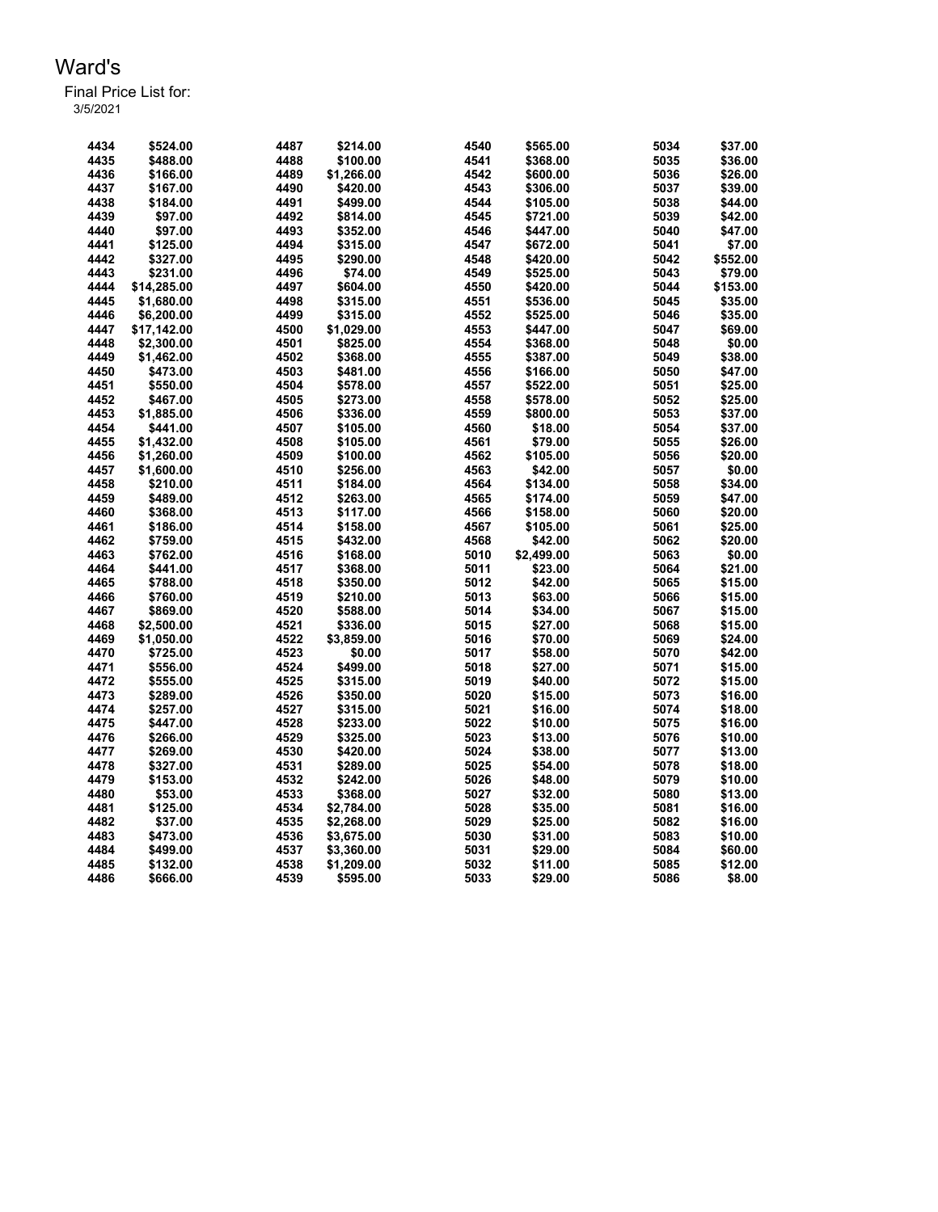# Ward's

Final Price List for:
3/5/2021

| | | | | | | | |
|---|---|---|---|---|---|---|---|
| 4434 | $524.00 | 4487 | $214.00 | 4540 | $565.00 | 5034 | $37.00 |
| 4435 | $488.00 | 4488 | $100.00 | 4541 | $368.00 | 5035 | $36.00 |
| 4436 | $166.00 | 4489 | $1,266.00 | 4542 | $600.00 | 5036 | $26.00 |
| 4437 | $167.00 | 4490 | $420.00 | 4543 | $306.00 | 5037 | $39.00 |
| 4438 | $184.00 | 4491 | $499.00 | 4544 | $105.00 | 5038 | $44.00 |
| 4439 | $97.00 | 4492 | $814.00 | 4545 | $721.00 | 5039 | $42.00 |
| 4440 | $97.00 | 4493 | $352.00 | 4546 | $447.00 | 5040 | $47.00 |
| 4441 | $125.00 | 4494 | $315.00 | 4547 | $672.00 | 5041 | $7.00 |
| 4442 | $327.00 | 4495 | $290.00 | 4548 | $420.00 | 5042 | $552.00 |
| 4443 | $231.00 | 4496 | $74.00 | 4549 | $525.00 | 5043 | $79.00 |
| 4444 | $14,285.00 | 4497 | $604.00 | 4550 | $420.00 | 5044 | $153.00 |
| 4445 | $1,680.00 | 4498 | $315.00 | 4551 | $536.00 | 5045 | $35.00 |
| 4446 | $6,200.00 | 4499 | $315.00 | 4552 | $525.00 | 5046 | $35.00 |
| 4447 | $17,142.00 | 4500 | $1,029.00 | 4553 | $447.00 | 5047 | $69.00 |
| 4448 | $2,300.00 | 4501 | $825.00 | 4554 | $368.00 | 5048 | $0.00 |
| 4449 | $1,462.00 | 4502 | $368.00 | 4555 | $387.00 | 5049 | $38.00 |
| 4450 | $473.00 | 4503 | $481.00 | 4556 | $166.00 | 5050 | $47.00 |
| 4451 | $550.00 | 4504 | $578.00 | 4557 | $522.00 | 5051 | $25.00 |
| 4452 | $467.00 | 4505 | $273.00 | 4558 | $578.00 | 5052 | $25.00 |
| 4453 | $1,885.00 | 4506 | $336.00 | 4559 | $800.00 | 5053 | $37.00 |
| 4454 | $441.00 | 4507 | $105.00 | 4560 | $18.00 | 5054 | $37.00 |
| 4455 | $1,432.00 | 4508 | $105.00 | 4561 | $79.00 | 5055 | $26.00 |
| 4456 | $1,260.00 | 4509 | $100.00 | 4562 | $105.00 | 5056 | $20.00 |
| 4457 | $1,600.00 | 4510 | $256.00 | 4563 | $42.00 | 5057 | $0.00 |
| 4458 | $210.00 | 4511 | $184.00 | 4564 | $134.00 | 5058 | $34.00 |
| 4459 | $489.00 | 4512 | $263.00 | 4565 | $174.00 | 5059 | $47.00 |
| 4460 | $368.00 | 4513 | $117.00 | 4566 | $158.00 | 5060 | $20.00 |
| 4461 | $186.00 | 4514 | $158.00 | 4567 | $105.00 | 5061 | $25.00 |
| 4462 | $759.00 | 4515 | $432.00 | 4568 | $42.00 | 5062 | $20.00 |
| 4463 | $762.00 | 4516 | $168.00 | 5010 | $2,499.00 | 5063 | $0.00 |
| 4464 | $441.00 | 4517 | $368.00 | 5011 | $23.00 | 5064 | $21.00 |
| 4465 | $788.00 | 4518 | $350.00 | 5012 | $42.00 | 5065 | $15.00 |
| 4466 | $760.00 | 4519 | $210.00 | 5013 | $63.00 | 5066 | $15.00 |
| 4467 | $869.00 | 4520 | $588.00 | 5014 | $34.00 | 5067 | $15.00 |
| 4468 | $2,500.00 | 4521 | $336.00 | 5015 | $27.00 | 5068 | $15.00 |
| 4469 | $1,050.00 | 4522 | $3,859.00 | 5016 | $70.00 | 5069 | $24.00 |
| 4470 | $725.00 | 4523 | $0.00 | 5017 | $58.00 | 5070 | $42.00 |
| 4471 | $556.00 | 4524 | $499.00 | 5018 | $27.00 | 5071 | $15.00 |
| 4472 | $555.00 | 4525 | $315.00 | 5019 | $40.00 | 5072 | $15.00 |
| 4473 | $289.00 | 4526 | $350.00 | 5020 | $15.00 | 5073 | $16.00 |
| 4474 | $257.00 | 4527 | $315.00 | 5021 | $16.00 | 5074 | $18.00 |
| 4475 | $447.00 | 4528 | $233.00 | 5022 | $10.00 | 5075 | $16.00 |
| 4476 | $266.00 | 4529 | $325.00 | 5023 | $13.00 | 5076 | $10.00 |
| 4477 | $269.00 | 4530 | $420.00 | 5024 | $38.00 | 5077 | $13.00 |
| 4478 | $327.00 | 4531 | $289.00 | 5025 | $54.00 | 5078 | $18.00 |
| 4479 | $153.00 | 4532 | $242.00 | 5026 | $48.00 | 5079 | $10.00 |
| 4480 | $53.00 | 4533 | $368.00 | 5027 | $32.00 | 5080 | $13.00 |
| 4481 | $125.00 | 4534 | $2,784.00 | 5028 | $35.00 | 5081 | $16.00 |
| 4482 | $37.00 | 4535 | $2,268.00 | 5029 | $25.00 | 5082 | $16.00 |
| 4483 | $473.00 | 4536 | $3,675.00 | 5030 | $31.00 | 5083 | $10.00 |
| 4484 | $499.00 | 4537 | $3,360.00 | 5031 | $29.00 | 5084 | $60.00 |
| 4485 | $132.00 | 4538 | $1,209.00 | 5032 | $11.00 | 5085 | $12.00 |
| 4486 | $666.00 | 4539 | $595.00 | 5033 | $29.00 | 5086 | $8.00 |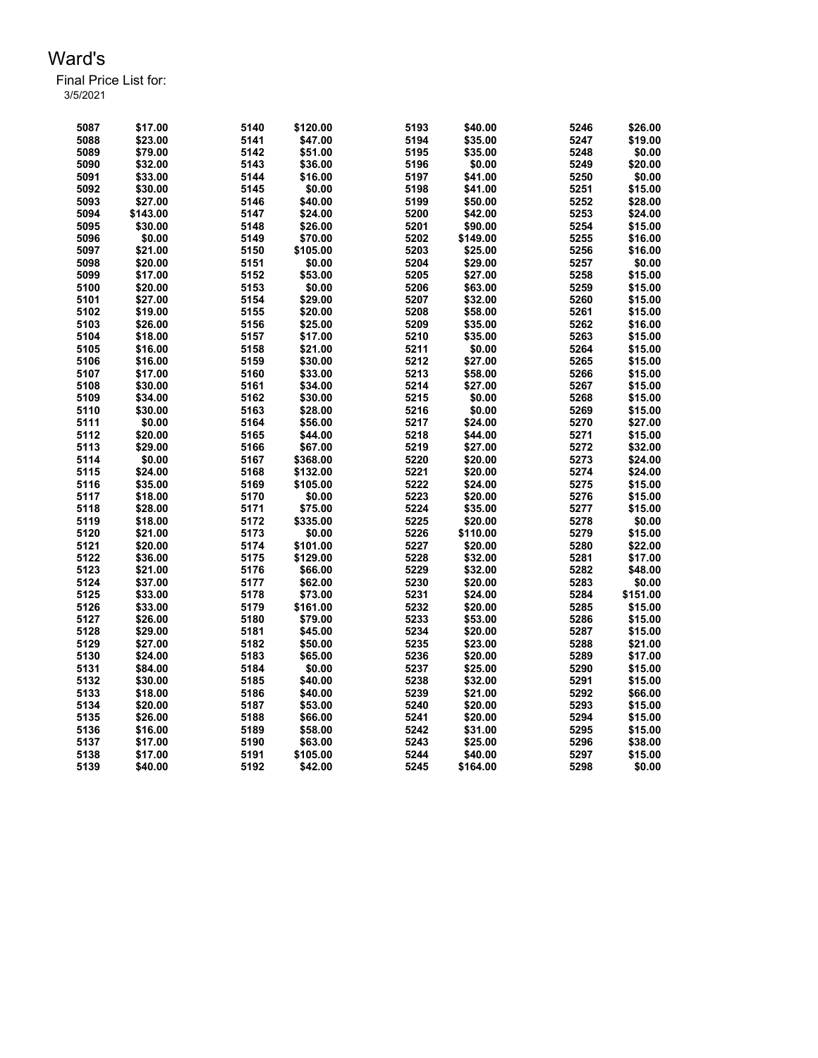# Ward's

Final Price List for:
3/5/2021

| | | | | | | | |
|---|---|---|---|---|---|---|---|
| 5087 | $17.00 | 5140 | $120.00 | 5193 | $40.00 | 5246 | $26.00 |
| 5088 | $23.00 | 5141 | $47.00 | 5194 | $35.00 | 5247 | $19.00 |
| 5089 | $79.00 | 5142 | $51.00 | 5195 | $35.00 | 5248 | $0.00 |
| 5090 | $32.00 | 5143 | $36.00 | 5196 | $0.00 | 5249 | $20.00 |
| 5091 | $33.00 | 5144 | $16.00 | 5197 | $41.00 | 5250 | $0.00 |
| 5092 | $30.00 | 5145 | $0.00 | 5198 | $41.00 | 5251 | $15.00 |
| 5093 | $27.00 | 5146 | $40.00 | 5199 | $50.00 | 5252 | $28.00 |
| 5094 | $143.00 | 5147 | $24.00 | 5200 | $42.00 | 5253 | $24.00 |
| 5095 | $30.00 | 5148 | $26.00 | 5201 | $90.00 | 5254 | $15.00 |
| 5096 | $0.00 | 5149 | $70.00 | 5202 | $149.00 | 5255 | $16.00 |
| 5097 | $21.00 | 5150 | $105.00 | 5203 | $25.00 | 5256 | $16.00 |
| 5098 | $20.00 | 5151 | $0.00 | 5204 | $29.00 | 5257 | $0.00 |
| 5099 | $17.00 | 5152 | $53.00 | 5205 | $27.00 | 5258 | $15.00 |
| 5100 | $20.00 | 5153 | $0.00 | 5206 | $63.00 | 5259 | $15.00 |
| 5101 | $27.00 | 5154 | $29.00 | 5207 | $32.00 | 5260 | $15.00 |
| 5102 | $19.00 | 5155 | $20.00 | 5208 | $58.00 | 5261 | $15.00 |
| 5103 | $26.00 | 5156 | $25.00 | 5209 | $35.00 | 5262 | $16.00 |
| 5104 | $18.00 | 5157 | $17.00 | 5210 | $35.00 | 5263 | $15.00 |
| 5105 | $16.00 | 5158 | $21.00 | 5211 | $0.00 | 5264 | $15.00 |
| 5106 | $16.00 | 5159 | $30.00 | 5212 | $27.00 | 5265 | $15.00 |
| 5107 | $17.00 | 5160 | $33.00 | 5213 | $58.00 | 5266 | $15.00 |
| 5108 | $30.00 | 5161 | $34.00 | 5214 | $27.00 | 5267 | $15.00 |
| 5109 | $34.00 | 5162 | $30.00 | 5215 | $0.00 | 5268 | $15.00 |
| 5110 | $30.00 | 5163 | $28.00 | 5216 | $0.00 | 5269 | $15.00 |
| 5111 | $0.00 | 5164 | $56.00 | 5217 | $24.00 | 5270 | $27.00 |
| 5112 | $20.00 | 5165 | $44.00 | 5218 | $44.00 | 5271 | $15.00 |
| 5113 | $29.00 | 5166 | $67.00 | 5219 | $27.00 | 5272 | $32.00 |
| 5114 | $0.00 | 5167 | $368.00 | 5220 | $20.00 | 5273 | $24.00 |
| 5115 | $24.00 | 5168 | $132.00 | 5221 | $20.00 | 5274 | $24.00 |
| 5116 | $35.00 | 5169 | $105.00 | 5222 | $24.00 | 5275 | $15.00 |
| 5117 | $18.00 | 5170 | $0.00 | 5223 | $20.00 | 5276 | $15.00 |
| 5118 | $28.00 | 5171 | $75.00 | 5224 | $35.00 | 5277 | $15.00 |
| 5119 | $18.00 | 5172 | $335.00 | 5225 | $20.00 | 5278 | $0.00 |
| 5120 | $21.00 | 5173 | $0.00 | 5226 | $110.00 | 5279 | $15.00 |
| 5121 | $20.00 | 5174 | $101.00 | 5227 | $20.00 | 5280 | $22.00 |
| 5122 | $36.00 | 5175 | $129.00 | 5228 | $32.00 | 5281 | $17.00 |
| 5123 | $21.00 | 5176 | $66.00 | 5229 | $32.00 | 5282 | $48.00 |
| 5124 | $37.00 | 5177 | $62.00 | 5230 | $20.00 | 5283 | $0.00 |
| 5125 | $33.00 | 5178 | $73.00 | 5231 | $24.00 | 5284 | $151.00 |
| 5126 | $33.00 | 5179 | $161.00 | 5232 | $20.00 | 5285 | $15.00 |
| 5127 | $26.00 | 5180 | $79.00 | 5233 | $53.00 | 5286 | $15.00 |
| 5128 | $29.00 | 5181 | $45.00 | 5234 | $20.00 | 5287 | $15.00 |
| 5129 | $27.00 | 5182 | $50.00 | 5235 | $23.00 | 5288 | $21.00 |
| 5130 | $24.00 | 5183 | $65.00 | 5236 | $20.00 | 5289 | $17.00 |
| 5131 | $84.00 | 5184 | $0.00 | 5237 | $25.00 | 5290 | $15.00 |
| 5132 | $30.00 | 5185 | $40.00 | 5238 | $32.00 | 5291 | $15.00 |
| 5133 | $18.00 | 5186 | $40.00 | 5239 | $21.00 | 5292 | $66.00 |
| 5134 | $20.00 | 5187 | $53.00 | 5240 | $20.00 | 5293 | $15.00 |
| 5135 | $26.00 | 5188 | $66.00 | 5241 | $20.00 | 5294 | $15.00 |
| 5136 | $16.00 | 5189 | $58.00 | 5242 | $31.00 | 5295 | $15.00 |
| 5137 | $17.00 | 5190 | $63.00 | 5243 | $25.00 | 5296 | $38.00 |
| 5138 | $17.00 | 5191 | $105.00 | 5244 | $40.00 | 5297 | $15.00 |
| 5139 | $40.00 | 5192 | $42.00 | 5245 | $164.00 | 5298 | $0.00 |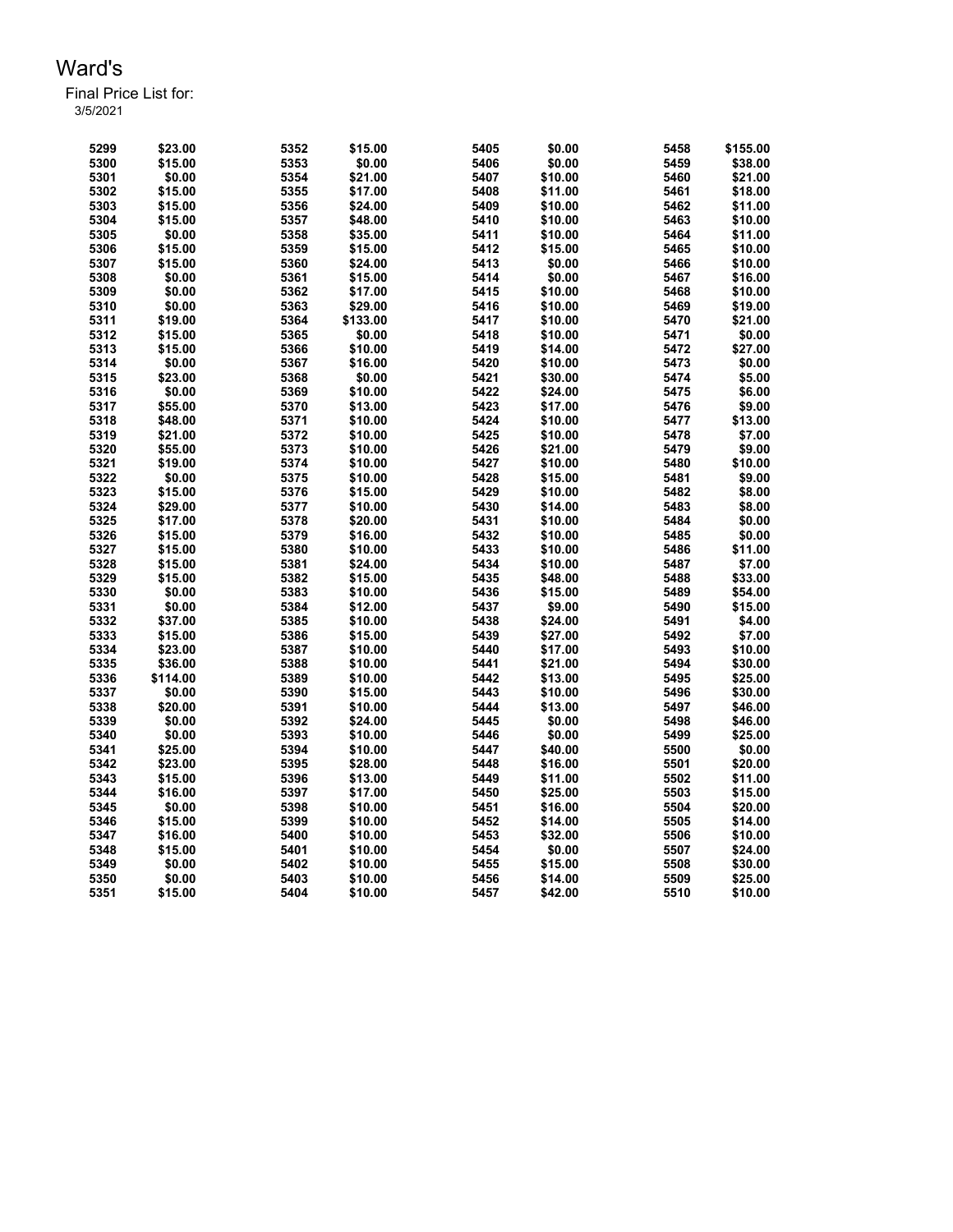# Ward's

Final Price List for:
3/5/2021

| | | | | | | | |
|---|---|---|---|---|---|---|---|
| 5299 | $23.00 | 5352 | $15.00 | 5405 | $0.00 | 5458 | $155.00 |
| 5300 | $15.00 | 5353 | $0.00 | 5406 | $0.00 | 5459 | $38.00 |
| 5301 | $0.00 | 5354 | $21.00 | 5407 | $10.00 | 5460 | $21.00 |
| 5302 | $15.00 | 5355 | $17.00 | 5408 | $11.00 | 5461 | $18.00 |
| 5303 | $15.00 | 5356 | $24.00 | 5409 | $10.00 | 5462 | $11.00 |
| 5304 | $15.00 | 5357 | $48.00 | 5410 | $10.00 | 5463 | $10.00 |
| 5305 | $0.00 | 5358 | $35.00 | 5411 | $10.00 | 5464 | $11.00 |
| 5306 | $15.00 | 5359 | $15.00 | 5412 | $15.00 | 5465 | $10.00 |
| 5307 | $15.00 | 5360 | $24.00 | 5413 | $0.00 | 5466 | $10.00 |
| 5308 | $0.00 | 5361 | $15.00 | 5414 | $0.00 | 5467 | $16.00 |
| 5309 | $0.00 | 5362 | $17.00 | 5415 | $10.00 | 5468 | $10.00 |
| 5310 | $0.00 | 5363 | $29.00 | 5416 | $10.00 | 5469 | $19.00 |
| 5311 | $19.00 | 5364 | $133.00 | 5417 | $10.00 | 5470 | $21.00 |
| 5312 | $15.00 | 5365 | $0.00 | 5418 | $10.00 | 5471 | $0.00 |
| 5313 | $15.00 | 5366 | $10.00 | 5419 | $14.00 | 5472 | $27.00 |
| 5314 | $0.00 | 5367 | $16.00 | 5420 | $10.00 | 5473 | $0.00 |
| 5315 | $23.00 | 5368 | $0.00 | 5421 | $30.00 | 5474 | $5.00 |
| 5316 | $0.00 | 5369 | $10.00 | 5422 | $24.00 | 5475 | $6.00 |
| 5317 | $55.00 | 5370 | $13.00 | 5423 | $17.00 | 5476 | $9.00 |
| 5318 | $48.00 | 5371 | $10.00 | 5424 | $10.00 | 5477 | $13.00 |
| 5319 | $21.00 | 5372 | $10.00 | 5425 | $10.00 | 5478 | $7.00 |
| 5320 | $55.00 | 5373 | $10.00 | 5426 | $21.00 | 5479 | $9.00 |
| 5321 | $19.00 | 5374 | $10.00 | 5427 | $10.00 | 5480 | $10.00 |
| 5322 | $0.00 | 5375 | $10.00 | 5428 | $15.00 | 5481 | $9.00 |
| 5323 | $15.00 | 5376 | $15.00 | 5429 | $10.00 | 5482 | $8.00 |
| 5324 | $29.00 | 5377 | $10.00 | 5430 | $14.00 | 5483 | $8.00 |
| 5325 | $17.00 | 5378 | $20.00 | 5431 | $10.00 | 5484 | $0.00 |
| 5326 | $15.00 | 5379 | $16.00 | 5432 | $10.00 | 5485 | $0.00 |
| 5327 | $15.00 | 5380 | $10.00 | 5433 | $10.00 | 5486 | $11.00 |
| 5328 | $15.00 | 5381 | $24.00 | 5434 | $10.00 | 5487 | $7.00 |
| 5329 | $15.00 | 5382 | $15.00 | 5435 | $48.00 | 5488 | $33.00 |
| 5330 | $0.00 | 5383 | $10.00 | 5436 | $15.00 | 5489 | $54.00 |
| 5331 | $0.00 | 5384 | $12.00 | 5437 | $9.00 | 5490 | $15.00 |
| 5332 | $37.00 | 5385 | $10.00 | 5438 | $24.00 | 5491 | $4.00 |
| 5333 | $15.00 | 5386 | $15.00 | 5439 | $27.00 | 5492 | $7.00 |
| 5334 | $23.00 | 5387 | $10.00 | 5440 | $17.00 | 5493 | $10.00 |
| 5335 | $36.00 | 5388 | $10.00 | 5441 | $21.00 | 5494 | $30.00 |
| 5336 | $114.00 | 5389 | $10.00 | 5442 | $13.00 | 5495 | $25.00 |
| 5337 | $0.00 | 5390 | $15.00 | 5443 | $10.00 | 5496 | $30.00 |
| 5338 | $20.00 | 5391 | $10.00 | 5444 | $13.00 | 5497 | $46.00 |
| 5339 | $0.00 | 5392 | $24.00 | 5445 | $0.00 | 5498 | $46.00 |
| 5340 | $0.00 | 5393 | $10.00 | 5446 | $0.00 | 5499 | $25.00 |
| 5341 | $25.00 | 5394 | $10.00 | 5447 | $40.00 | 5500 | $0.00 |
| 5342 | $23.00 | 5395 | $28.00 | 5448 | $16.00 | 5501 | $20.00 |
| 5343 | $15.00 | 5396 | $13.00 | 5449 | $11.00 | 5502 | $11.00 |
| 5344 | $16.00 | 5397 | $17.00 | 5450 | $25.00 | 5503 | $15.00 |
| 5345 | $0.00 | 5398 | $10.00 | 5451 | $16.00 | 5504 | $20.00 |
| 5346 | $15.00 | 5399 | $10.00 | 5452 | $14.00 | 5505 | $14.00 |
| 5347 | $16.00 | 5400 | $10.00 | 5453 | $32.00 | 5506 | $10.00 |
| 5348 | $15.00 | 5401 | $10.00 | 5454 | $0.00 | 5507 | $24.00 |
| 5349 | $0.00 | 5402 | $10.00 | 5455 | $15.00 | 5508 | $30.00 |
| 5350 | $0.00 | 5403 | $10.00 | 5456 | $14.00 | 5509 | $25.00 |
| 5351 | $15.00 | 5404 | $10.00 | 5457 | $42.00 | 5510 | $10.00 |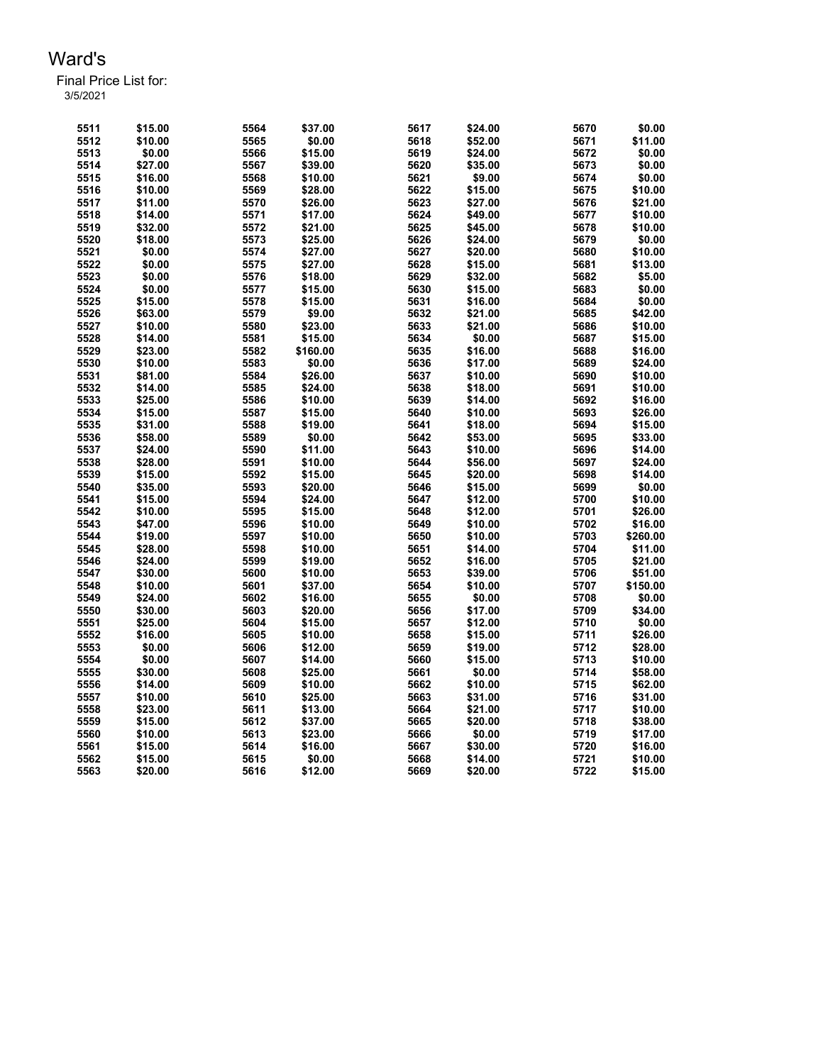# Ward's

Final Price List for:
3/5/2021

| | | | | | | | |
|---|---|---|---|---|---|---|---|
| 5511 | $15.00 | 5564 | $37.00 | 5617 | $24.00 | 5670 | $0.00 |
| 5512 | $10.00 | 5565 | $0.00 | 5618 | $52.00 | 5671 | $11.00 |
| 5513 | $0.00 | 5566 | $15.00 | 5619 | $24.00 | 5672 | $0.00 |
| 5514 | $27.00 | 5567 | $39.00 | 5620 | $35.00 | 5673 | $0.00 |
| 5515 | $16.00 | 5568 | $10.00 | 5621 | $9.00 | 5674 | $0.00 |
| 5516 | $10.00 | 5569 | $28.00 | 5622 | $15.00 | 5675 | $10.00 |
| 5517 | $11.00 | 5570 | $26.00 | 5623 | $27.00 | 5676 | $21.00 |
| 5518 | $14.00 | 5571 | $17.00 | 5624 | $49.00 | 5677 | $10.00 |
| 5519 | $32.00 | 5572 | $21.00 | 5625 | $45.00 | 5678 | $10.00 |
| 5520 | $18.00 | 5573 | $25.00 | 5626 | $24.00 | 5679 | $0.00 |
| 5521 | $0.00 | 5574 | $27.00 | 5627 | $20.00 | 5680 | $10.00 |
| 5522 | $0.00 | 5575 | $27.00 | 5628 | $15.00 | 5681 | $13.00 |
| 5523 | $0.00 | 5576 | $18.00 | 5629 | $32.00 | 5682 | $5.00 |
| 5524 | $0.00 | 5577 | $15.00 | 5630 | $15.00 | 5683 | $0.00 |
| 5525 | $15.00 | 5578 | $15.00 | 5631 | $16.00 | 5684 | $0.00 |
| 5526 | $63.00 | 5579 | $9.00 | 5632 | $21.00 | 5685 | $42.00 |
| 5527 | $10.00 | 5580 | $23.00 | 5633 | $21.00 | 5686 | $10.00 |
| 5528 | $14.00 | 5581 | $15.00 | 5634 | $0.00 | 5687 | $15.00 |
| 5529 | $23.00 | 5582 | $160.00 | 5635 | $16.00 | 5688 | $16.00 |
| 5530 | $10.00 | 5583 | $0.00 | 5636 | $17.00 | 5689 | $24.00 |
| 5531 | $81.00 | 5584 | $26.00 | 5637 | $10.00 | 5690 | $10.00 |
| 5532 | $14.00 | 5585 | $24.00 | 5638 | $18.00 | 5691 | $10.00 |
| 5533 | $25.00 | 5586 | $10.00 | 5639 | $14.00 | 5692 | $16.00 |
| 5534 | $15.00 | 5587 | $15.00 | 5640 | $10.00 | 5693 | $26.00 |
| 5535 | $31.00 | 5588 | $19.00 | 5641 | $18.00 | 5694 | $15.00 |
| 5536 | $58.00 | 5589 | $0.00 | 5642 | $53.00 | 5695 | $33.00 |
| 5537 | $24.00 | 5590 | $11.00 | 5643 | $10.00 | 5696 | $14.00 |
| 5538 | $28.00 | 5591 | $10.00 | 5644 | $56.00 | 5697 | $24.00 |
| 5539 | $15.00 | 5592 | $15.00 | 5645 | $20.00 | 5698 | $14.00 |
| 5540 | $35.00 | 5593 | $20.00 | 5646 | $15.00 | 5699 | $0.00 |
| 5541 | $15.00 | 5594 | $24.00 | 5647 | $12.00 | 5700 | $10.00 |
| 5542 | $10.00 | 5595 | $15.00 | 5648 | $12.00 | 5701 | $26.00 |
| 5543 | $47.00 | 5596 | $10.00 | 5649 | $10.00 | 5702 | $16.00 |
| 5544 | $19.00 | 5597 | $10.00 | 5650 | $10.00 | 5703 | $260.00 |
| 5545 | $28.00 | 5598 | $10.00 | 5651 | $14.00 | 5704 | $11.00 |
| 5546 | $24.00 | 5599 | $19.00 | 5652 | $16.00 | 5705 | $21.00 |
| 5547 | $30.00 | 5600 | $10.00 | 5653 | $39.00 | 5706 | $51.00 |
| 5548 | $10.00 | 5601 | $37.00 | 5654 | $10.00 | 5707 | $150.00 |
| 5549 | $24.00 | 5602 | $16.00 | 5655 | $0.00 | 5708 | $0.00 |
| 5550 | $30.00 | 5603 | $20.00 | 5656 | $17.00 | 5709 | $34.00 |
| 5551 | $25.00 | 5604 | $15.00 | 5657 | $12.00 | 5710 | $0.00 |
| 5552 | $16.00 | 5605 | $10.00 | 5658 | $15.00 | 5711 | $26.00 |
| 5553 | $0.00 | 5606 | $12.00 | 5659 | $19.00 | 5712 | $28.00 |
| 5554 | $0.00 | 5607 | $14.00 | 5660 | $15.00 | 5713 | $10.00 |
| 5555 | $30.00 | 5608 | $25.00 | 5661 | $0.00 | 5714 | $58.00 |
| 5556 | $14.00 | 5609 | $10.00 | 5662 | $10.00 | 5715 | $62.00 |
| 5557 | $10.00 | 5610 | $25.00 | 5663 | $31.00 | 5716 | $31.00 |
| 5558 | $23.00 | 5611 | $13.00 | 5664 | $21.00 | 5717 | $10.00 |
| 5559 | $15.00 | 5612 | $37.00 | 5665 | $20.00 | 5718 | $38.00 |
| 5560 | $10.00 | 5613 | $23.00 | 5666 | $0.00 | 5719 | $17.00 |
| 5561 | $15.00 | 5614 | $16.00 | 5667 | $30.00 | 5720 | $16.00 |
| 5562 | $15.00 | 5615 | $0.00 | 5668 | $14.00 | 5721 | $10.00 |
| 5563 | $20.00 | 5616 | $12.00 | 5669 | $20.00 | 5722 | $15.00 |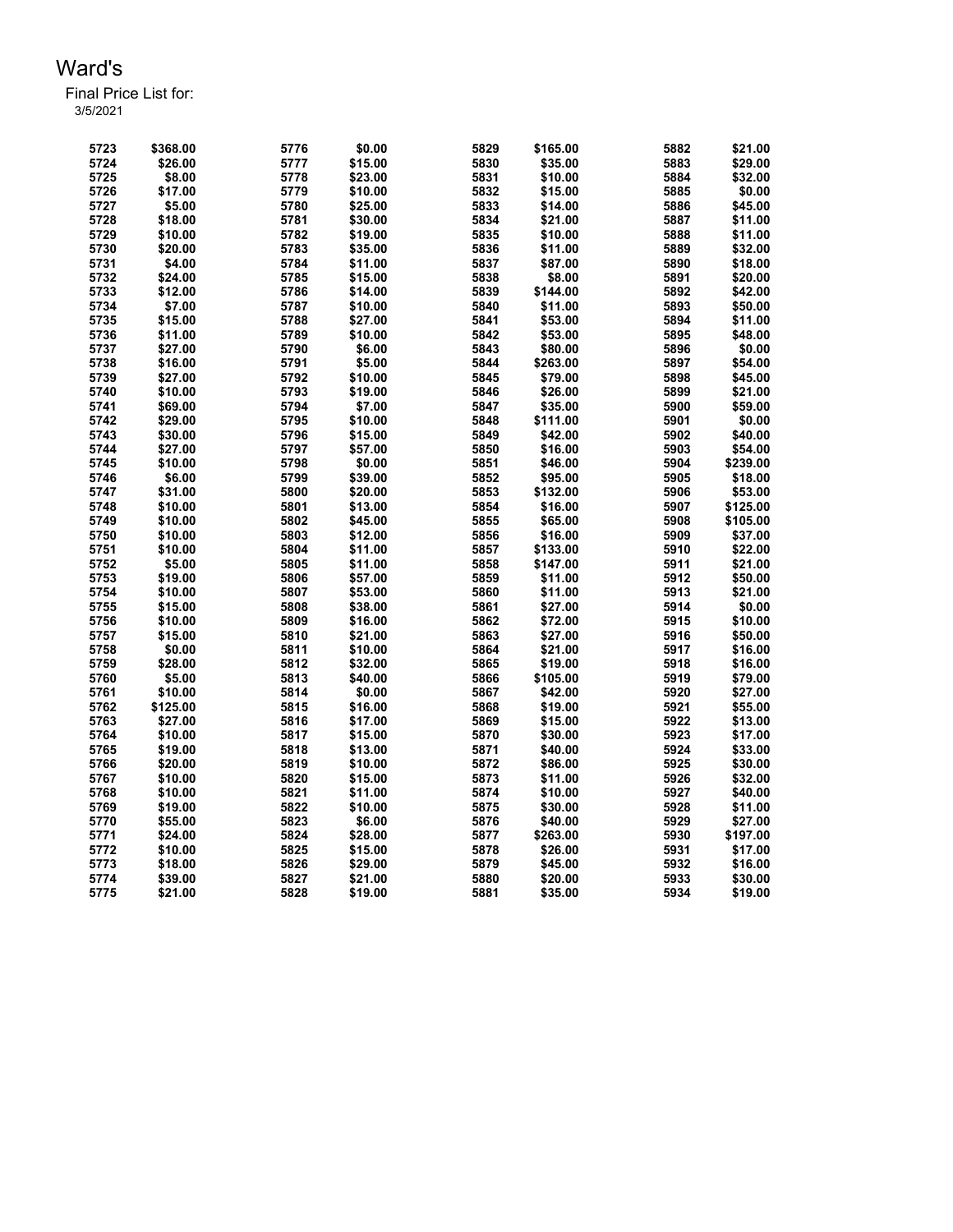Ward's

Final Price List for:
3/5/2021

| | | | | | | | |
|---|---|---|---|---|---|---|---|
| 5723 | $368.00 | 5776 | $0.00 | 5829 | $165.00 | 5882 | $21.00 |
| 5724 | $26.00 | 5777 | $15.00 | 5830 | $35.00 | 5883 | $29.00 |
| 5725 | $8.00 | 5778 | $23.00 | 5831 | $10.00 | 5884 | $32.00 |
| 5726 | $17.00 | 5779 | $10.00 | 5832 | $15.00 | 5885 | $0.00 |
| 5727 | $5.00 | 5780 | $25.00 | 5833 | $14.00 | 5886 | $45.00 |
| 5728 | $18.00 | 5781 | $30.00 | 5834 | $21.00 | 5887 | $11.00 |
| 5729 | $10.00 | 5782 | $19.00 | 5835 | $10.00 | 5888 | $11.00 |
| 5730 | $20.00 | 5783 | $35.00 | 5836 | $11.00 | 5889 | $32.00 |
| 5731 | $4.00 | 5784 | $11.00 | 5837 | $87.00 | 5890 | $18.00 |
| 5732 | $24.00 | 5785 | $15.00 | 5838 | $8.00 | 5891 | $20.00 |
| 5733 | $12.00 | 5786 | $14.00 | 5839 | $144.00 | 5892 | $42.00 |
| 5734 | $7.00 | 5787 | $10.00 | 5840 | $11.00 | 5893 | $50.00 |
| 5735 | $15.00 | 5788 | $27.00 | 5841 | $53.00 | 5894 | $11.00 |
| 5736 | $11.00 | 5789 | $10.00 | 5842 | $53.00 | 5895 | $48.00 |
| 5737 | $27.00 | 5790 | $6.00 | 5843 | $80.00 | 5896 | $0.00 |
| 5738 | $16.00 | 5791 | $5.00 | 5844 | $263.00 | 5897 | $54.00 |
| 5739 | $27.00 | 5792 | $10.00 | 5845 | $79.00 | 5898 | $45.00 |
| 5740 | $10.00 | 5793 | $19.00 | 5846 | $26.00 | 5899 | $21.00 |
| 5741 | $69.00 | 5794 | $7.00 | 5847 | $35.00 | 5900 | $59.00 |
| 5742 | $29.00 | 5795 | $10.00 | 5848 | $111.00 | 5901 | $0.00 |
| 5743 | $30.00 | 5796 | $15.00 | 5849 | $42.00 | 5902 | $40.00 |
| 5744 | $27.00 | 5797 | $57.00 | 5850 | $16.00 | 5903 | $54.00 |
| 5745 | $10.00 | 5798 | $0.00 | 5851 | $46.00 | 5904 | $239.00 |
| 5746 | $6.00 | 5799 | $39.00 | 5852 | $95.00 | 5905 | $18.00 |
| 5747 | $31.00 | 5800 | $20.00 | 5853 | $132.00 | 5906 | $53.00 |
| 5748 | $10.00 | 5801 | $13.00 | 5854 | $16.00 | 5907 | $125.00 |
| 5749 | $10.00 | 5802 | $45.00 | 5855 | $65.00 | 5908 | $105.00 |
| 5750 | $10.00 | 5803 | $12.00 | 5856 | $16.00 | 5909 | $37.00 |
| 5751 | $10.00 | 5804 | $11.00 | 5857 | $133.00 | 5910 | $22.00 |
| 5752 | $5.00 | 5805 | $11.00 | 5858 | $147.00 | 5911 | $21.00 |
| 5753 | $19.00 | 5806 | $57.00 | 5859 | $11.00 | 5912 | $50.00 |
| 5754 | $10.00 | 5807 | $53.00 | 5860 | $11.00 | 5913 | $21.00 |
| 5755 | $15.00 | 5808 | $38.00 | 5861 | $27.00 | 5914 | $0.00 |
| 5756 | $10.00 | 5809 | $16.00 | 5862 | $72.00 | 5915 | $10.00 |
| 5757 | $15.00 | 5810 | $21.00 | 5863 | $27.00 | 5916 | $50.00 |
| 5758 | $0.00 | 5811 | $10.00 | 5864 | $21.00 | 5917 | $16.00 |
| 5759 | $28.00 | 5812 | $32.00 | 5865 | $19.00 | 5918 | $16.00 |
| 5760 | $5.00 | 5813 | $40.00 | 5866 | $105.00 | 5919 | $79.00 |
| 5761 | $10.00 | 5814 | $0.00 | 5867 | $42.00 | 5920 | $27.00 |
| 5762 | $125.00 | 5815 | $16.00 | 5868 | $19.00 | 5921 | $55.00 |
| 5763 | $27.00 | 5816 | $17.00 | 5869 | $15.00 | 5922 | $13.00 |
| 5764 | $10.00 | 5817 | $15.00 | 5870 | $30.00 | 5923 | $17.00 |
| 5765 | $19.00 | 5818 | $13.00 | 5871 | $40.00 | 5924 | $33.00 |
| 5766 | $20.00 | 5819 | $10.00 | 5872 | $86.00 | 5925 | $30.00 |
| 5767 | $10.00 | 5820 | $15.00 | 5873 | $11.00 | 5926 | $32.00 |
| 5768 | $10.00 | 5821 | $11.00 | 5874 | $10.00 | 5927 | $40.00 |
| 5769 | $19.00 | 5822 | $10.00 | 5875 | $30.00 | 5928 | $11.00 |
| 5770 | $55.00 | 5823 | $6.00 | 5876 | $40.00 | 5929 | $27.00 |
| 5771 | $24.00 | 5824 | $28.00 | 5877 | $263.00 | 5930 | $197.00 |
| 5772 | $10.00 | 5825 | $15.00 | 5878 | $26.00 | 5931 | $17.00 |
| 5773 | $18.00 | 5826 | $29.00 | 5879 | $45.00 | 5932 | $16.00 |
| 5774 | $39.00 | 5827 | $21.00 | 5880 | $20.00 | 5933 | $30.00 |
| 5775 | $21.00 | 5828 | $19.00 | 5881 | $35.00 | 5934 | $19.00 |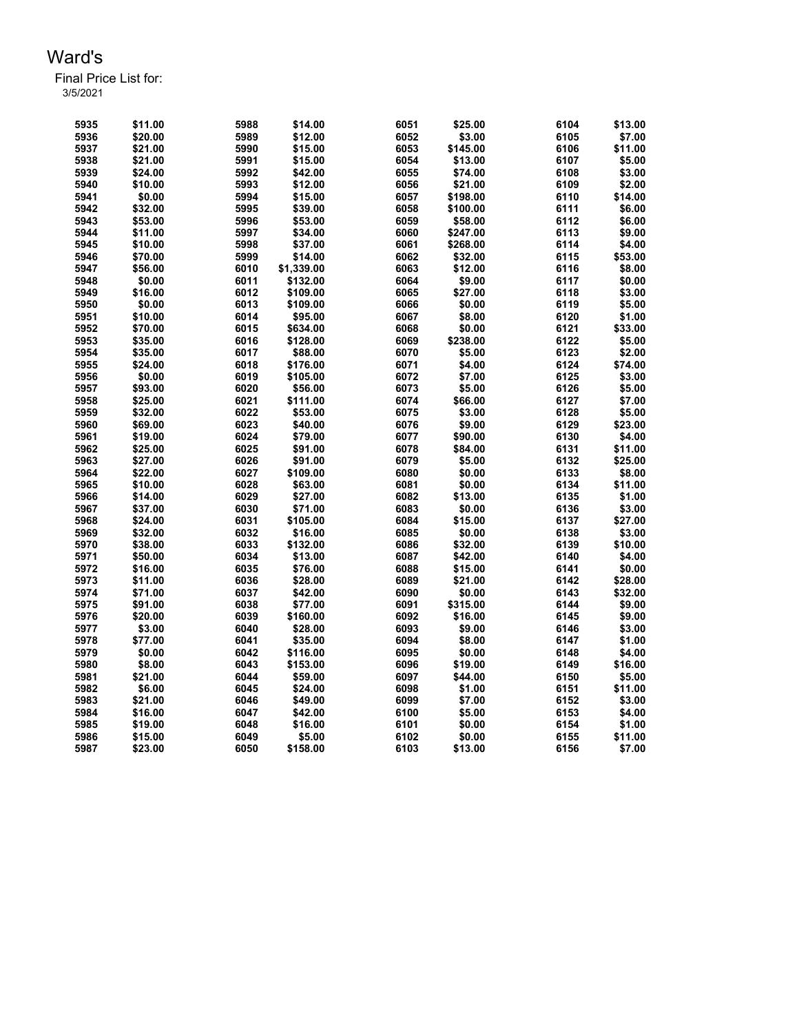# Ward's

Final Price List for:
3/5/2021

| | | | | | | | |
|---|---|---|---|---|---|---|---|
| 5935 | $11.00 | 5988 | $14.00 | 6051 | $25.00 | 6104 | $13.00 |
| 5936 | $20.00 | 5989 | $12.00 | 6052 | $3.00 | 6105 | $7.00 |
| 5937 | $21.00 | 5990 | $15.00 | 6053 | $145.00 | 6106 | $11.00 |
| 5938 | $21.00 | 5991 | $15.00 | 6054 | $13.00 | 6107 | $5.00 |
| 5939 | $24.00 | 5992 | $42.00 | 6055 | $74.00 | 6108 | $3.00 |
| 5940 | $10.00 | 5993 | $12.00 | 6056 | $21.00 | 6109 | $2.00 |
| 5941 | $0.00 | 5994 | $15.00 | 6057 | $198.00 | 6110 | $14.00 |
| 5942 | $32.00 | 5995 | $39.00 | 6058 | $100.00 | 6111 | $6.00 |
| 5943 | $53.00 | 5996 | $53.00 | 6059 | $58.00 | 6112 | $6.00 |
| 5944 | $11.00 | 5997 | $34.00 | 6060 | $247.00 | 6113 | $9.00 |
| 5945 | $10.00 | 5998 | $37.00 | 6061 | $268.00 | 6114 | $4.00 |
| 5946 | $70.00 | 5999 | $14.00 | 6062 | $32.00 | 6115 | $53.00 |
| 5947 | $56.00 | 6010 | $1,339.00 | 6063 | $12.00 | 6116 | $8.00 |
| 5948 | $0.00 | 6011 | $132.00 | 6064 | $9.00 | 6117 | $0.00 |
| 5949 | $16.00 | 6012 | $109.00 | 6065 | $27.00 | 6118 | $3.00 |
| 5950 | $0.00 | 6013 | $109.00 | 6066 | $0.00 | 6119 | $5.00 |
| 5951 | $10.00 | 6014 | $95.00 | 6067 | $8.00 | 6120 | $1.00 |
| 5952 | $70.00 | 6015 | $634.00 | 6068 | $0.00 | 6121 | $33.00 |
| 5953 | $35.00 | 6016 | $128.00 | 6069 | $238.00 | 6122 | $5.00 |
| 5954 | $35.00 | 6017 | $88.00 | 6070 | $5.00 | 6123 | $2.00 |
| 5955 | $24.00 | 6018 | $176.00 | 6071 | $4.00 | 6124 | $74.00 |
| 5956 | $0.00 | 6019 | $105.00 | 6072 | $7.00 | 6125 | $3.00 |
| 5957 | $93.00 | 6020 | $56.00 | 6073 | $5.00 | 6126 | $5.00 |
| 5958 | $25.00 | 6021 | $111.00 | 6074 | $66.00 | 6127 | $7.00 |
| 5959 | $32.00 | 6022 | $53.00 | 6075 | $3.00 | 6128 | $5.00 |
| 5960 | $69.00 | 6023 | $40.00 | 6076 | $9.00 | 6129 | $23.00 |
| 5961 | $19.00 | 6024 | $79.00 | 6077 | $90.00 | 6130 | $4.00 |
| 5962 | $25.00 | 6025 | $91.00 | 6078 | $84.00 | 6131 | $11.00 |
| 5963 | $27.00 | 6026 | $91.00 | 6079 | $5.00 | 6132 | $25.00 |
| 5964 | $22.00 | 6027 | $109.00 | 6080 | $0.00 | 6133 | $8.00 |
| 5965 | $10.00 | 6028 | $63.00 | 6081 | $0.00 | 6134 | $11.00 |
| 5966 | $14.00 | 6029 | $27.00 | 6082 | $13.00 | 6135 | $1.00 |
| 5967 | $37.00 | 6030 | $71.00 | 6083 | $0.00 | 6136 | $3.00 |
| 5968 | $24.00 | 6031 | $105.00 | 6084 | $15.00 | 6137 | $27.00 |
| 5969 | $32.00 | 6032 | $16.00 | 6085 | $0.00 | 6138 | $3.00 |
| 5970 | $38.00 | 6033 | $132.00 | 6086 | $32.00 | 6139 | $10.00 |
| 5971 | $50.00 | 6034 | $13.00 | 6087 | $42.00 | 6140 | $4.00 |
| 5972 | $16.00 | 6035 | $76.00 | 6088 | $15.00 | 6141 | $0.00 |
| 5973 | $11.00 | 6036 | $28.00 | 6089 | $21.00 | 6142 | $28.00 |
| 5974 | $71.00 | 6037 | $42.00 | 6090 | $0.00 | 6143 | $32.00 |
| 5975 | $91.00 | 6038 | $77.00 | 6091 | $315.00 | 6144 | $9.00 |
| 5976 | $20.00 | 6039 | $160.00 | 6092 | $16.00 | 6145 | $9.00 |
| 5977 | $3.00 | 6040 | $28.00 | 6093 | $9.00 | 6146 | $3.00 |
| 5978 | $77.00 | 6041 | $35.00 | 6094 | $8.00 | 6147 | $1.00 |
| 5979 | $0.00 | 6042 | $116.00 | 6095 | $0.00 | 6148 | $4.00 |
| 5980 | $8.00 | 6043 | $153.00 | 6096 | $19.00 | 6149 | $16.00 |
| 5981 | $21.00 | 6044 | $59.00 | 6097 | $44.00 | 6150 | $5.00 |
| 5982 | $6.00 | 6045 | $24.00 | 6098 | $1.00 | 6151 | $11.00 |
| 5983 | $21.00 | 6046 | $49.00 | 6099 | $7.00 | 6152 | $3.00 |
| 5984 | $16.00 | 6047 | $42.00 | 6100 | $5.00 | 6153 | $4.00 |
| 5985 | $19.00 | 6048 | $16.00 | 6101 | $0.00 | 6154 | $1.00 |
| 5986 | $15.00 | 6049 | $5.00 | 6102 | $0.00 | 6155 | $11.00 |
| 5987 | $23.00 | 6050 | $158.00 | 6103 | $13.00 | 6156 | $7.00 |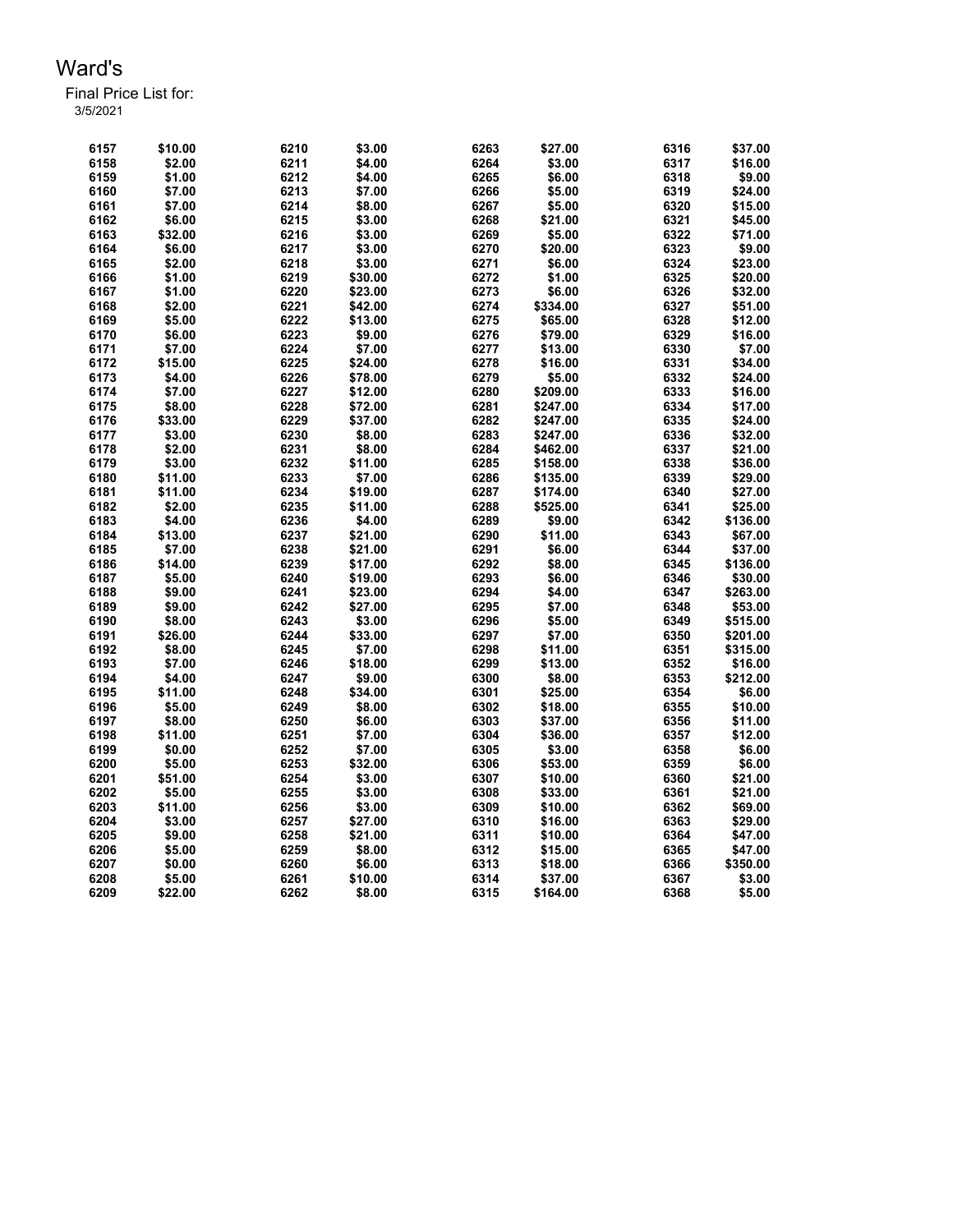# Ward's

Final Price List for:
3/5/2021

| | | | | | | | |
|---|---|---|---|---|---|---|---|
| 6157 | $10.00 | 6210 | $3.00 | 6263 | $27.00 | 6316 | $37.00 |
| 6158 | $2.00 | 6211 | $4.00 | 6264 | $3.00 | 6317 | $16.00 |
| 6159 | $1.00 | 6212 | $4.00 | 6265 | $6.00 | 6318 | $9.00 |
| 6160 | $7.00 | 6213 | $7.00 | 6266 | $5.00 | 6319 | $24.00 |
| 6161 | $7.00 | 6214 | $8.00 | 6267 | $5.00 | 6320 | $15.00 |
| 6162 | $6.00 | 6215 | $3.00 | 6268 | $21.00 | 6321 | $45.00 |
| 6163 | $32.00 | 6216 | $3.00 | 6269 | $5.00 | 6322 | $71.00 |
| 6164 | $6.00 | 6217 | $3.00 | 6270 | $20.00 | 6323 | $9.00 |
| 6165 | $2.00 | 6218 | $3.00 | 6271 | $6.00 | 6324 | $23.00 |
| 6166 | $1.00 | 6219 | $30.00 | 6272 | $1.00 | 6325 | $20.00 |
| 6167 | $1.00 | 6220 | $23.00 | 6273 | $6.00 | 6326 | $32.00 |
| 6168 | $2.00 | 6221 | $42.00 | 6274 | $334.00 | 6327 | $51.00 |
| 6169 | $5.00 | 6222 | $13.00 | 6275 | $65.00 | 6328 | $12.00 |
| 6170 | $6.00 | 6223 | $9.00 | 6276 | $79.00 | 6329 | $16.00 |
| 6171 | $7.00 | 6224 | $7.00 | 6277 | $13.00 | 6330 | $7.00 |
| 6172 | $15.00 | 6225 | $24.00 | 6278 | $16.00 | 6331 | $34.00 |
| 6173 | $4.00 | 6226 | $78.00 | 6279 | $5.00 | 6332 | $24.00 |
| 6174 | $7.00 | 6227 | $12.00 | 6280 | $209.00 | 6333 | $16.00 |
| 6175 | $8.00 | 6228 | $72.00 | 6281 | $247.00 | 6334 | $17.00 |
| 6176 | $33.00 | 6229 | $37.00 | 6282 | $247.00 | 6335 | $24.00 |
| 6177 | $3.00 | 6230 | $8.00 | 6283 | $247.00 | 6336 | $32.00 |
| 6178 | $2.00 | 6231 | $8.00 | 6284 | $462.00 | 6337 | $21.00 |
| 6179 | $3.00 | 6232 | $11.00 | 6285 | $158.00 | 6338 | $36.00 |
| 6180 | $11.00 | 6233 | $7.00 | 6286 | $135.00 | 6339 | $29.00 |
| 6181 | $11.00 | 6234 | $19.00 | 6287 | $174.00 | 6340 | $27.00 |
| 6182 | $2.00 | 6235 | $11.00 | 6288 | $525.00 | 6341 | $25.00 |
| 6183 | $4.00 | 6236 | $4.00 | 6289 | $9.00 | 6342 | $136.00 |
| 6184 | $13.00 | 6237 | $21.00 | 6290 | $11.00 | 6343 | $67.00 |
| 6185 | $7.00 | 6238 | $21.00 | 6291 | $6.00 | 6344 | $37.00 |
| 6186 | $14.00 | 6239 | $17.00 | 6292 | $8.00 | 6345 | $136.00 |
| 6187 | $5.00 | 6240 | $19.00 | 6293 | $6.00 | 6346 | $30.00 |
| 6188 | $9.00 | 6241 | $23.00 | 6294 | $4.00 | 6347 | $263.00 |
| 6189 | $9.00 | 6242 | $27.00 | 6295 | $7.00 | 6348 | $53.00 |
| 6190 | $8.00 | 6243 | $3.00 | 6296 | $5.00 | 6349 | $515.00 |
| 6191 | $26.00 | 6244 | $33.00 | 6297 | $7.00 | 6350 | $201.00 |
| 6192 | $8.00 | 6245 | $7.00 | 6298 | $11.00 | 6351 | $315.00 |
| 6193 | $7.00 | 6246 | $18.00 | 6299 | $13.00 | 6352 | $16.00 |
| 6194 | $4.00 | 6247 | $9.00 | 6300 | $8.00 | 6353 | $212.00 |
| 6195 | $11.00 | 6248 | $34.00 | 6301 | $25.00 | 6354 | $6.00 |
| 6196 | $5.00 | 6249 | $8.00 | 6302 | $18.00 | 6355 | $10.00 |
| 6197 | $8.00 | 6250 | $6.00 | 6303 | $37.00 | 6356 | $11.00 |
| 6198 | $11.00 | 6251 | $7.00 | 6304 | $36.00 | 6357 | $12.00 |
| 6199 | $0.00 | 6252 | $7.00 | 6305 | $3.00 | 6358 | $6.00 |
| 6200 | $5.00 | 6253 | $32.00 | 6306 | $53.00 | 6359 | $6.00 |
| 6201 | $51.00 | 6254 | $3.00 | 6307 | $10.00 | 6360 | $21.00 |
| 6202 | $5.00 | 6255 | $3.00 | 6308 | $33.00 | 6361 | $21.00 |
| 6203 | $11.00 | 6256 | $3.00 | 6309 | $10.00 | 6362 | $69.00 |
| 6204 | $3.00 | 6257 | $27.00 | 6310 | $16.00 | 6363 | $29.00 |
| 6205 | $9.00 | 6258 | $21.00 | 6311 | $10.00 | 6364 | $47.00 |
| 6206 | $5.00 | 6259 | $8.00 | 6312 | $15.00 | 6365 | $47.00 |
| 6207 | $0.00 | 6260 | $6.00 | 6313 | $18.00 | 6366 | $350.00 |
| 6208 | $5.00 | 6261 | $10.00 | 6314 | $37.00 | 6367 | $3.00 |
| 6209 | $22.00 | 6262 | $8.00 | 6315 | $164.00 | 6368 | $5.00 |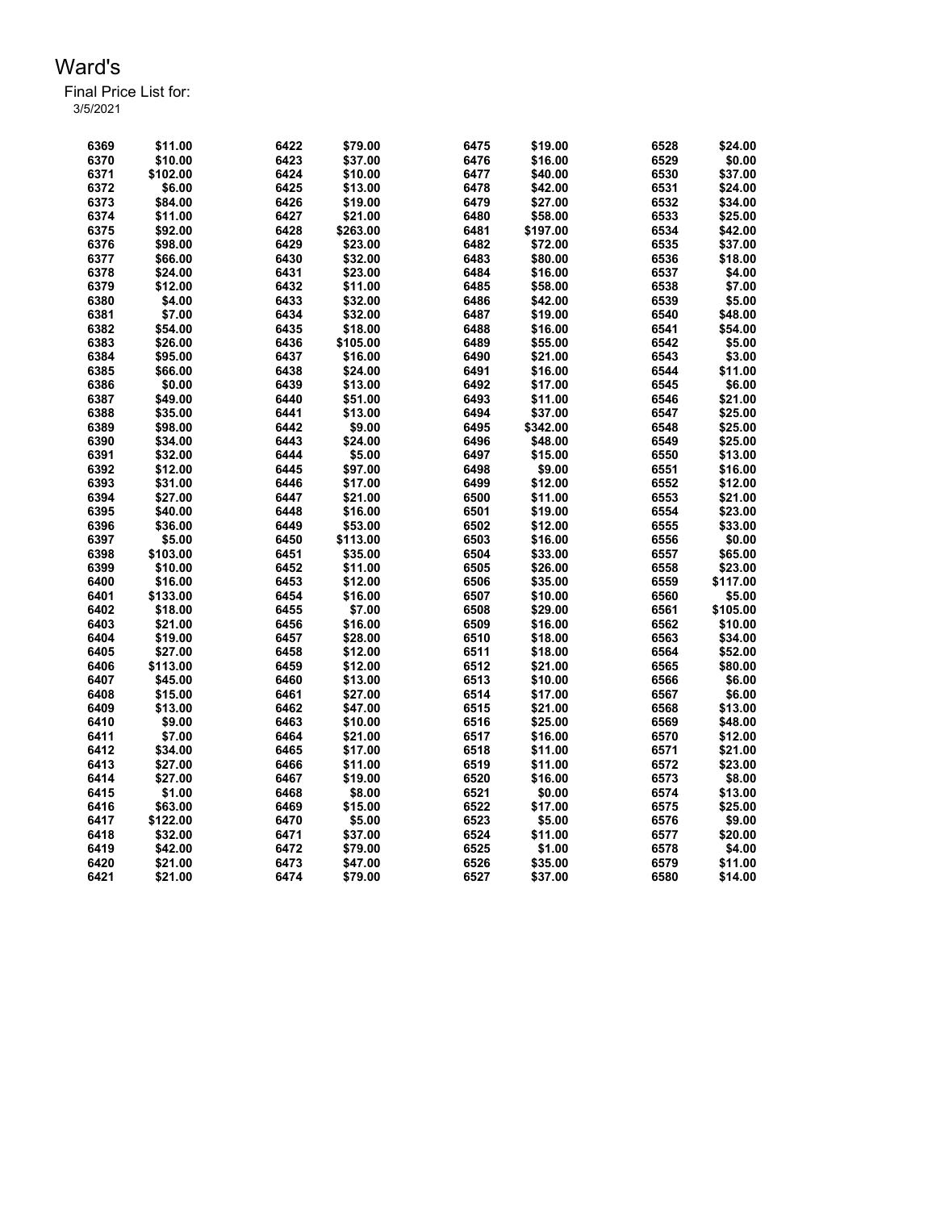# Ward's

Final Price List for:
3/5/2021

| | | | | | | | |
|---|---|---|---|---|---|---|---|
| 6369 | $11.00 | 6422 | $79.00 | 6475 | $19.00 | 6528 | $24.00 |
| 6370 | $10.00 | 6423 | $37.00 | 6476 | $16.00 | 6529 | $0.00 |
| 6371 | $102.00 | 6424 | $10.00 | 6477 | $40.00 | 6530 | $37.00 |
| 6372 | $6.00 | 6425 | $13.00 | 6478 | $42.00 | 6531 | $24.00 |
| 6373 | $84.00 | 6426 | $19.00 | 6479 | $27.00 | 6532 | $34.00 |
| 6374 | $11.00 | 6427 | $21.00 | 6480 | $58.00 | 6533 | $25.00 |
| 6375 | $92.00 | 6428 | $263.00 | 6481 | $197.00 | 6534 | $42.00 |
| 6376 | $98.00 | 6429 | $23.00 | 6482 | $72.00 | 6535 | $37.00 |
| 6377 | $66.00 | 6430 | $32.00 | 6483 | $80.00 | 6536 | $18.00 |
| 6378 | $24.00 | 6431 | $23.00 | 6484 | $16.00 | 6537 | $4.00 |
| 6379 | $12.00 | 6432 | $11.00 | 6485 | $58.00 | 6538 | $7.00 |
| 6380 | $4.00 | 6433 | $32.00 | 6486 | $42.00 | 6539 | $5.00 |
| 6381 | $7.00 | 6434 | $32.00 | 6487 | $19.00 | 6540 | $48.00 |
| 6382 | $54.00 | 6435 | $18.00 | 6488 | $16.00 | 6541 | $54.00 |
| 6383 | $26.00 | 6436 | $105.00 | 6489 | $55.00 | 6542 | $5.00 |
| 6384 | $95.00 | 6437 | $16.00 | 6490 | $21.00 | 6543 | $3.00 |
| 6385 | $66.00 | 6438 | $24.00 | 6491 | $16.00 | 6544 | $11.00 |
| 6386 | $0.00 | 6439 | $13.00 | 6492 | $17.00 | 6545 | $6.00 |
| 6387 | $49.00 | 6440 | $51.00 | 6493 | $11.00 | 6546 | $21.00 |
| 6388 | $35.00 | 6441 | $13.00 | 6494 | $37.00 | 6547 | $25.00 |
| 6389 | $98.00 | 6442 | $9.00 | 6495 | $342.00 | 6548 | $25.00 |
| 6390 | $34.00 | 6443 | $24.00 | 6496 | $48.00 | 6549 | $25.00 |
| 6391 | $32.00 | 6444 | $5.00 | 6497 | $15.00 | 6550 | $13.00 |
| 6392 | $12.00 | 6445 | $97.00 | 6498 | $9.00 | 6551 | $16.00 |
| 6393 | $31.00 | 6446 | $17.00 | 6499 | $12.00 | 6552 | $12.00 |
| 6394 | $27.00 | 6447 | $21.00 | 6500 | $11.00 | 6553 | $21.00 |
| 6395 | $40.00 | 6448 | $16.00 | 6501 | $19.00 | 6554 | $23.00 |
| 6396 | $36.00 | 6449 | $53.00 | 6502 | $12.00 | 6555 | $33.00 |
| 6397 | $5.00 | 6450 | $113.00 | 6503 | $16.00 | 6556 | $0.00 |
| 6398 | $103.00 | 6451 | $35.00 | 6504 | $33.00 | 6557 | $65.00 |
| 6399 | $10.00 | 6452 | $11.00 | 6505 | $26.00 | 6558 | $23.00 |
| 6400 | $16.00 | 6453 | $12.00 | 6506 | $35.00 | 6559 | $117.00 |
| 6401 | $133.00 | 6454 | $16.00 | 6507 | $10.00 | 6560 | $5.00 |
| 6402 | $18.00 | 6455 | $7.00 | 6508 | $29.00 | 6561 | $105.00 |
| 6403 | $21.00 | 6456 | $16.00 | 6509 | $16.00 | 6562 | $10.00 |
| 6404 | $19.00 | 6457 | $28.00 | 6510 | $18.00 | 6563 | $34.00 |
| 6405 | $27.00 | 6458 | $12.00 | 6511 | $18.00 | 6564 | $52.00 |
| 6406 | $113.00 | 6459 | $12.00 | 6512 | $21.00 | 6565 | $80.00 |
| 6407 | $45.00 | 6460 | $13.00 | 6513 | $10.00 | 6566 | $6.00 |
| 6408 | $15.00 | 6461 | $27.00 | 6514 | $17.00 | 6567 | $6.00 |
| 6409 | $13.00 | 6462 | $47.00 | 6515 | $21.00 | 6568 | $13.00 |
| 6410 | $9.00 | 6463 | $10.00 | 6516 | $25.00 | 6569 | $48.00 |
| 6411 | $7.00 | 6464 | $21.00 | 6517 | $16.00 | 6570 | $12.00 |
| 6412 | $34.00 | 6465 | $17.00 | 6518 | $11.00 | 6571 | $21.00 |
| 6413 | $27.00 | 6466 | $11.00 | 6519 | $11.00 | 6572 | $23.00 |
| 6414 | $27.00 | 6467 | $19.00 | 6520 | $16.00 | 6573 | $8.00 |
| 6415 | $1.00 | 6468 | $8.00 | 6521 | $0.00 | 6574 | $13.00 |
| 6416 | $63.00 | 6469 | $15.00 | 6522 | $17.00 | 6575 | $25.00 |
| 6417 | $122.00 | 6470 | $5.00 | 6523 | $5.00 | 6576 | $9.00 |
| 6418 | $32.00 | 6471 | $37.00 | 6524 | $11.00 | 6577 | $20.00 |
| 6419 | $42.00 | 6472 | $79.00 | 6525 | $1.00 | 6578 | $4.00 |
| 6420 | $21.00 | 6473 | $47.00 | 6526 | $35.00 | 6579 | $11.00 |
| 6421 | $21.00 | 6474 | $79.00 | 6527 | $37.00 | 6580 | $14.00 |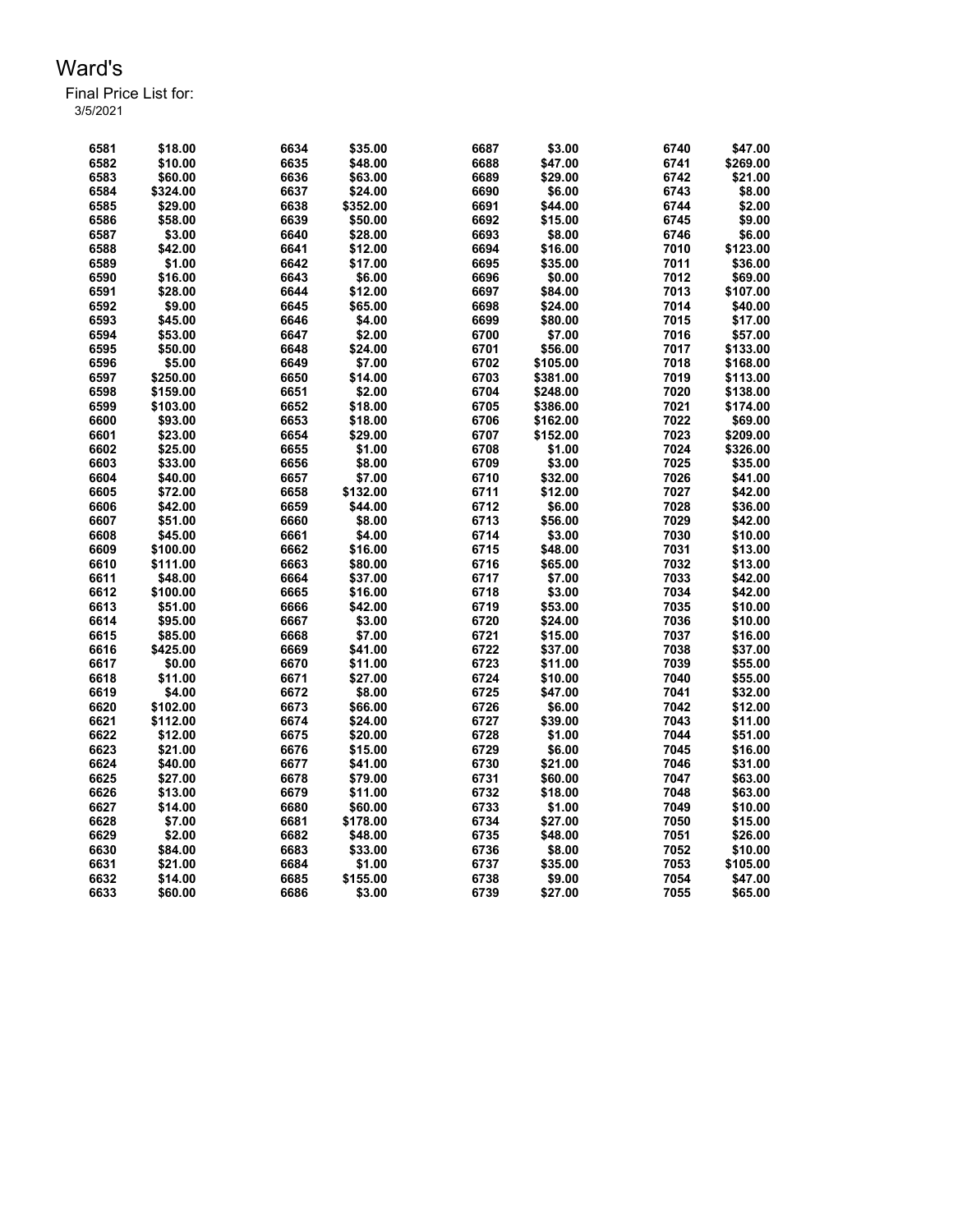# Ward's

Final Price List for:
3/5/2021

| | | | | | | | |
|---|---|---|---|---|---|---|---|
| 6581 | $18.00 | 6634 | $35.00 | 6687 | $3.00 | 6740 | $47.00 |
| 6582 | $10.00 | 6635 | $48.00 | 6688 | $47.00 | 6741 | $269.00 |
| 6583 | $60.00 | 6636 | $63.00 | 6689 | $29.00 | 6742 | $21.00 |
| 6584 | $324.00 | 6637 | $24.00 | 6690 | $6.00 | 6743 | $8.00 |
| 6585 | $29.00 | 6638 | $352.00 | 6691 | $44.00 | 6744 | $2.00 |
| 6586 | $58.00 | 6639 | $50.00 | 6692 | $15.00 | 6745 | $9.00 |
| 6587 | $3.00 | 6640 | $28.00 | 6693 | $8.00 | 6746 | $6.00 |
| 6588 | $42.00 | 6641 | $12.00 | 6694 | $16.00 | 7010 | $123.00 |
| 6589 | $1.00 | 6642 | $17.00 | 6695 | $35.00 | 7011 | $36.00 |
| 6590 | $16.00 | 6643 | $6.00 | 6696 | $0.00 | 7012 | $69.00 |
| 6591 | $28.00 | 6644 | $12.00 | 6697 | $84.00 | 7013 | $107.00 |
| 6592 | $9.00 | 6645 | $65.00 | 6698 | $24.00 | 7014 | $40.00 |
| 6593 | $45.00 | 6646 | $4.00 | 6699 | $80.00 | 7015 | $17.00 |
| 6594 | $53.00 | 6647 | $2.00 | 6700 | $7.00 | 7016 | $57.00 |
| 6595 | $50.00 | 6648 | $24.00 | 6701 | $56.00 | 7017 | $133.00 |
| 6596 | $5.00 | 6649 | $7.00 | 6702 | $105.00 | 7018 | $168.00 |
| 6597 | $250.00 | 6650 | $14.00 | 6703 | $381.00 | 7019 | $113.00 |
| 6598 | $159.00 | 6651 | $2.00 | 6704 | $248.00 | 7020 | $138.00 |
| 6599 | $103.00 | 6652 | $18.00 | 6705 | $386.00 | 7021 | $174.00 |
| 6600 | $93.00 | 6653 | $18.00 | 6706 | $162.00 | 7022 | $69.00 |
| 6601 | $23.00 | 6654 | $29.00 | 6707 | $152.00 | 7023 | $209.00 |
| 6602 | $25.00 | 6655 | $1.00 | 6708 | $1.00 | 7024 | $326.00 |
| 6603 | $33.00 | 6656 | $8.00 | 6709 | $3.00 | 7025 | $35.00 |
| 6604 | $40.00 | 6657 | $7.00 | 6710 | $32.00 | 7026 | $41.00 |
| 6605 | $72.00 | 6658 | $132.00 | 6711 | $12.00 | 7027 | $42.00 |
| 6606 | $42.00 | 6659 | $44.00 | 6712 | $6.00 | 7028 | $36.00 |
| 6607 | $51.00 | 6660 | $8.00 | 6713 | $56.00 | 7029 | $42.00 |
| 6608 | $45.00 | 6661 | $4.00 | 6714 | $3.00 | 7030 | $10.00 |
| 6609 | $100.00 | 6662 | $16.00 | 6715 | $48.00 | 7031 | $13.00 |
| 6610 | $111.00 | 6663 | $80.00 | 6716 | $65.00 | 7032 | $13.00 |
| 6611 | $48.00 | 6664 | $37.00 | 6717 | $7.00 | 7033 | $42.00 |
| 6612 | $100.00 | 6665 | $16.00 | 6718 | $3.00 | 7034 | $42.00 |
| 6613 | $51.00 | 6666 | $42.00 | 6719 | $53.00 | 7035 | $10.00 |
| 6614 | $95.00 | 6667 | $3.00 | 6720 | $24.00 | 7036 | $10.00 |
| 6615 | $85.00 | 6668 | $7.00 | 6721 | $15.00 | 7037 | $16.00 |
| 6616 | $425.00 | 6669 | $41.00 | 6722 | $37.00 | 7038 | $37.00 |
| 6617 | $0.00 | 6670 | $11.00 | 6723 | $11.00 | 7039 | $55.00 |
| 6618 | $11.00 | 6671 | $27.00 | 6724 | $10.00 | 7040 | $55.00 |
| 6619 | $4.00 | 6672 | $8.00 | 6725 | $47.00 | 7041 | $32.00 |
| 6620 | $102.00 | 6673 | $66.00 | 6726 | $6.00 | 7042 | $12.00 |
| 6621 | $112.00 | 6674 | $24.00 | 6727 | $39.00 | 7043 | $11.00 |
| 6622 | $12.00 | 6675 | $20.00 | 6728 | $1.00 | 7044 | $51.00 |
| 6623 | $21.00 | 6676 | $15.00 | 6729 | $6.00 | 7045 | $16.00 |
| 6624 | $40.00 | 6677 | $41.00 | 6730 | $21.00 | 7046 | $31.00 |
| 6625 | $27.00 | 6678 | $79.00 | 6731 | $60.00 | 7047 | $63.00 |
| 6626 | $13.00 | 6679 | $11.00 | 6732 | $18.00 | 7048 | $63.00 |
| 6627 | $14.00 | 6680 | $60.00 | 6733 | $1.00 | 7049 | $10.00 |
| 6628 | $7.00 | 6681 | $178.00 | 6734 | $27.00 | 7050 | $15.00 |
| 6629 | $2.00 | 6682 | $48.00 | 6735 | $48.00 | 7051 | $26.00 |
| 6630 | $84.00 | 6683 | $33.00 | 6736 | $8.00 | 7052 | $10.00 |
| 6631 | $21.00 | 6684 | $1.00 | 6737 | $35.00 | 7053 | $105.00 |
| 6632 | $14.00 | 6685 | $155.00 | 6738 | $9.00 | 7054 | $47.00 |
| 6633 | $60.00 | 6686 | $3.00 | 6739 | $27.00 | 7055 | $65.00 |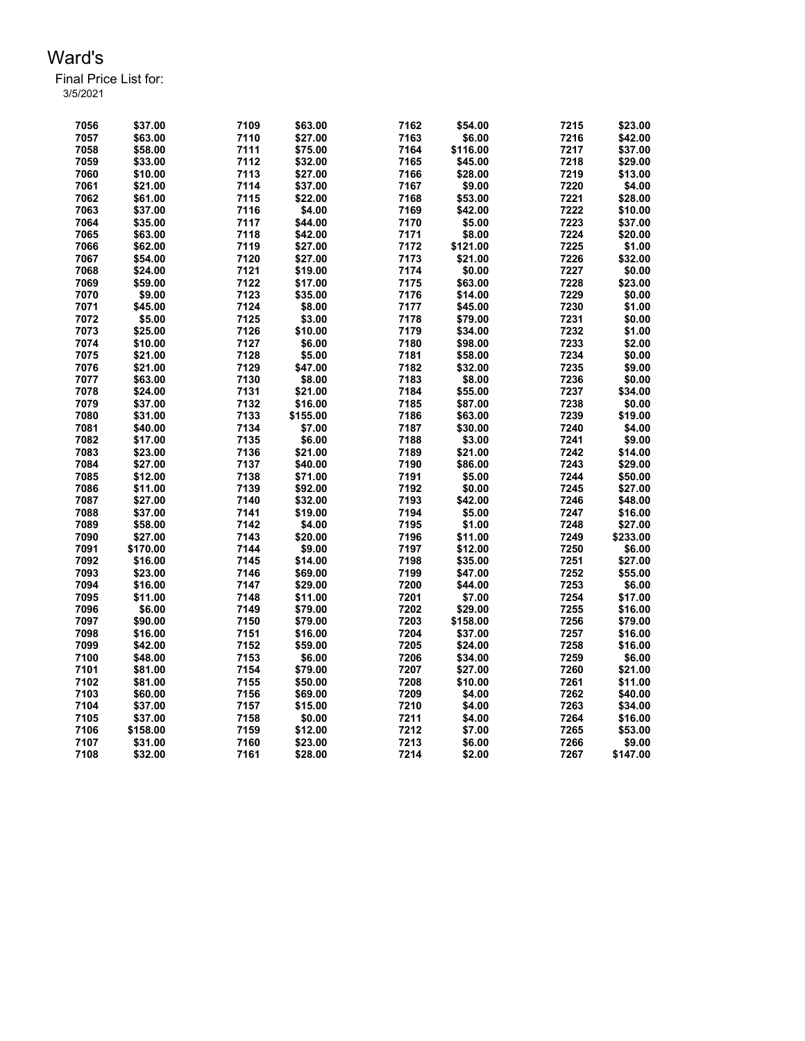# Ward's

Final Price List for:
3/5/2021

| | | | | | | | |
|---|---|---|---|---|---|---|---|
| 7056 | $37.00 | 7109 | $63.00 | 7162 | $54.00 | 7215 | $23.00 |
| 7057 | $63.00 | 7110 | $27.00 | 7163 | $6.00 | 7216 | $42.00 |
| 7058 | $58.00 | 7111 | $75.00 | 7164 | $116.00 | 7217 | $37.00 |
| 7059 | $33.00 | 7112 | $32.00 | 7165 | $45.00 | 7218 | $29.00 |
| 7060 | $10.00 | 7113 | $27.00 | 7166 | $28.00 | 7219 | $13.00 |
| 7061 | $21.00 | 7114 | $37.00 | 7167 | $9.00 | 7220 | $4.00 |
| 7062 | $61.00 | 7115 | $22.00 | 7168 | $53.00 | 7221 | $28.00 |
| 7063 | $37.00 | 7116 | $4.00 | 7169 | $42.00 | 7222 | $10.00 |
| 7064 | $35.00 | 7117 | $44.00 | 7170 | $5.00 | 7223 | $37.00 |
| 7065 | $63.00 | 7118 | $42.00 | 7171 | $8.00 | 7224 | $20.00 |
| 7066 | $62.00 | 7119 | $27.00 | 7172 | $121.00 | 7225 | $1.00 |
| 7067 | $54.00 | 7120 | $27.00 | 7173 | $21.00 | 7226 | $32.00 |
| 7068 | $24.00 | 7121 | $19.00 | 7174 | $0.00 | 7227 | $0.00 |
| 7069 | $59.00 | 7122 | $17.00 | 7175 | $63.00 | 7228 | $23.00 |
| 7070 | $9.00 | 7123 | $35.00 | 7176 | $14.00 | 7229 | $0.00 |
| 7071 | $45.00 | 7124 | $8.00 | 7177 | $45.00 | 7230 | $1.00 |
| 7072 | $5.00 | 7125 | $3.00 | 7178 | $79.00 | 7231 | $0.00 |
| 7073 | $25.00 | 7126 | $10.00 | 7179 | $34.00 | 7232 | $1.00 |
| 7074 | $10.00 | 7127 | $6.00 | 7180 | $98.00 | 7233 | $2.00 |
| 7075 | $21.00 | 7128 | $5.00 | 7181 | $58.00 | 7234 | $0.00 |
| 7076 | $21.00 | 7129 | $47.00 | 7182 | $32.00 | 7235 | $9.00 |
| 7077 | $63.00 | 7130 | $8.00 | 7183 | $8.00 | 7236 | $0.00 |
| 7078 | $24.00 | 7131 | $21.00 | 7184 | $55.00 | 7237 | $34.00 |
| 7079 | $37.00 | 7132 | $16.00 | 7185 | $87.00 | 7238 | $0.00 |
| 7080 | $31.00 | 7133 | $155.00 | 7186 | $63.00 | 7239 | $19.00 |
| 7081 | $40.00 | 7134 | $7.00 | 7187 | $30.00 | 7240 | $4.00 |
| 7082 | $17.00 | 7135 | $6.00 | 7188 | $3.00 | 7241 | $9.00 |
| 7083 | $23.00 | 7136 | $21.00 | 7189 | $21.00 | 7242 | $14.00 |
| 7084 | $27.00 | 7137 | $40.00 | 7190 | $86.00 | 7243 | $29.00 |
| 7085 | $12.00 | 7138 | $71.00 | 7191 | $5.00 | 7244 | $50.00 |
| 7086 | $11.00 | 7139 | $92.00 | 7192 | $0.00 | 7245 | $27.00 |
| 7087 | $27.00 | 7140 | $32.00 | 7193 | $42.00 | 7246 | $48.00 |
| 7088 | $37.00 | 7141 | $19.00 | 7194 | $5.00 | 7247 | $16.00 |
| 7089 | $58.00 | 7142 | $4.00 | 7195 | $1.00 | 7248 | $27.00 |
| 7090 | $27.00 | 7143 | $20.00 | 7196 | $11.00 | 7249 | $233.00 |
| 7091 | $170.00 | 7144 | $9.00 | 7197 | $12.00 | 7250 | $6.00 |
| 7092 | $16.00 | 7145 | $14.00 | 7198 | $35.00 | 7251 | $27.00 |
| 7093 | $23.00 | 7146 | $69.00 | 7199 | $47.00 | 7252 | $55.00 |
| 7094 | $16.00 | 7147 | $29.00 | 7200 | $44.00 | 7253 | $6.00 |
| 7095 | $11.00 | 7148 | $11.00 | 7201 | $7.00 | 7254 | $17.00 |
| 7096 | $6.00 | 7149 | $79.00 | 7202 | $29.00 | 7255 | $16.00 |
| 7097 | $90.00 | 7150 | $79.00 | 7203 | $158.00 | 7256 | $79.00 |
| 7098 | $16.00 | 7151 | $16.00 | 7204 | $37.00 | 7257 | $16.00 |
| 7099 | $42.00 | 7152 | $59.00 | 7205 | $24.00 | 7258 | $16.00 |
| 7100 | $48.00 | 7153 | $6.00 | 7206 | $34.00 | 7259 | $6.00 |
| 7101 | $81.00 | 7154 | $79.00 | 7207 | $27.00 | 7260 | $21.00 |
| 7102 | $81.00 | 7155 | $50.00 | 7208 | $10.00 | 7261 | $11.00 |
| 7103 | $60.00 | 7156 | $69.00 | 7209 | $4.00 | 7262 | $40.00 |
| 7104 | $37.00 | 7157 | $15.00 | 7210 | $4.00 | 7263 | $34.00 |
| 7105 | $37.00 | 7158 | $0.00 | 7211 | $4.00 | 7264 | $16.00 |
| 7106 | $158.00 | 7159 | $12.00 | 7212 | $7.00 | 7265 | $53.00 |
| 7107 | $31.00 | 7160 | $23.00 | 7213 | $6.00 | 7266 | $9.00 |
| 7108 | $32.00 | 7161 | $28.00 | 7214 | $2.00 | 7267 | $147.00 |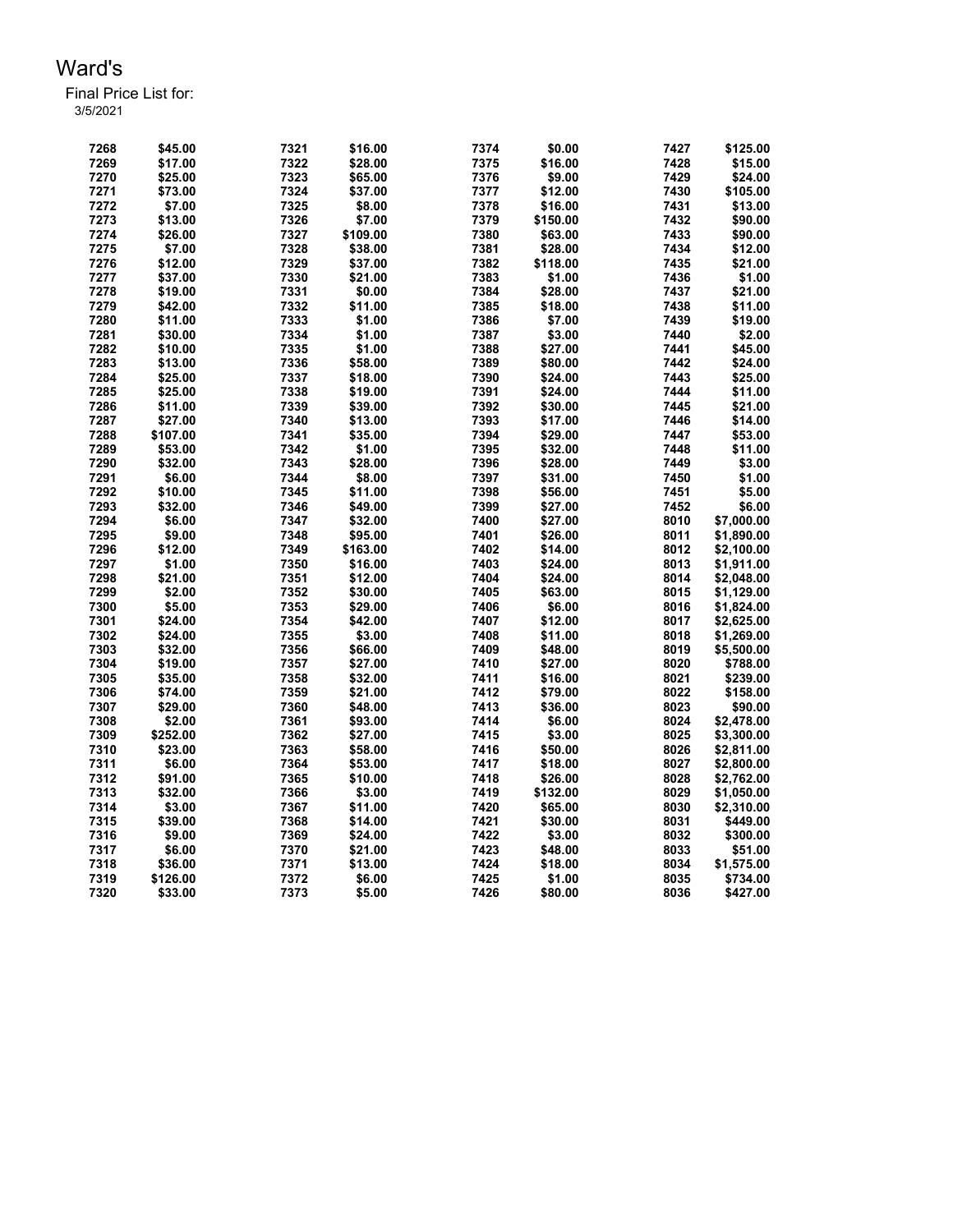# Ward's

Final Price List for:
3/5/2021

| | | | | | | | |
|---|---|---|---|---|---|---|---|
| 7268 | $45.00 | 7321 | $16.00 | 7374 | $0.00 | 7427 | $125.00 |
| 7269 | $17.00 | 7322 | $28.00 | 7375 | $16.00 | 7428 | $15.00 |
| 7270 | $25.00 | 7323 | $65.00 | 7376 | $9.00 | 7429 | $24.00 |
| 7271 | $73.00 | 7324 | $37.00 | 7377 | $12.00 | 7430 | $105.00 |
| 7272 | $7.00 | 7325 | $8.00 | 7378 | $16.00 | 7431 | $13.00 |
| 7273 | $13.00 | 7326 | $7.00 | 7379 | $150.00 | 7432 | $90.00 |
| 7274 | $26.00 | 7327 | $109.00 | 7380 | $63.00 | 7433 | $90.00 |
| 7275 | $7.00 | 7328 | $38.00 | 7381 | $28.00 | 7434 | $12.00 |
| 7276 | $12.00 | 7329 | $37.00 | 7382 | $118.00 | 7435 | $21.00 |
| 7277 | $37.00 | 7330 | $21.00 | 7383 | $1.00 | 7436 | $1.00 |
| 7278 | $19.00 | 7331 | $0.00 | 7384 | $28.00 | 7437 | $21.00 |
| 7279 | $42.00 | 7332 | $11.00 | 7385 | $18.00 | 7438 | $11.00 |
| 7280 | $11.00 | 7333 | $1.00 | 7386 | $7.00 | 7439 | $19.00 |
| 7281 | $30.00 | 7334 | $1.00 | 7387 | $3.00 | 7440 | $2.00 |
| 7282 | $10.00 | 7335 | $1.00 | 7388 | $27.00 | 7441 | $45.00 |
| 7283 | $13.00 | 7336 | $58.00 | 7389 | $80.00 | 7442 | $24.00 |
| 7284 | $25.00 | 7337 | $18.00 | 7390 | $24.00 | 7443 | $25.00 |
| 7285 | $25.00 | 7338 | $19.00 | 7391 | $24.00 | 7444 | $11.00 |
| 7286 | $11.00 | 7339 | $39.00 | 7392 | $30.00 | 7445 | $21.00 |
| 7287 | $27.00 | 7340 | $13.00 | 7393 | $17.00 | 7446 | $14.00 |
| 7288 | $107.00 | 7341 | $35.00 | 7394 | $29.00 | 7447 | $53.00 |
| 7289 | $53.00 | 7342 | $1.00 | 7395 | $32.00 | 7448 | $11.00 |
| 7290 | $32.00 | 7343 | $28.00 | 7396 | $28.00 | 7449 | $3.00 |
| 7291 | $6.00 | 7344 | $8.00 | 7397 | $31.00 | 7450 | $1.00 |
| 7292 | $10.00 | 7345 | $11.00 | 7398 | $56.00 | 7451 | $5.00 |
| 7293 | $32.00 | 7346 | $49.00 | 7399 | $27.00 | 7452 | $6.00 |
| 7294 | $6.00 | 7347 | $32.00 | 7400 | $27.00 | 8010 | $7,000.00 |
| 7295 | $9.00 | 7348 | $95.00 | 7401 | $26.00 | 8011 | $1,890.00 |
| 7296 | $12.00 | 7349 | $163.00 | 7402 | $14.00 | 8012 | $2,100.00 |
| 7297 | $1.00 | 7350 | $16.00 | 7403 | $24.00 | 8013 | $1,911.00 |
| 7298 | $21.00 | 7351 | $12.00 | 7404 | $24.00 | 8014 | $2,048.00 |
| 7299 | $2.00 | 7352 | $30.00 | 7405 | $63.00 | 8015 | $1,129.00 |
| 7300 | $5.00 | 7353 | $29.00 | 7406 | $6.00 | 8016 | $1,824.00 |
| 7301 | $24.00 | 7354 | $42.00 | 7407 | $12.00 | 8017 | $2,625.00 |
| 7302 | $24.00 | 7355 | $3.00 | 7408 | $11.00 | 8018 | $1,269.00 |
| 7303 | $32.00 | 7356 | $66.00 | 7409 | $48.00 | 8019 | $5,500.00 |
| 7304 | $19.00 | 7357 | $27.00 | 7410 | $27.00 | 8020 | $788.00 |
| 7305 | $35.00 | 7358 | $32.00 | 7411 | $16.00 | 8021 | $239.00 |
| 7306 | $74.00 | 7359 | $21.00 | 7412 | $79.00 | 8022 | $158.00 |
| 7307 | $29.00 | 7360 | $48.00 | 7413 | $36.00 | 8023 | $90.00 |
| 7308 | $2.00 | 7361 | $93.00 | 7414 | $6.00 | 8024 | $2,478.00 |
| 7309 | $252.00 | 7362 | $27.00 | 7415 | $3.00 | 8025 | $3,300.00 |
| 7310 | $23.00 | 7363 | $58.00 | 7416 | $50.00 | 8026 | $2,811.00 |
| 7311 | $6.00 | 7364 | $53.00 | 7417 | $18.00 | 8027 | $2,800.00 |
| 7312 | $91.00 | 7365 | $10.00 | 7418 | $26.00 | 8028 | $2,762.00 |
| 7313 | $32.00 | 7366 | $3.00 | 7419 | $132.00 | 8029 | $1,050.00 |
| 7314 | $3.00 | 7367 | $11.00 | 7420 | $65.00 | 8030 | $2,310.00 |
| 7315 | $39.00 | 7368 | $14.00 | 7421 | $30.00 | 8031 | $449.00 |
| 7316 | $9.00 | 7369 | $24.00 | 7422 | $3.00 | 8032 | $300.00 |
| 7317 | $6.00 | 7370 | $21.00 | 7423 | $48.00 | 8033 | $51.00 |
| 7318 | $36.00 | 7371 | $13.00 | 7424 | $18.00 | 8034 | $1,575.00 |
| 7319 | $126.00 | 7372 | $6.00 | 7425 | $1.00 | 8035 | $734.00 |
| 7320 | $33.00 | 7373 | $5.00 | 7426 | $80.00 | 8036 | $427.00 |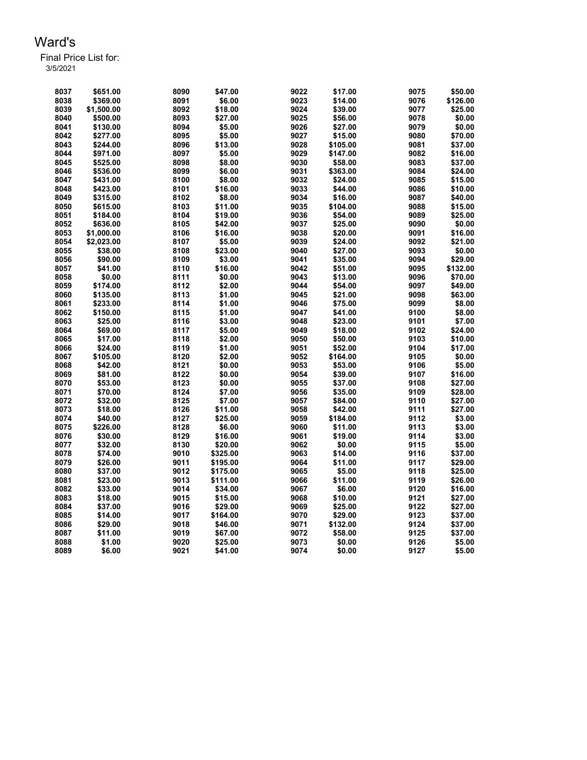# Ward's

Final Price List for:
3/5/2021

| | | | | | | | |
|---|---|---|---|---|---|---|---|
| 8037 | $651.00 | 8090 | $47.00 | 9022 | $17.00 | 9075 | $50.00 |
| 8038 | $369.00 | 8091 | $6.00 | 9023 | $14.00 | 9076 | $126.00 |
| 8039 | $1,500.00 | 8092 | $18.00 | 9024 | $39.00 | 9077 | $25.00 |
| 8040 | $500.00 | 8093 | $27.00 | 9025 | $56.00 | 9078 | $0.00 |
| 8041 | $130.00 | 8094 | $5.00 | 9026 | $27.00 | 9079 | $0.00 |
| 8042 | $277.00 | 8095 | $5.00 | 9027 | $15.00 | 9080 | $70.00 |
| 8043 | $244.00 | 8096 | $13.00 | 9028 | $105.00 | 9081 | $37.00 |
| 8044 | $971.00 | 8097 | $5.00 | 9029 | $147.00 | 9082 | $16.00 |
| 8045 | $525.00 | 8098 | $8.00 | 9030 | $58.00 | 9083 | $37.00 |
| 8046 | $536.00 | 8099 | $6.00 | 9031 | $363.00 | 9084 | $24.00 |
| 8047 | $431.00 | 8100 | $8.00 | 9032 | $24.00 | 9085 | $15.00 |
| 8048 | $423.00 | 8101 | $16.00 | 9033 | $44.00 | 9086 | $10.00 |
| 8049 | $315.00 | 8102 | $8.00 | 9034 | $16.00 | 9087 | $40.00 |
| 8050 | $615.00 | 8103 | $11.00 | 9035 | $104.00 | 9088 | $15.00 |
| 8051 | $184.00 | 8104 | $19.00 | 9036 | $54.00 | 9089 | $25.00 |
| 8052 | $636.00 | 8105 | $42.00 | 9037 | $25.00 | 9090 | $0.00 |
| 8053 | $1,000.00 | 8106 | $16.00 | 9038 | $20.00 | 9091 | $16.00 |
| 8054 | $2,023.00 | 8107 | $5.00 | 9039 | $24.00 | 9092 | $21.00 |
| 8055 | $38.00 | 8108 | $23.00 | 9040 | $27.00 | 9093 | $0.00 |
| 8056 | $90.00 | 8109 | $3.00 | 9041 | $35.00 | 9094 | $29.00 |
| 8057 | $41.00 | 8110 | $16.00 | 9042 | $51.00 | 9095 | $132.00 |
| 8058 | $0.00 | 8111 | $0.00 | 9043 | $13.00 | 9096 | $70.00 |
| 8059 | $174.00 | 8112 | $2.00 | 9044 | $54.00 | 9097 | $49.00 |
| 8060 | $135.00 | 8113 | $1.00 | 9045 | $21.00 | 9098 | $63.00 |
| 8061 | $233.00 | 8114 | $1.00 | 9046 | $75.00 | 9099 | $8.00 |
| 8062 | $150.00 | 8115 | $1.00 | 9047 | $41.00 | 9100 | $8.00 |
| 8063 | $25.00 | 8116 | $3.00 | 9048 | $23.00 | 9101 | $7.00 |
| 8064 | $69.00 | 8117 | $5.00 | 9049 | $18.00 | 9102 | $24.00 |
| 8065 | $17.00 | 8118 | $2.00 | 9050 | $50.00 | 9103 | $10.00 |
| 8066 | $24.00 | 8119 | $1.00 | 9051 | $52.00 | 9104 | $17.00 |
| 8067 | $105.00 | 8120 | $2.00 | 9052 | $164.00 | 9105 | $0.00 |
| 8068 | $42.00 | 8121 | $0.00 | 9053 | $53.00 | 9106 | $5.00 |
| 8069 | $81.00 | 8122 | $0.00 | 9054 | $39.00 | 9107 | $16.00 |
| 8070 | $53.00 | 8123 | $0.00 | 9055 | $37.00 | 9108 | $27.00 |
| 8071 | $70.00 | 8124 | $7.00 | 9056 | $35.00 | 9109 | $28.00 |
| 8072 | $32.00 | 8125 | $7.00 | 9057 | $84.00 | 9110 | $27.00 |
| 8073 | $18.00 | 8126 | $11.00 | 9058 | $42.00 | 9111 | $27.00 |
| 8074 | $40.00 | 8127 | $25.00 | 9059 | $184.00 | 9112 | $3.00 |
| 8075 | $226.00 | 8128 | $6.00 | 9060 | $11.00 | 9113 | $3.00 |
| 8076 | $30.00 | 8129 | $16.00 | 9061 | $19.00 | 9114 | $3.00 |
| 8077 | $32.00 | 8130 | $20.00 | 9062 | $0.00 | 9115 | $5.00 |
| 8078 | $74.00 | 9010 | $325.00 | 9063 | $14.00 | 9116 | $37.00 |
| 8079 | $26.00 | 9011 | $195.00 | 9064 | $11.00 | 9117 | $29.00 |
| 8080 | $37.00 | 9012 | $175.00 | 9065 | $5.00 | 9118 | $25.00 |
| 8081 | $23.00 | 9013 | $111.00 | 9066 | $11.00 | 9119 | $26.00 |
| 8082 | $33.00 | 9014 | $34.00 | 9067 | $6.00 | 9120 | $16.00 |
| 8083 | $18.00 | 9015 | $15.00 | 9068 | $10.00 | 9121 | $27.00 |
| 8084 | $37.00 | 9016 | $29.00 | 9069 | $25.00 | 9122 | $27.00 |
| 8085 | $14.00 | 9017 | $164.00 | 9070 | $29.00 | 9123 | $37.00 |
| 8086 | $29.00 | 9018 | $46.00 | 9071 | $132.00 | 9124 | $37.00 |
| 8087 | $11.00 | 9019 | $67.00 | 9072 | $58.00 | 9125 | $37.00 |
| 8088 | $1.00 | 9020 | $25.00 | 9073 | $0.00 | 9126 | $5.00 |
| 8089 | $6.00 | 9021 | $41.00 | 9074 | $0.00 | 9127 | $5.00 |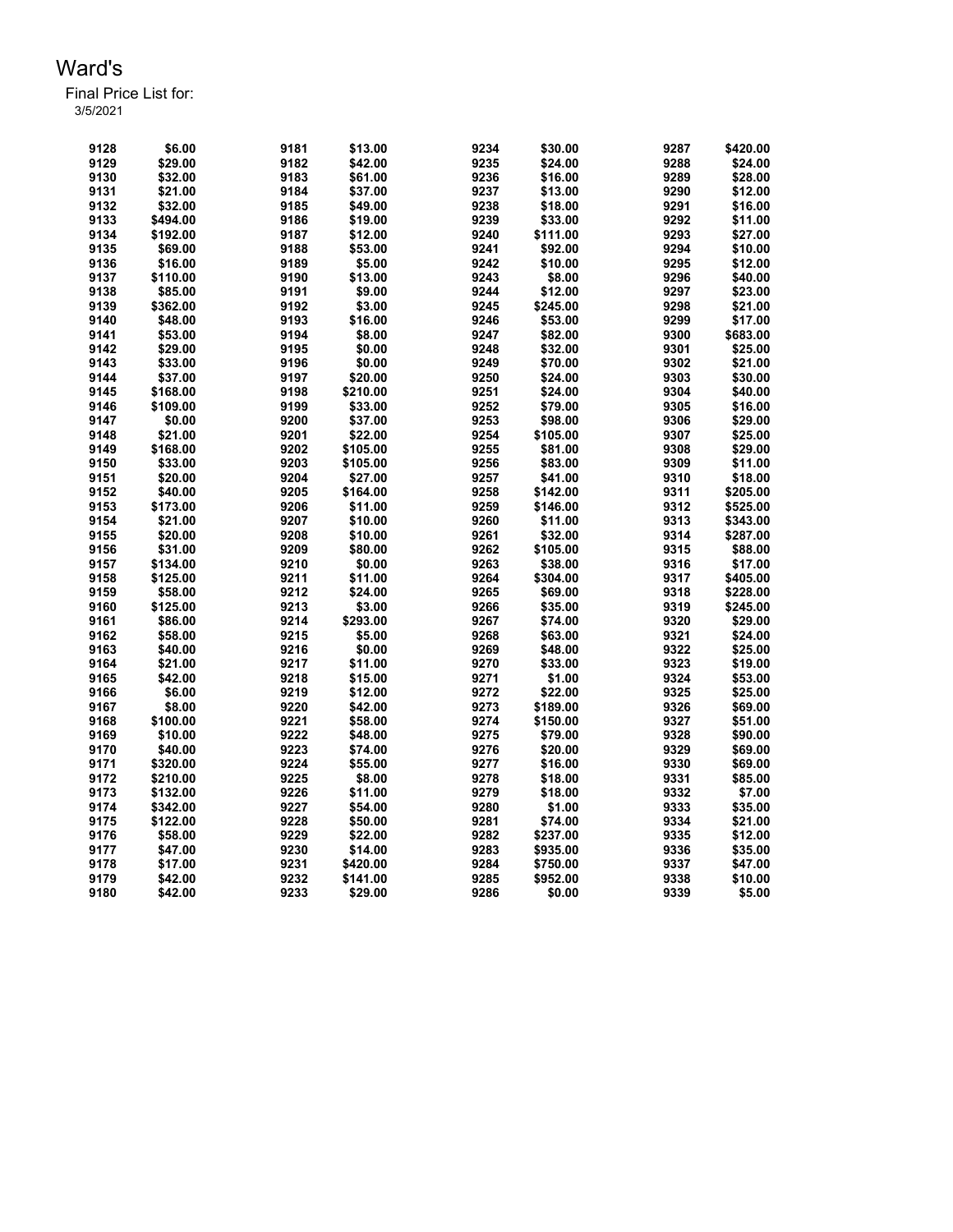# Ward's

Final Price List for:
3/5/2021

| | | | | | | | |
|---|---|---|---|---|---|---|---|
| 9128 | $6.00 | 9181 | $13.00 | 9234 | $30.00 | 9287 | $420.00 |
| 9129 | $29.00 | 9182 | $42.00 | 9235 | $24.00 | 9288 | $24.00 |
| 9130 | $32.00 | 9183 | $61.00 | 9236 | $16.00 | 9289 | $28.00 |
| 9131 | $21.00 | 9184 | $37.00 | 9237 | $13.00 | 9290 | $12.00 |
| 9132 | $32.00 | 9185 | $49.00 | 9238 | $18.00 | 9291 | $16.00 |
| 9133 | $494.00 | 9186 | $19.00 | 9239 | $33.00 | 9292 | $11.00 |
| 9134 | $192.00 | 9187 | $12.00 | 9240 | $111.00 | 9293 | $27.00 |
| 9135 | $69.00 | 9188 | $53.00 | 9241 | $92.00 | 9294 | $10.00 |
| 9136 | $16.00 | 9189 | $5.00 | 9242 | $10.00 | 9295 | $12.00 |
| 9137 | $110.00 | 9190 | $13.00 | 9243 | $8.00 | 9296 | $40.00 |
| 9138 | $85.00 | 9191 | $9.00 | 9244 | $12.00 | 9297 | $23.00 |
| 9139 | $362.00 | 9192 | $3.00 | 9245 | $245.00 | 9298 | $21.00 |
| 9140 | $48.00 | 9193 | $16.00 | 9246 | $53.00 | 9299 | $17.00 |
| 9141 | $53.00 | 9194 | $8.00 | 9247 | $82.00 | 9300 | $683.00 |
| 9142 | $29.00 | 9195 | $0.00 | 9248 | $32.00 | 9301 | $25.00 |
| 9143 | $33.00 | 9196 | $0.00 | 9249 | $70.00 | 9302 | $21.00 |
| 9144 | $37.00 | 9197 | $20.00 | 9250 | $24.00 | 9303 | $30.00 |
| 9145 | $168.00 | 9198 | $210.00 | 9251 | $24.00 | 9304 | $40.00 |
| 9146 | $109.00 | 9199 | $33.00 | 9252 | $79.00 | 9305 | $16.00 |
| 9147 | $0.00 | 9200 | $37.00 | 9253 | $98.00 | 9306 | $29.00 |
| 9148 | $21.00 | 9201 | $22.00 | 9254 | $105.00 | 9307 | $25.00 |
| 9149 | $168.00 | 9202 | $105.00 | 9255 | $81.00 | 9308 | $29.00 |
| 9150 | $33.00 | 9203 | $105.00 | 9256 | $83.00 | 9309 | $11.00 |
| 9151 | $20.00 | 9204 | $27.00 | 9257 | $41.00 | 9310 | $18.00 |
| 9152 | $40.00 | 9205 | $164.00 | 9258 | $142.00 | 9311 | $205.00 |
| 9153 | $173.00 | 9206 | $11.00 | 9259 | $146.00 | 9312 | $525.00 |
| 9154 | $21.00 | 9207 | $10.00 | 9260 | $11.00 | 9313 | $343.00 |
| 9155 | $20.00 | 9208 | $10.00 | 9261 | $32.00 | 9314 | $287.00 |
| 9156 | $31.00 | 9209 | $80.00 | 9262 | $105.00 | 9315 | $88.00 |
| 9157 | $134.00 | 9210 | $0.00 | 9263 | $38.00 | 9316 | $17.00 |
| 9158 | $125.00 | 9211 | $11.00 | 9264 | $304.00 | 9317 | $405.00 |
| 9159 | $58.00 | 9212 | $24.00 | 9265 | $69.00 | 9318 | $228.00 |
| 9160 | $125.00 | 9213 | $3.00 | 9266 | $35.00 | 9319 | $245.00 |
| 9161 | $86.00 | 9214 | $293.00 | 9267 | $74.00 | 9320 | $29.00 |
| 9162 | $58.00 | 9215 | $5.00 | 9268 | $63.00 | 9321 | $24.00 |
| 9163 | $40.00 | 9216 | $0.00 | 9269 | $48.00 | 9322 | $25.00 |
| 9164 | $21.00 | 9217 | $11.00 | 9270 | $33.00 | 9323 | $19.00 |
| 9165 | $42.00 | 9218 | $15.00 | 9271 | $1.00 | 9324 | $53.00 |
| 9166 | $6.00 | 9219 | $12.00 | 9272 | $22.00 | 9325 | $25.00 |
| 9167 | $8.00 | 9220 | $42.00 | 9273 | $189.00 | 9326 | $69.00 |
| 9168 | $100.00 | 9221 | $58.00 | 9274 | $150.00 | 9327 | $51.00 |
| 9169 | $10.00 | 9222 | $48.00 | 9275 | $79.00 | 9328 | $90.00 |
| 9170 | $40.00 | 9223 | $74.00 | 9276 | $20.00 | 9329 | $69.00 |
| 9171 | $320.00 | 9224 | $55.00 | 9277 | $16.00 | 9330 | $69.00 |
| 9172 | $210.00 | 9225 | $8.00 | 9278 | $18.00 | 9331 | $85.00 |
| 9173 | $132.00 | 9226 | $11.00 | 9279 | $18.00 | 9332 | $7.00 |
| 9174 | $342.00 | 9227 | $54.00 | 9280 | $1.00 | 9333 | $35.00 |
| 9175 | $122.00 | 9228 | $50.00 | 9281 | $74.00 | 9334 | $21.00 |
| 9176 | $58.00 | 9229 | $22.00 | 9282 | $237.00 | 9335 | $12.00 |
| 9177 | $47.00 | 9230 | $14.00 | 9283 | $935.00 | 9336 | $35.00 |
| 9178 | $17.00 | 9231 | $420.00 | 9284 | $750.00 | 9337 | $47.00 |
| 9179 | $42.00 | 9232 | $141.00 | 9285 | $952.00 | 9338 | $10.00 |
| 9180 | $42.00 | 9233 | $29.00 | 9286 | $0.00 | 9339 | $5.00 |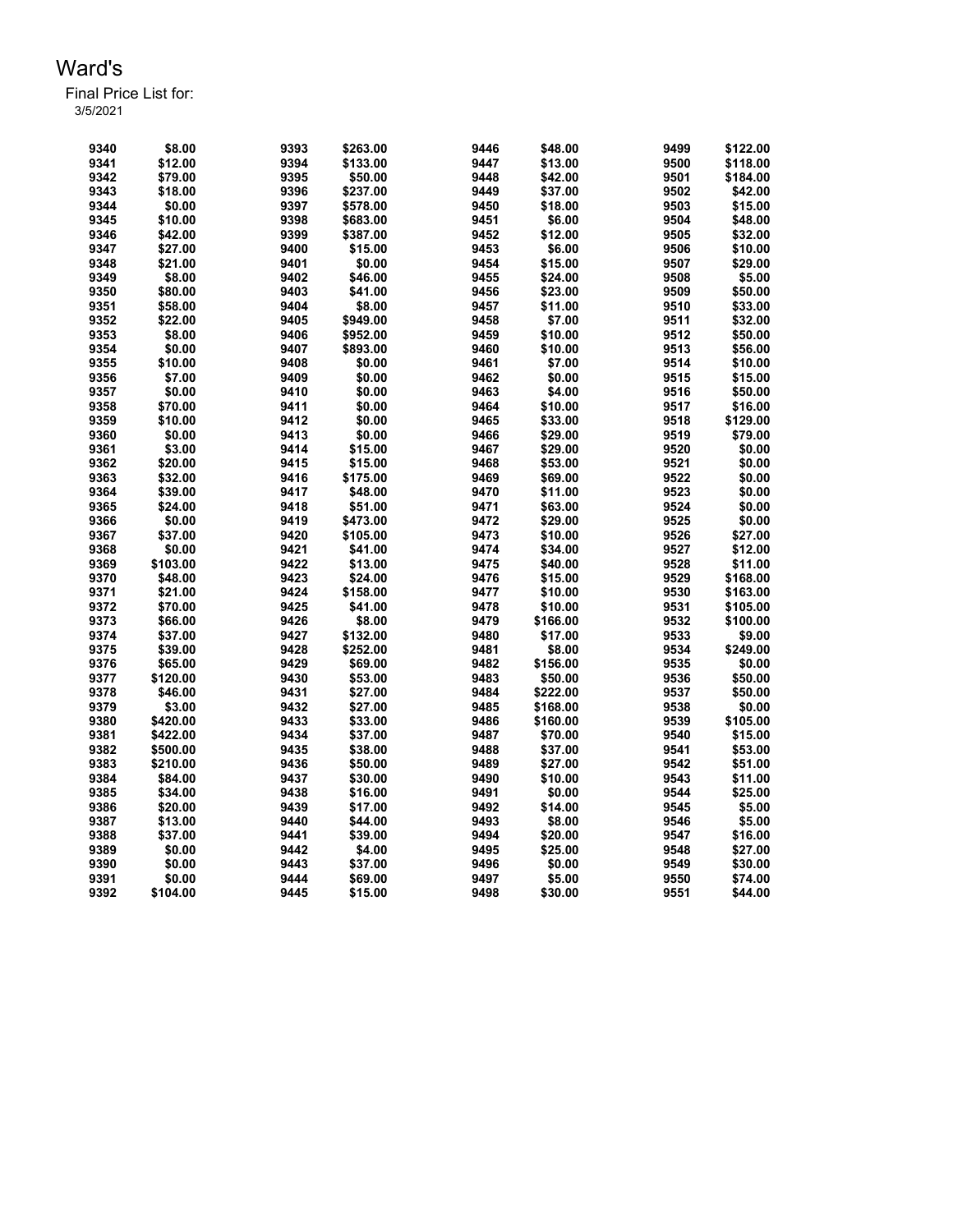# Ward's

Final Price List for:
3/5/2021

| | | | | | | | |
|---|---|---|---|---|---|---|---|
| 9340 | $8.00 | 9393 | $263.00 | 9446 | $48.00 | 9499 | $122.00 |
| 9341 | $12.00 | 9394 | $133.00 | 9447 | $13.00 | 9500 | $118.00 |
| 9342 | $79.00 | 9395 | $50.00 | 9448 | $42.00 | 9501 | $184.00 |
| 9343 | $18.00 | 9396 | $237.00 | 9449 | $37.00 | 9502 | $42.00 |
| 9344 | $0.00 | 9397 | $578.00 | 9450 | $18.00 | 9503 | $15.00 |
| 9345 | $10.00 | 9398 | $683.00 | 9451 | $6.00 | 9504 | $48.00 |
| 9346 | $42.00 | 9399 | $387.00 | 9452 | $12.00 | 9505 | $32.00 |
| 9347 | $27.00 | 9400 | $15.00 | 9453 | $6.00 | 9506 | $10.00 |
| 9348 | $21.00 | 9401 | $0.00 | 9454 | $15.00 | 9507 | $29.00 |
| 9349 | $8.00 | 9402 | $46.00 | 9455 | $24.00 | 9508 | $5.00 |
| 9350 | $80.00 | 9403 | $41.00 | 9456 | $23.00 | 9509 | $50.00 |
| 9351 | $58.00 | 9404 | $8.00 | 9457 | $11.00 | 9510 | $33.00 |
| 9352 | $22.00 | 9405 | $949.00 | 9458 | $7.00 | 9511 | $32.00 |
| 9353 | $8.00 | 9406 | $952.00 | 9459 | $10.00 | 9512 | $50.00 |
| 9354 | $0.00 | 9407 | $893.00 | 9460 | $10.00 | 9513 | $56.00 |
| 9355 | $10.00 | 9408 | $0.00 | 9461 | $7.00 | 9514 | $10.00 |
| 9356 | $7.00 | 9409 | $0.00 | 9462 | $0.00 | 9515 | $15.00 |
| 9357 | $0.00 | 9410 | $0.00 | 9463 | $4.00 | 9516 | $50.00 |
| 9358 | $70.00 | 9411 | $0.00 | 9464 | $10.00 | 9517 | $16.00 |
| 9359 | $10.00 | 9412 | $0.00 | 9465 | $33.00 | 9518 | $129.00 |
| 9360 | $0.00 | 9413 | $0.00 | 9466 | $29.00 | 9519 | $79.00 |
| 9361 | $3.00 | 9414 | $15.00 | 9467 | $29.00 | 9520 | $0.00 |
| 9362 | $20.00 | 9415 | $15.00 | 9468 | $53.00 | 9521 | $0.00 |
| 9363 | $32.00 | 9416 | $175.00 | 9469 | $69.00 | 9522 | $0.00 |
| 9364 | $39.00 | 9417 | $48.00 | 9470 | $11.00 | 9523 | $0.00 |
| 9365 | $24.00 | 9418 | $51.00 | 9471 | $63.00 | 9524 | $0.00 |
| 9366 | $0.00 | 9419 | $473.00 | 9472 | $29.00 | 9525 | $0.00 |
| 9367 | $37.00 | 9420 | $105.00 | 9473 | $10.00 | 9526 | $27.00 |
| 9368 | $0.00 | 9421 | $41.00 | 9474 | $34.00 | 9527 | $12.00 |
| 9369 | $103.00 | 9422 | $13.00 | 9475 | $40.00 | 9528 | $11.00 |
| 9370 | $48.00 | 9423 | $24.00 | 9476 | $15.00 | 9529 | $168.00 |
| 9371 | $21.00 | 9424 | $158.00 | 9477 | $10.00 | 9530 | $163.00 |
| 9372 | $70.00 | 9425 | $41.00 | 9478 | $10.00 | 9531 | $105.00 |
| 9373 | $66.00 | 9426 | $8.00 | 9479 | $166.00 | 9532 | $100.00 |
| 9374 | $37.00 | 9427 | $132.00 | 9480 | $17.00 | 9533 | $9.00 |
| 9375 | $39.00 | 9428 | $252.00 | 9481 | $8.00 | 9534 | $249.00 |
| 9376 | $65.00 | 9429 | $69.00 | 9482 | $156.00 | 9535 | $0.00 |
| 9377 | $120.00 | 9430 | $53.00 | 9483 | $50.00 | 9536 | $50.00 |
| 9378 | $46.00 | 9431 | $27.00 | 9484 | $222.00 | 9537 | $50.00 |
| 9379 | $3.00 | 9432 | $27.00 | 9485 | $168.00 | 9538 | $0.00 |
| 9380 | $420.00 | 9433 | $33.00 | 9486 | $160.00 | 9539 | $105.00 |
| 9381 | $422.00 | 9434 | $37.00 | 9487 | $70.00 | 9540 | $15.00 |
| 9382 | $500.00 | 9435 | $38.00 | 9488 | $37.00 | 9541 | $53.00 |
| 9383 | $210.00 | 9436 | $50.00 | 9489 | $27.00 | 9542 | $51.00 |
| 9384 | $84.00 | 9437 | $30.00 | 9490 | $10.00 | 9543 | $11.00 |
| 9385 | $34.00 | 9438 | $16.00 | 9491 | $0.00 | 9544 | $25.00 |
| 9386 | $20.00 | 9439 | $17.00 | 9492 | $14.00 | 9545 | $5.00 |
| 9387 | $13.00 | 9440 | $44.00 | 9493 | $8.00 | 9546 | $5.00 |
| 9388 | $37.00 | 9441 | $39.00 | 9494 | $20.00 | 9547 | $16.00 |
| 9389 | $0.00 | 9442 | $4.00 | 9495 | $25.00 | 9548 | $27.00 |
| 9390 | $0.00 | 9443 | $37.00 | 9496 | $0.00 | 9549 | $30.00 |
| 9391 | $0.00 | 9444 | $69.00 | 9497 | $5.00 | 9550 | $74.00 |
| 9392 | $104.00 | 9445 | $15.00 | 9498 | $30.00 | 9551 | $44.00 |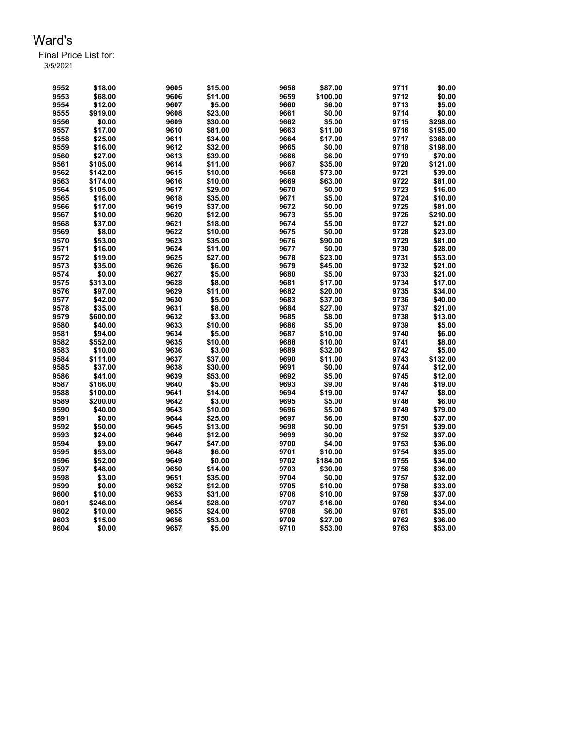# Ward's

Final Price List for:
3/5/2021

| | | | | | | | |
|---|---|---|---|---|---|---|---|
| 9552 | $18.00 | 9605 | $15.00 | 9658 | $87.00 | 9711 | $0.00 |
| 9553 | $68.00 | 9606 | $11.00 | 9659 | $100.00 | 9712 | $0.00 |
| 9554 | $12.00 | 9607 | $5.00 | 9660 | $6.00 | 9713 | $5.00 |
| 9555 | $919.00 | 9608 | $23.00 | 9661 | $0.00 | 9714 | $0.00 |
| 9556 | $0.00 | 9609 | $30.00 | 9662 | $5.00 | 9715 | $298.00 |
| 9557 | $17.00 | 9610 | $81.00 | 9663 | $11.00 | 9716 | $195.00 |
| 9558 | $25.00 | 9611 | $34.00 | 9664 | $17.00 | 9717 | $368.00 |
| 9559 | $16.00 | 9612 | $32.00 | 9665 | $0.00 | 9718 | $198.00 |
| 9560 | $27.00 | 9613 | $39.00 | 9666 | $6.00 | 9719 | $70.00 |
| 9561 | $105.00 | 9614 | $11.00 | 9667 | $35.00 | 9720 | $121.00 |
| 9562 | $142.00 | 9615 | $10.00 | 9668 | $73.00 | 9721 | $39.00 |
| 9563 | $174.00 | 9616 | $10.00 | 9669 | $63.00 | 9722 | $81.00 |
| 9564 | $105.00 | 9617 | $29.00 | 9670 | $0.00 | 9723 | $16.00 |
| 9565 | $16.00 | 9618 | $35.00 | 9671 | $5.00 | 9724 | $10.00 |
| 9566 | $17.00 | 9619 | $37.00 | 9672 | $0.00 | 9725 | $81.00 |
| 9567 | $10.00 | 9620 | $12.00 | 9673 | $5.00 | 9726 | $210.00 |
| 9568 | $37.00 | 9621 | $18.00 | 9674 | $5.00 | 9727 | $21.00 |
| 9569 | $8.00 | 9622 | $10.00 | 9675 | $0.00 | 9728 | $23.00 |
| 9570 | $53.00 | 9623 | $35.00 | 9676 | $90.00 | 9729 | $81.00 |
| 9571 | $16.00 | 9624 | $11.00 | 9677 | $0.00 | 9730 | $28.00 |
| 9572 | $19.00 | 9625 | $27.00 | 9678 | $23.00 | 9731 | $53.00 |
| 9573 | $35.00 | 9626 | $6.00 | 9679 | $45.00 | 9732 | $21.00 |
| 9574 | $0.00 | 9627 | $5.00 | 9680 | $5.00 | 9733 | $21.00 |
| 9575 | $313.00 | 9628 | $8.00 | 9681 | $17.00 | 9734 | $17.00 |
| 9576 | $97.00 | 9629 | $11.00 | 9682 | $20.00 | 9735 | $34.00 |
| 9577 | $42.00 | 9630 | $5.00 | 9683 | $37.00 | 9736 | $40.00 |
| 9578 | $35.00 | 9631 | $8.00 | 9684 | $27.00 | 9737 | $21.00 |
| 9579 | $600.00 | 9632 | $3.00 | 9685 | $8.00 | 9738 | $13.00 |
| 9580 | $40.00 | 9633 | $10.00 | 9686 | $5.00 | 9739 | $5.00 |
| 9581 | $94.00 | 9634 | $5.00 | 9687 | $10.00 | 9740 | $6.00 |
| 9582 | $552.00 | 9635 | $10.00 | 9688 | $10.00 | 9741 | $8.00 |
| 9583 | $10.00 | 9636 | $3.00 | 9689 | $32.00 | 9742 | $5.00 |
| 9584 | $111.00 | 9637 | $37.00 | 9690 | $11.00 | 9743 | $132.00 |
| 9585 | $37.00 | 9638 | $30.00 | 9691 | $0.00 | 9744 | $12.00 |
| 9586 | $41.00 | 9639 | $53.00 | 9692 | $5.00 | 9745 | $12.00 |
| 9587 | $166.00 | 9640 | $5.00 | 9693 | $9.00 | 9746 | $19.00 |
| 9588 | $100.00 | 9641 | $14.00 | 9694 | $19.00 | 9747 | $8.00 |
| 9589 | $200.00 | 9642 | $3.00 | 9695 | $5.00 | 9748 | $6.00 |
| 9590 | $40.00 | 9643 | $10.00 | 9696 | $5.00 | 9749 | $79.00 |
| 9591 | $0.00 | 9644 | $25.00 | 9697 | $6.00 | 9750 | $37.00 |
| 9592 | $50.00 | 9645 | $13.00 | 9698 | $0.00 | 9751 | $39.00 |
| 9593 | $24.00 | 9646 | $12.00 | 9699 | $0.00 | 9752 | $37.00 |
| 9594 | $9.00 | 9647 | $47.00 | 9700 | $4.00 | 9753 | $36.00 |
| 9595 | $53.00 | 9648 | $6.00 | 9701 | $10.00 | 9754 | $35.00 |
| 9596 | $52.00 | 9649 | $0.00 | 9702 | $184.00 | 9755 | $34.00 |
| 9597 | $48.00 | 9650 | $14.00 | 9703 | $30.00 | 9756 | $36.00 |
| 9598 | $3.00 | 9651 | $35.00 | 9704 | $0.00 | 9757 | $32.00 |
| 9599 | $0.00 | 9652 | $12.00 | 9705 | $10.00 | 9758 | $33.00 |
| 9600 | $10.00 | 9653 | $31.00 | 9706 | $10.00 | 9759 | $37.00 |
| 9601 | $246.00 | 9654 | $28.00 | 9707 | $16.00 | 9760 | $34.00 |
| 9602 | $10.00 | 9655 | $24.00 | 9708 | $6.00 | 9761 | $35.00 |
| 9603 | $15.00 | 9656 | $53.00 | 9709 | $27.00 | 9762 | $36.00 |
| 9604 | $0.00 | 9657 | $5.00 | 9710 | $53.00 | 9763 | $53.00 |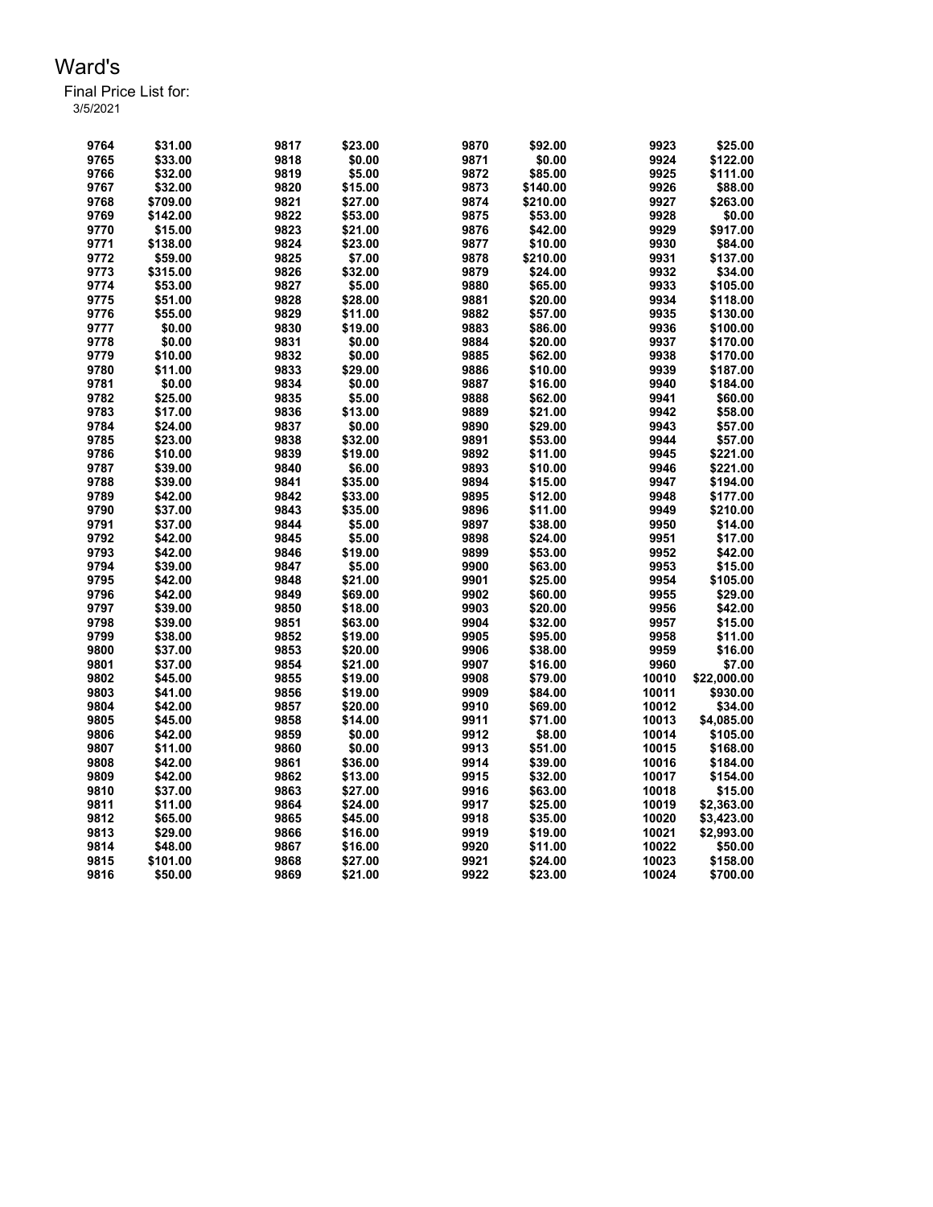# Ward's

Final Price List for:
3/5/2021

| | | | | | | | |
|---|---|---|---|---|---|---|---|
| 9764 | $31.00 | 9817 | $23.00 | 9870 | $92.00 | 9923 | $25.00 |
| 9765 | $33.00 | 9818 | $0.00 | 9871 | $0.00 | 9924 | $122.00 |
| 9766 | $32.00 | 9819 | $5.00 | 9872 | $85.00 | 9925 | $111.00 |
| 9767 | $32.00 | 9820 | $15.00 | 9873 | $140.00 | 9926 | $88.00 |
| 9768 | $709.00 | 9821 | $27.00 | 9874 | $210.00 | 9927 | $263.00 |
| 9769 | $142.00 | 9822 | $53.00 | 9875 | $53.00 | 9928 | $0.00 |
| 9770 | $15.00 | 9823 | $21.00 | 9876 | $42.00 | 9929 | $917.00 |
| 9771 | $138.00 | 9824 | $23.00 | 9877 | $10.00 | 9930 | $84.00 |
| 9772 | $59.00 | 9825 | $7.00 | 9878 | $210.00 | 9931 | $137.00 |
| 9773 | $315.00 | 9826 | $32.00 | 9879 | $24.00 | 9932 | $34.00 |
| 9774 | $53.00 | 9827 | $5.00 | 9880 | $65.00 | 9933 | $105.00 |
| 9775 | $51.00 | 9828 | $28.00 | 9881 | $20.00 | 9934 | $118.00 |
| 9776 | $55.00 | 9829 | $11.00 | 9882 | $57.00 | 9935 | $130.00 |
| 9777 | $0.00 | 9830 | $19.00 | 9883 | $86.00 | 9936 | $100.00 |
| 9778 | $0.00 | 9831 | $0.00 | 9884 | $20.00 | 9937 | $170.00 |
| 9779 | $10.00 | 9832 | $0.00 | 9885 | $62.00 | 9938 | $170.00 |
| 9780 | $11.00 | 9833 | $29.00 | 9886 | $10.00 | 9939 | $187.00 |
| 9781 | $0.00 | 9834 | $0.00 | 9887 | $16.00 | 9940 | $184.00 |
| 9782 | $25.00 | 9835 | $5.00 | 9888 | $62.00 | 9941 | $60.00 |
| 9783 | $17.00 | 9836 | $13.00 | 9889 | $21.00 | 9942 | $58.00 |
| 9784 | $24.00 | 9837 | $0.00 | 9890 | $29.00 | 9943 | $57.00 |
| 9785 | $23.00 | 9838 | $32.00 | 9891 | $53.00 | 9944 | $57.00 |
| 9786 | $10.00 | 9839 | $19.00 | 9892 | $11.00 | 9945 | $221.00 |
| 9787 | $39.00 | 9840 | $6.00 | 9893 | $10.00 | 9946 | $221.00 |
| 9788 | $39.00 | 9841 | $35.00 | 9894 | $15.00 | 9947 | $194.00 |
| 9789 | $42.00 | 9842 | $33.00 | 9895 | $12.00 | 9948 | $177.00 |
| 9790 | $37.00 | 9843 | $35.00 | 9896 | $11.00 | 9949 | $210.00 |
| 9791 | $37.00 | 9844 | $5.00 | 9897 | $38.00 | 9950 | $14.00 |
| 9792 | $42.00 | 9845 | $5.00 | 9898 | $24.00 | 9951 | $17.00 |
| 9793 | $42.00 | 9846 | $19.00 | 9899 | $53.00 | 9952 | $42.00 |
| 9794 | $39.00 | 9847 | $5.00 | 9900 | $63.00 | 9953 | $15.00 |
| 9795 | $42.00 | 9848 | $21.00 | 9901 | $25.00 | 9954 | $105.00 |
| 9796 | $42.00 | 9849 | $69.00 | 9902 | $60.00 | 9955 | $29.00 |
| 9797 | $39.00 | 9850 | $18.00 | 9903 | $20.00 | 9956 | $42.00 |
| 9798 | $39.00 | 9851 | $63.00 | 9904 | $32.00 | 9957 | $15.00 |
| 9799 | $38.00 | 9852 | $19.00 | 9905 | $95.00 | 9958 | $11.00 |
| 9800 | $37.00 | 9853 | $20.00 | 9906 | $38.00 | 9959 | $16.00 |
| 9801 | $37.00 | 9854 | $21.00 | 9907 | $16.00 | 9960 | $7.00 |
| 9802 | $45.00 | 9855 | $19.00 | 9908 | $79.00 | 10010 | $22,000.00 |
| 9803 | $41.00 | 9856 | $19.00 | 9909 | $84.00 | 10011 | $930.00 |
| 9804 | $42.00 | 9857 | $20.00 | 9910 | $69.00 | 10012 | $34.00 |
| 9805 | $45.00 | 9858 | $14.00 | 9911 | $71.00 | 10013 | $4,085.00 |
| 9806 | $42.00 | 9859 | $0.00 | 9912 | $8.00 | 10014 | $105.00 |
| 9807 | $11.00 | 9860 | $0.00 | 9913 | $51.00 | 10015 | $168.00 |
| 9808 | $42.00 | 9861 | $36.00 | 9914 | $39.00 | 10016 | $184.00 |
| 9809 | $42.00 | 9862 | $13.00 | 9915 | $32.00 | 10017 | $154.00 |
| 9810 | $37.00 | 9863 | $27.00 | 9916 | $63.00 | 10018 | $15.00 |
| 9811 | $11.00 | 9864 | $24.00 | 9917 | $25.00 | 10019 | $2,363.00 |
| 9812 | $65.00 | 9865 | $45.00 | 9918 | $35.00 | 10020 | $3,423.00 |
| 9813 | $29.00 | 9866 | $16.00 | 9919 | $19.00 | 10021 | $2,993.00 |
| 9814 | $48.00 | 9867 | $16.00 | 9920 | $11.00 | 10022 | $50.00 |
| 9815 | $101.00 | 9868 | $27.00 | 9921 | $24.00 | 10023 | $158.00 |
| 9816 | $50.00 | 9869 | $21.00 | 9922 | $23.00 | 10024 | $700.00 |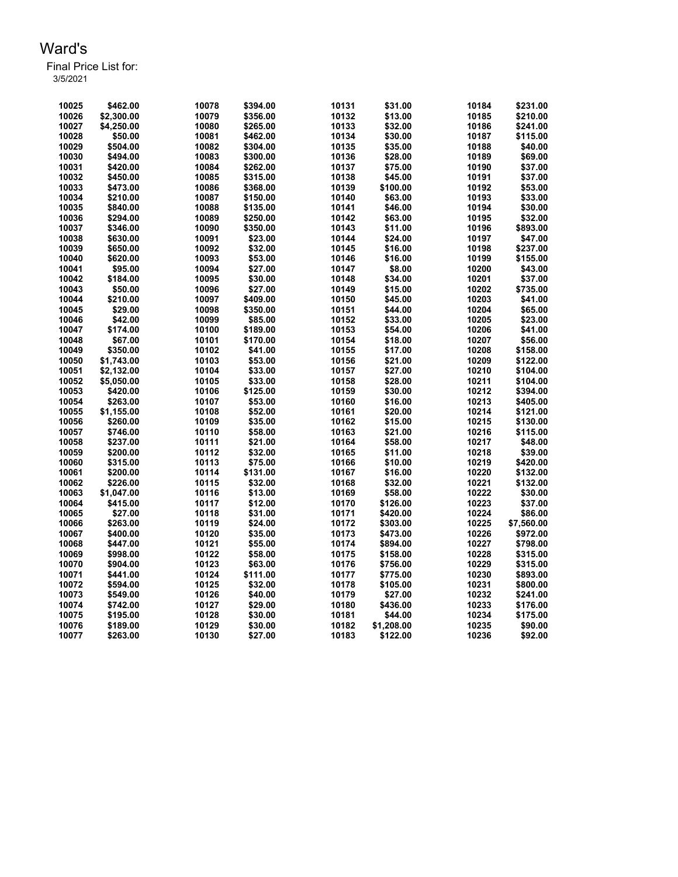# Ward's

Final Price List for:
3/5/2021

| | | | | | | | |
|---|---|---|---|---|---|---|---|
| 10025 | $462.00 | 10078 | $394.00 | 10131 | $31.00 | 10184 | $231.00 |
| 10026 | $2,300.00 | 10079 | $356.00 | 10132 | $13.00 | 10185 | $210.00 |
| 10027 | $4,250.00 | 10080 | $265.00 | 10133 | $32.00 | 10186 | $241.00 |
| 10028 | $50.00 | 10081 | $462.00 | 10134 | $30.00 | 10187 | $115.00 |
| 10029 | $504.00 | 10082 | $304.00 | 10135 | $35.00 | 10188 | $40.00 |
| 10030 | $494.00 | 10083 | $300.00 | 10136 | $28.00 | 10189 | $69.00 |
| 10031 | $420.00 | 10084 | $262.00 | 10137 | $75.00 | 10190 | $37.00 |
| 10032 | $450.00 | 10085 | $315.00 | 10138 | $45.00 | 10191 | $37.00 |
| 10033 | $473.00 | 10086 | $368.00 | 10139 | $100.00 | 10192 | $53.00 |
| 10034 | $210.00 | 10087 | $150.00 | 10140 | $63.00 | 10193 | $33.00 |
| 10035 | $840.00 | 10088 | $135.00 | 10141 | $46.00 | 10194 | $30.00 |
| 10036 | $294.00 | 10089 | $250.00 | 10142 | $63.00 | 10195 | $32.00 |
| 10037 | $346.00 | 10090 | $350.00 | 10143 | $11.00 | 10196 | $893.00 |
| 10038 | $630.00 | 10091 | $23.00 | 10144 | $24.00 | 10197 | $47.00 |
| 10039 | $650.00 | 10092 | $32.00 | 10145 | $16.00 | 10198 | $237.00 |
| 10040 | $620.00 | 10093 | $53.00 | 10146 | $16.00 | 10199 | $155.00 |
| 10041 | $95.00 | 10094 | $27.00 | 10147 | $8.00 | 10200 | $43.00 |
| 10042 | $184.00 | 10095 | $30.00 | 10148 | $34.00 | 10201 | $37.00 |
| 10043 | $50.00 | 10096 | $27.00 | 10149 | $15.00 | 10202 | $735.00 |
| 10044 | $210.00 | 10097 | $409.00 | 10150 | $45.00 | 10203 | $41.00 |
| 10045 | $29.00 | 10098 | $350.00 | 10151 | $44.00 | 10204 | $65.00 |
| 10046 | $42.00 | 10099 | $85.00 | 10152 | $33.00 | 10205 | $23.00 |
| 10047 | $174.00 | 10100 | $189.00 | 10153 | $54.00 | 10206 | $41.00 |
| 10048 | $67.00 | 10101 | $170.00 | 10154 | $18.00 | 10207 | $56.00 |
| 10049 | $350.00 | 10102 | $41.00 | 10155 | $17.00 | 10208 | $158.00 |
| 10050 | $1,743.00 | 10103 | $53.00 | 10156 | $21.00 | 10209 | $122.00 |
| 10051 | $2,132.00 | 10104 | $33.00 | 10157 | $27.00 | 10210 | $104.00 |
| 10052 | $5,050.00 | 10105 | $33.00 | 10158 | $28.00 | 10211 | $104.00 |
| 10053 | $420.00 | 10106 | $125.00 | 10159 | $30.00 | 10212 | $394.00 |
| 10054 | $263.00 | 10107 | $53.00 | 10160 | $16.00 | 10213 | $405.00 |
| 10055 | $1,155.00 | 10108 | $52.00 | 10161 | $20.00 | 10214 | $121.00 |
| 10056 | $260.00 | 10109 | $35.00 | 10162 | $15.00 | 10215 | $130.00 |
| 10057 | $746.00 | 10110 | $58.00 | 10163 | $21.00 | 10216 | $115.00 |
| 10058 | $237.00 | 10111 | $21.00 | 10164 | $58.00 | 10217 | $48.00 |
| 10059 | $200.00 | 10112 | $32.00 | 10165 | $11.00 | 10218 | $39.00 |
| 10060 | $315.00 | 10113 | $75.00 | 10166 | $10.00 | 10219 | $420.00 |
| 10061 | $200.00 | 10114 | $131.00 | 10167 | $16.00 | 10220 | $132.00 |
| 10062 | $226.00 | 10115 | $32.00 | 10168 | $32.00 | 10221 | $132.00 |
| 10063 | $1,047.00 | 10116 | $13.00 | 10169 | $58.00 | 10222 | $30.00 |
| 10064 | $415.00 | 10117 | $12.00 | 10170 | $126.00 | 10223 | $37.00 |
| 10065 | $27.00 | 10118 | $31.00 | 10171 | $420.00 | 10224 | $86.00 |
| 10066 | $263.00 | 10119 | $24.00 | 10172 | $303.00 | 10225 | $7,560.00 |
| 10067 | $400.00 | 10120 | $35.00 | 10173 | $473.00 | 10226 | $972.00 |
| 10068 | $447.00 | 10121 | $55.00 | 10174 | $894.00 | 10227 | $798.00 |
| 10069 | $998.00 | 10122 | $58.00 | 10175 | $158.00 | 10228 | $315.00 |
| 10070 | $904.00 | 10123 | $63.00 | 10176 | $756.00 | 10229 | $315.00 |
| 10071 | $441.00 | 10124 | $111.00 | 10177 | $775.00 | 10230 | $893.00 |
| 10072 | $594.00 | 10125 | $32.00 | 10178 | $105.00 | 10231 | $800.00 |
| 10073 | $549.00 | 10126 | $40.00 | 10179 | $27.00 | 10232 | $241.00 |
| 10074 | $742.00 | 10127 | $29.00 | 10180 | $436.00 | 10233 | $176.00 |
| 10075 | $195.00 | 10128 | $30.00 | 10181 | $44.00 | 10234 | $175.00 |
| 10076 | $189.00 | 10129 | $30.00 | 10182 | $1,208.00 | 10235 | $90.00 |
| 10077 | $263.00 | 10130 | $27.00 | 10183 | $122.00 | 10236 | $92.00 |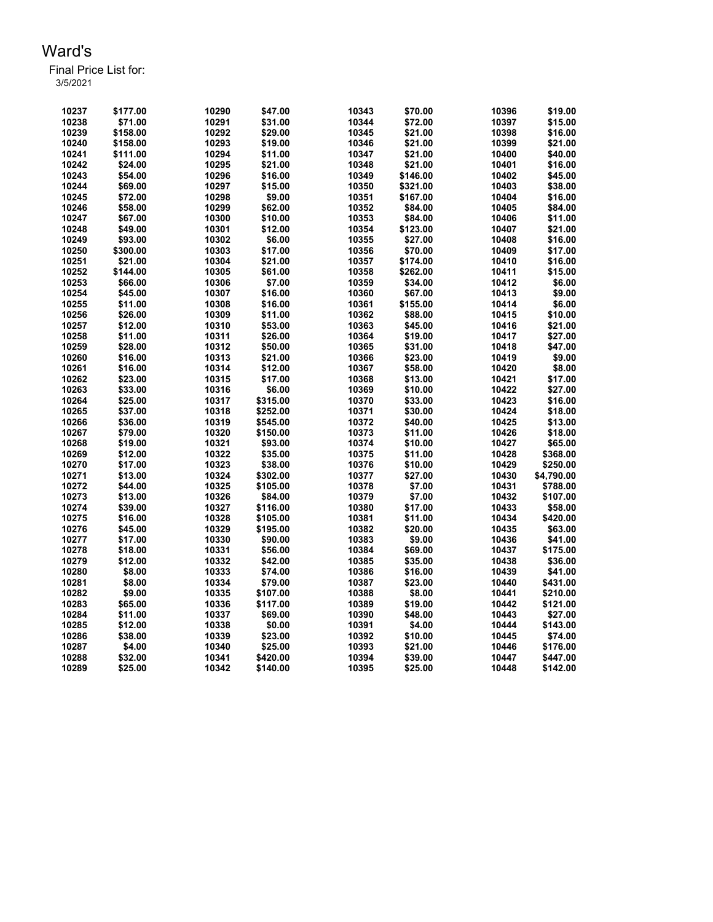# Ward's

Final Price List for:
3/5/2021

| | | | | | | | |
|---|---|---|---|---|---|---|---|
| 10237 | $177.00 | 10290 | $47.00 | 10343 | $70.00 | 10396 | $19.00 |
| 10238 | $71.00 | 10291 | $31.00 | 10344 | $72.00 | 10397 | $15.00 |
| 10239 | $158.00 | 10292 | $29.00 | 10345 | $21.00 | 10398 | $16.00 |
| 10240 | $158.00 | 10293 | $19.00 | 10346 | $21.00 | 10399 | $21.00 |
| 10241 | $111.00 | 10294 | $11.00 | 10347 | $21.00 | 10400 | $40.00 |
| 10242 | $24.00 | 10295 | $21.00 | 10348 | $21.00 | 10401 | $16.00 |
| 10243 | $54.00 | 10296 | $16.00 | 10349 | $146.00 | 10402 | $45.00 |
| 10244 | $69.00 | 10297 | $15.00 | 10350 | $321.00 | 10403 | $38.00 |
| 10245 | $72.00 | 10298 | $9.00 | 10351 | $167.00 | 10404 | $16.00 |
| 10246 | $58.00 | 10299 | $62.00 | 10352 | $84.00 | 10405 | $84.00 |
| 10247 | $67.00 | 10300 | $10.00 | 10353 | $84.00 | 10406 | $11.00 |
| 10248 | $49.00 | 10301 | $12.00 | 10354 | $123.00 | 10407 | $21.00 |
| 10249 | $93.00 | 10302 | $6.00 | 10355 | $27.00 | 10408 | $16.00 |
| 10250 | $300.00 | 10303 | $17.00 | 10356 | $70.00 | 10409 | $17.00 |
| 10251 | $21.00 | 10304 | $21.00 | 10357 | $174.00 | 10410 | $16.00 |
| 10252 | $144.00 | 10305 | $61.00 | 10358 | $262.00 | 10411 | $15.00 |
| 10253 | $66.00 | 10306 | $7.00 | 10359 | $34.00 | 10412 | $6.00 |
| 10254 | $45.00 | 10307 | $16.00 | 10360 | $67.00 | 10413 | $9.00 |
| 10255 | $11.00 | 10308 | $16.00 | 10361 | $155.00 | 10414 | $6.00 |
| 10256 | $26.00 | 10309 | $11.00 | 10362 | $88.00 | 10415 | $10.00 |
| 10257 | $12.00 | 10310 | $53.00 | 10363 | $45.00 | 10416 | $21.00 |
| 10258 | $11.00 | 10311 | $26.00 | 10364 | $19.00 | 10417 | $27.00 |
| 10259 | $28.00 | 10312 | $50.00 | 10365 | $31.00 | 10418 | $47.00 |
| 10260 | $16.00 | 10313 | $21.00 | 10366 | $23.00 | 10419 | $9.00 |
| 10261 | $16.00 | 10314 | $12.00 | 10367 | $58.00 | 10420 | $8.00 |
| 10262 | $23.00 | 10315 | $17.00 | 10368 | $13.00 | 10421 | $17.00 |
| 10263 | $33.00 | 10316 | $6.00 | 10369 | $10.00 | 10422 | $27.00 |
| 10264 | $25.00 | 10317 | $315.00 | 10370 | $33.00 | 10423 | $16.00 |
| 10265 | $37.00 | 10318 | $252.00 | 10371 | $30.00 | 10424 | $18.00 |
| 10266 | $36.00 | 10319 | $545.00 | 10372 | $40.00 | 10425 | $13.00 |
| 10267 | $79.00 | 10320 | $150.00 | 10373 | $11.00 | 10426 | $18.00 |
| 10268 | $19.00 | 10321 | $93.00 | 10374 | $10.00 | 10427 | $65.00 |
| 10269 | $12.00 | 10322 | $35.00 | 10375 | $11.00 | 10428 | $368.00 |
| 10270 | $17.00 | 10323 | $38.00 | 10376 | $10.00 | 10429 | $250.00 |
| 10271 | $13.00 | 10324 | $302.00 | 10377 | $27.00 | 10430 | $4,790.00 |
| 10272 | $44.00 | 10325 | $105.00 | 10378 | $7.00 | 10431 | $788.00 |
| 10273 | $13.00 | 10326 | $84.00 | 10379 | $7.00 | 10432 | $107.00 |
| 10274 | $39.00 | 10327 | $116.00 | 10380 | $17.00 | 10433 | $58.00 |
| 10275 | $16.00 | 10328 | $105.00 | 10381 | $11.00 | 10434 | $420.00 |
| 10276 | $45.00 | 10329 | $195.00 | 10382 | $20.00 | 10435 | $63.00 |
| 10277 | $17.00 | 10330 | $90.00 | 10383 | $9.00 | 10436 | $41.00 |
| 10278 | $18.00 | 10331 | $56.00 | 10384 | $69.00 | 10437 | $175.00 |
| 10279 | $12.00 | 10332 | $42.00 | 10385 | $35.00 | 10438 | $36.00 |
| 10280 | $8.00 | 10333 | $74.00 | 10386 | $16.00 | 10439 | $41.00 |
| 10281 | $8.00 | 10334 | $79.00 | 10387 | $23.00 | 10440 | $431.00 |
| 10282 | $9.00 | 10335 | $107.00 | 10388 | $8.00 | 10441 | $210.00 |
| 10283 | $65.00 | 10336 | $117.00 | 10389 | $19.00 | 10442 | $121.00 |
| 10284 | $11.00 | 10337 | $69.00 | 10390 | $48.00 | 10443 | $27.00 |
| 10285 | $12.00 | 10338 | $0.00 | 10391 | $4.00 | 10444 | $143.00 |
| 10286 | $38.00 | 10339 | $23.00 | 10392 | $10.00 | 10445 | $74.00 |
| 10287 | $4.00 | 10340 | $25.00 | 10393 | $21.00 | 10446 | $176.00 |
| 10288 | $32.00 | 10341 | $420.00 | 10394 | $39.00 | 10447 | $447.00 |
| 10289 | $25.00 | 10342 | $140.00 | 10395 | $25.00 | 10448 | $142.00 |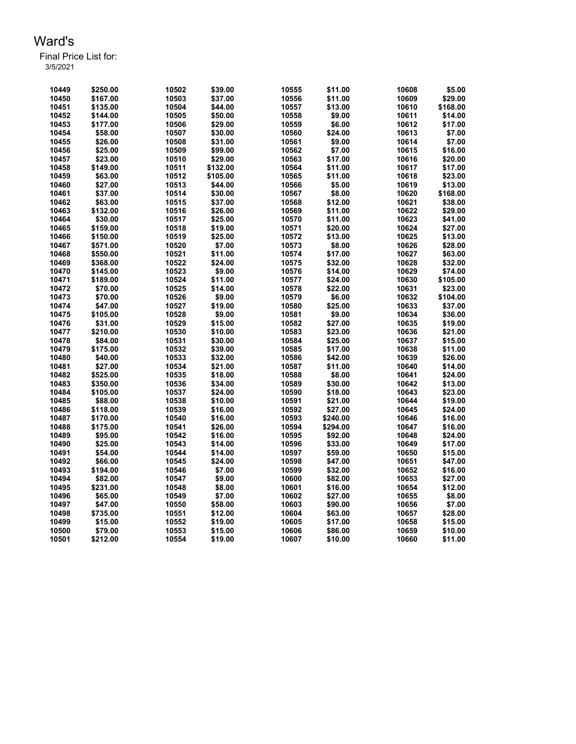# Ward's

Final Price List for:
3/5/2021

| | | | | | | | |
|---|---|---|---|---|---|---|---|
| 10449 | $250.00 | 10502 | $39.00 | 10555 | $11.00 | 10608 | $5.00 |
| 10450 | $167.00 | 10503 | $37.00 | 10556 | $11.00 | 10609 | $29.00 |
| 10451 | $135.00 | 10504 | $44.00 | 10557 | $13.00 | 10610 | $168.00 |
| 10452 | $144.00 | 10505 | $50.00 | 10558 | $9.00 | 10611 | $14.00 |
| 10453 | $177.00 | 10506 | $29.00 | 10559 | $6.00 | 10612 | $17.00 |
| 10454 | $58.00 | 10507 | $30.00 | 10560 | $24.00 | 10613 | $7.00 |
| 10455 | $26.00 | 10508 | $31.00 | 10561 | $9.00 | 10614 | $7.00 |
| 10456 | $25.00 | 10509 | $99.00 | 10562 | $7.00 | 10615 | $16.00 |
| 10457 | $23.00 | 10510 | $29.00 | 10563 | $17.00 | 10616 | $20.00 |
| 10458 | $149.00 | 10511 | $132.00 | 10564 | $11.00 | 10617 | $17.00 |
| 10459 | $63.00 | 10512 | $105.00 | 10565 | $11.00 | 10618 | $23.00 |
| 10460 | $27.00 | 10513 | $44.00 | 10566 | $5.00 | 10619 | $13.00 |
| 10461 | $37.00 | 10514 | $30.00 | 10567 | $8.00 | 10620 | $168.00 |
| 10462 | $63.00 | 10515 | $37.00 | 10568 | $12.00 | 10621 | $38.00 |
| 10463 | $132.00 | 10516 | $26.00 | 10569 | $11.00 | 10622 | $29.00 |
| 10464 | $30.00 | 10517 | $25.00 | 10570 | $11.00 | 10623 | $41.00 |
| 10465 | $159.00 | 10518 | $19.00 | 10571 | $20.00 | 10624 | $27.00 |
| 10466 | $150.00 | 10519 | $25.00 | 10572 | $13.00 | 10625 | $13.00 |
| 10467 | $571.00 | 10520 | $7.00 | 10573 | $8.00 | 10626 | $28.00 |
| 10468 | $550.00 | 10521 | $11.00 | 10574 | $17.00 | 10627 | $63.00 |
| 10469 | $368.00 | 10522 | $24.00 | 10575 | $32.00 | 10628 | $32.00 |
| 10470 | $145.00 | 10523 | $9.00 | 10576 | $14.00 | 10629 | $74.00 |
| 10471 | $189.00 | 10524 | $11.00 | 10577 | $24.00 | 10630 | $105.00 |
| 10472 | $70.00 | 10525 | $14.00 | 10578 | $22.00 | 10631 | $23.00 |
| 10473 | $70.00 | 10526 | $9.00 | 10579 | $6.00 | 10632 | $104.00 |
| 10474 | $47.00 | 10527 | $19.00 | 10580 | $25.00 | 10633 | $37.00 |
| 10475 | $105.00 | 10528 | $9.00 | 10581 | $9.00 | 10634 | $36.00 |
| 10476 | $31.00 | 10529 | $15.00 | 10582 | $27.00 | 10635 | $19.00 |
| 10477 | $210.00 | 10530 | $10.00 | 10583 | $23.00 | 10636 | $21.00 |
| 10478 | $84.00 | 10531 | $30.00 | 10584 | $25.00 | 10637 | $15.00 |
| 10479 | $175.00 | 10532 | $39.00 | 10585 | $17.00 | 10638 | $11.00 |
| 10480 | $40.00 | 10533 | $32.00 | 10586 | $42.00 | 10639 | $26.00 |
| 10481 | $27.00 | 10534 | $21.00 | 10587 | $11.00 | 10640 | $14.00 |
| 10482 | $525.00 | 10535 | $18.00 | 10588 | $8.00 | 10641 | $24.00 |
| 10483 | $350.00 | 10536 | $34.00 | 10589 | $30.00 | 10642 | $13.00 |
| 10484 | $105.00 | 10537 | $24.00 | 10590 | $18.00 | 10643 | $23.00 |
| 10485 | $88.00 | 10538 | $10.00 | 10591 | $21.00 | 10644 | $19.00 |
| 10486 | $118.00 | 10539 | $16.00 | 10592 | $27.00 | 10645 | $24.00 |
| 10487 | $170.00 | 10540 | $16.00 | 10593 | $240.00 | 10646 | $16.00 |
| 10488 | $175.00 | 10541 | $26.00 | 10594 | $294.00 | 10647 | $16.00 |
| 10489 | $95.00 | 10542 | $16.00 | 10595 | $92.00 | 10648 | $24.00 |
| 10490 | $25.00 | 10543 | $14.00 | 10596 | $33.00 | 10649 | $17.00 |
| 10491 | $54.00 | 10544 | $14.00 | 10597 | $59.00 | 10650 | $15.00 |
| 10492 | $66.00 | 10545 | $24.00 | 10598 | $47.00 | 10651 | $47.00 |
| 10493 | $194.00 | 10546 | $7.00 | 10599 | $32.00 | 10652 | $16.00 |
| 10494 | $82.00 | 10547 | $9.00 | 10600 | $82.00 | 10653 | $27.00 |
| 10495 | $231.00 | 10548 | $8.00 | 10601 | $16.00 | 10654 | $12.00 |
| 10496 | $65.00 | 10549 | $7.00 | 10602 | $27.00 | 10655 | $8.00 |
| 10497 | $47.00 | 10550 | $58.00 | 10603 | $90.00 | 10656 | $7.00 |
| 10498 | $735.00 | 10551 | $12.00 | 10604 | $63.00 | 10657 | $28.00 |
| 10499 | $15.00 | 10552 | $19.00 | 10605 | $17.00 | 10658 | $15.00 |
| 10500 | $79.00 | 10553 | $15.00 | 10606 | $86.00 | 10659 | $10.00 |
| 10501 | $212.00 | 10554 | $19.00 | 10607 | $10.00 | 10660 | $11.00 |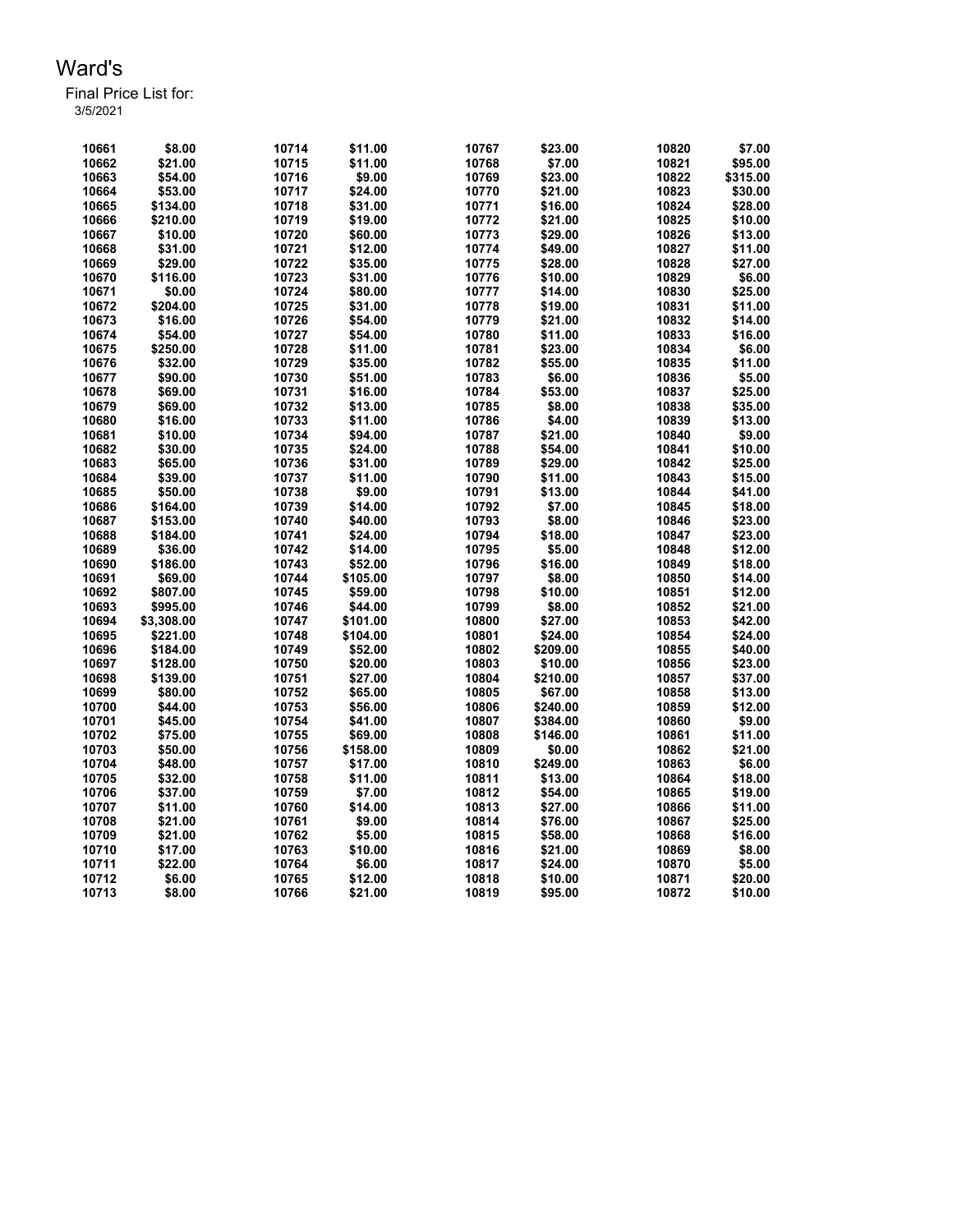# Ward's

Final Price List for:
3/5/2021

| | | | | | | | |
|---|---|---|---|---|---|---|---|
| 10661 | $8.00 | 10714 | $11.00 | 10767 | $23.00 | 10820 | $7.00 |
| 10662 | $21.00 | 10715 | $11.00 | 10768 | $7.00 | 10821 | $95.00 |
| 10663 | $54.00 | 10716 | $9.00 | 10769 | $23.00 | 10822 | $315.00 |
| 10664 | $53.00 | 10717 | $24.00 | 10770 | $21.00 | 10823 | $30.00 |
| 10665 | $134.00 | 10718 | $31.00 | 10771 | $16.00 | 10824 | $28.00 |
| 10666 | $210.00 | 10719 | $19.00 | 10772 | $21.00 | 10825 | $10.00 |
| 10667 | $10.00 | 10720 | $60.00 | 10773 | $29.00 | 10826 | $13.00 |
| 10668 | $31.00 | 10721 | $12.00 | 10774 | $49.00 | 10827 | $11.00 |
| 10669 | $29.00 | 10722 | $35.00 | 10775 | $28.00 | 10828 | $27.00 |
| 10670 | $116.00 | 10723 | $31.00 | 10776 | $10.00 | 10829 | $6.00 |
| 10671 | $0.00 | 10724 | $80.00 | 10777 | $14.00 | 10830 | $25.00 |
| 10672 | $204.00 | 10725 | $31.00 | 10778 | $19.00 | 10831 | $11.00 |
| 10673 | $16.00 | 10726 | $54.00 | 10779 | $21.00 | 10832 | $14.00 |
| 10674 | $54.00 | 10727 | $54.00 | 10780 | $11.00 | 10833 | $16.00 |
| 10675 | $250.00 | 10728 | $11.00 | 10781 | $23.00 | 10834 | $6.00 |
| 10676 | $32.00 | 10729 | $35.00 | 10782 | $55.00 | 10835 | $11.00 |
| 10677 | $90.00 | 10730 | $51.00 | 10783 | $6.00 | 10836 | $5.00 |
| 10678 | $69.00 | 10731 | $16.00 | 10784 | $53.00 | 10837 | $25.00 |
| 10679 | $69.00 | 10732 | $13.00 | 10785 | $8.00 | 10838 | $35.00 |
| 10680 | $16.00 | 10733 | $11.00 | 10786 | $4.00 | 10839 | $13.00 |
| 10681 | $10.00 | 10734 | $94.00 | 10787 | $21.00 | 10840 | $9.00 |
| 10682 | $30.00 | 10735 | $24.00 | 10788 | $54.00 | 10841 | $10.00 |
| 10683 | $65.00 | 10736 | $31.00 | 10789 | $29.00 | 10842 | $25.00 |
| 10684 | $39.00 | 10737 | $11.00 | 10790 | $11.00 | 10843 | $15.00 |
| 10685 | $50.00 | 10738 | $9.00 | 10791 | $13.00 | 10844 | $41.00 |
| 10686 | $164.00 | 10739 | $14.00 | 10792 | $7.00 | 10845 | $18.00 |
| 10687 | $153.00 | 10740 | $40.00 | 10793 | $8.00 | 10846 | $23.00 |
| 10688 | $184.00 | 10741 | $24.00 | 10794 | $18.00 | 10847 | $23.00 |
| 10689 | $36.00 | 10742 | $14.00 | 10795 | $5.00 | 10848 | $12.00 |
| 10690 | $186.00 | 10743 | $52.00 | 10796 | $16.00 | 10849 | $18.00 |
| 10691 | $69.00 | 10744 | $105.00 | 10797 | $8.00 | 10850 | $14.00 |
| 10692 | $807.00 | 10745 | $59.00 | 10798 | $10.00 | 10851 | $12.00 |
| 10693 | $995.00 | 10746 | $44.00 | 10799 | $8.00 | 10852 | $21.00 |
| 10694 | $3,308.00 | 10747 | $101.00 | 10800 | $27.00 | 10853 | $42.00 |
| 10695 | $221.00 | 10748 | $104.00 | 10801 | $24.00 | 10854 | $24.00 |
| 10696 | $184.00 | 10749 | $52.00 | 10802 | $209.00 | 10855 | $40.00 |
| 10697 | $128.00 | 10750 | $20.00 | 10803 | $10.00 | 10856 | $23.00 |
| 10698 | $139.00 | 10751 | $27.00 | 10804 | $210.00 | 10857 | $37.00 |
| 10699 | $80.00 | 10752 | $65.00 | 10805 | $67.00 | 10858 | $13.00 |
| 10700 | $44.00 | 10753 | $56.00 | 10806 | $240.00 | 10859 | $12.00 |
| 10701 | $45.00 | 10754 | $41.00 | 10807 | $384.00 | 10860 | $9.00 |
| 10702 | $75.00 | 10755 | $69.00 | 10808 | $146.00 | 10861 | $11.00 |
| 10703 | $50.00 | 10756 | $158.00 | 10809 | $0.00 | 10862 | $21.00 |
| 10704 | $48.00 | 10757 | $17.00 | 10810 | $249.00 | 10863 | $6.00 |
| 10705 | $32.00 | 10758 | $11.00 | 10811 | $13.00 | 10864 | $18.00 |
| 10706 | $37.00 | 10759 | $7.00 | 10812 | $54.00 | 10865 | $19.00 |
| 10707 | $11.00 | 10760 | $14.00 | 10813 | $27.00 | 10866 | $11.00 |
| 10708 | $21.00 | 10761 | $9.00 | 10814 | $76.00 | 10867 | $25.00 |
| 10709 | $21.00 | 10762 | $5.00 | 10815 | $58.00 | 10868 | $16.00 |
| 10710 | $17.00 | 10763 | $10.00 | 10816 | $21.00 | 10869 | $8.00 |
| 10711 | $22.00 | 10764 | $6.00 | 10817 | $24.00 | 10870 | $5.00 |
| 10712 | $6.00 | 10765 | $12.00 | 10818 | $10.00 | 10871 | $20.00 |
| 10713 | $8.00 | 10766 | $21.00 | 10819 | $95.00 | 10872 | $10.00 |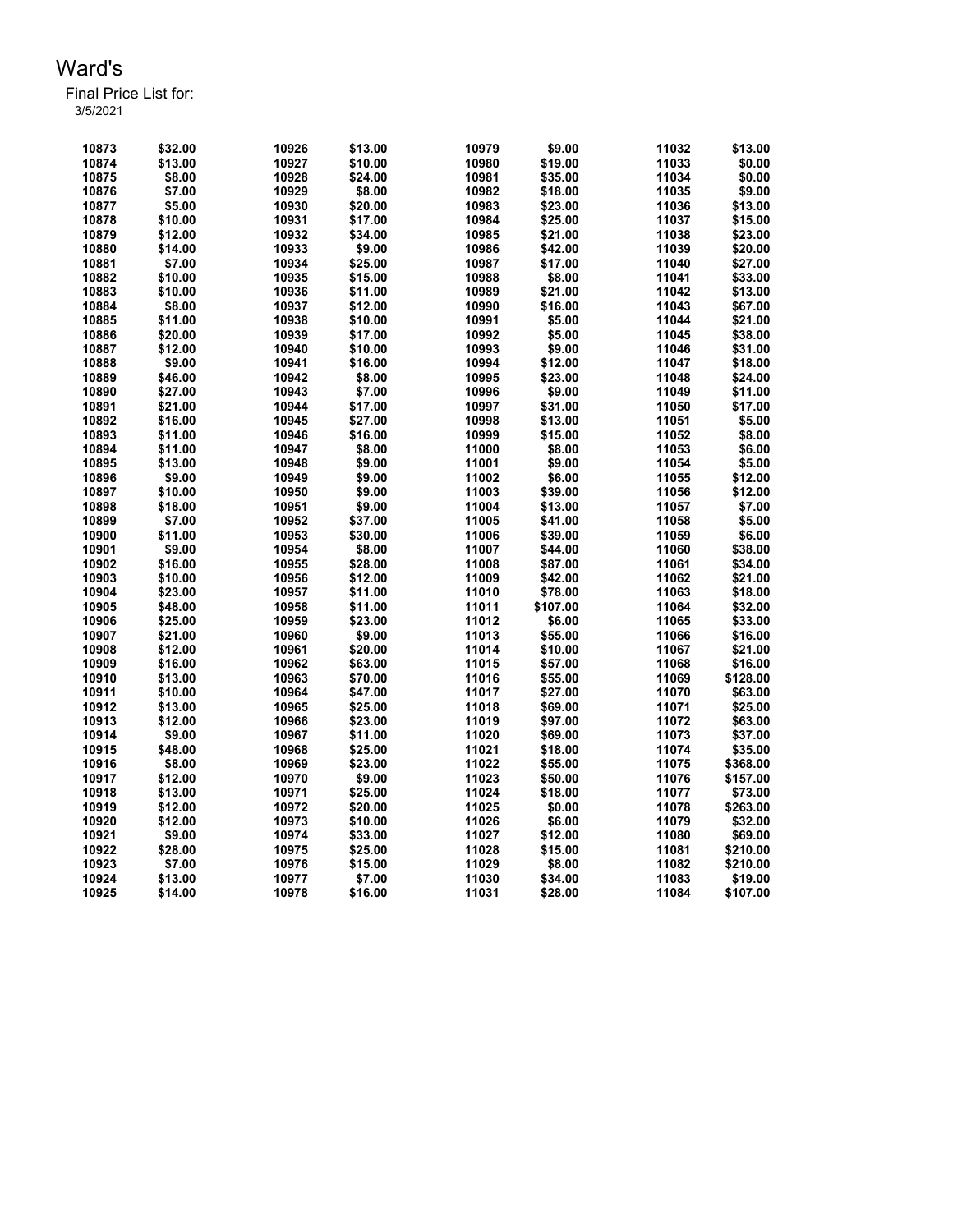# Ward's

Final Price List for:
3/5/2021

| | | | | | | | |
|---|---|---|---|---|---|---|---|
| 10873 | $32.00 | 10926 | $13.00 | 10979 | $9.00 | 11032 | $13.00 |
| 10874 | $13.00 | 10927 | $10.00 | 10980 | $19.00 | 11033 | $0.00 |
| 10875 | $8.00 | 10928 | $24.00 | 10981 | $35.00 | 11034 | $0.00 |
| 10876 | $7.00 | 10929 | $8.00 | 10982 | $18.00 | 11035 | $9.00 |
| 10877 | $5.00 | 10930 | $20.00 | 10983 | $23.00 | 11036 | $13.00 |
| 10878 | $10.00 | 10931 | $17.00 | 10984 | $25.00 | 11037 | $15.00 |
| 10879 | $12.00 | 10932 | $34.00 | 10985 | $21.00 | 11038 | $23.00 |
| 10880 | $14.00 | 10933 | $9.00 | 10986 | $42.00 | 11039 | $20.00 |
| 10881 | $7.00 | 10934 | $25.00 | 10987 | $17.00 | 11040 | $27.00 |
| 10882 | $10.00 | 10935 | $15.00 | 10988 | $8.00 | 11041 | $33.00 |
| 10883 | $10.00 | 10936 | $11.00 | 10989 | $21.00 | 11042 | $13.00 |
| 10884 | $8.00 | 10937 | $12.00 | 10990 | $16.00 | 11043 | $67.00 |
| 10885 | $11.00 | 10938 | $10.00 | 10991 | $5.00 | 11044 | $21.00 |
| 10886 | $20.00 | 10939 | $17.00 | 10992 | $5.00 | 11045 | $38.00 |
| 10887 | $12.00 | 10940 | $10.00 | 10993 | $9.00 | 11046 | $31.00 |
| 10888 | $9.00 | 10941 | $16.00 | 10994 | $12.00 | 11047 | $18.00 |
| 10889 | $46.00 | 10942 | $8.00 | 10995 | $23.00 | 11048 | $24.00 |
| 10890 | $27.00 | 10943 | $7.00 | 10996 | $9.00 | 11049 | $11.00 |
| 10891 | $21.00 | 10944 | $17.00 | 10997 | $31.00 | 11050 | $17.00 |
| 10892 | $16.00 | 10945 | $27.00 | 10998 | $13.00 | 11051 | $5.00 |
| 10893 | $11.00 | 10946 | $16.00 | 10999 | $15.00 | 11052 | $8.00 |
| 10894 | $11.00 | 10947 | $8.00 | 11000 | $8.00 | 11053 | $6.00 |
| 10895 | $13.00 | 10948 | $9.00 | 11001 | $9.00 | 11054 | $5.00 |
| 10896 | $9.00 | 10949 | $9.00 | 11002 | $6.00 | 11055 | $12.00 |
| 10897 | $10.00 | 10950 | $9.00 | 11003 | $39.00 | 11056 | $12.00 |
| 10898 | $18.00 | 10951 | $9.00 | 11004 | $13.00 | 11057 | $7.00 |
| 10899 | $7.00 | 10952 | $37.00 | 11005 | $41.00 | 11058 | $5.00 |
| 10900 | $11.00 | 10953 | $30.00 | 11006 | $39.00 | 11059 | $6.00 |
| 10901 | $9.00 | 10954 | $8.00 | 11007 | $44.00 | 11060 | $38.00 |
| 10902 | $16.00 | 10955 | $28.00 | 11008 | $87.00 | 11061 | $34.00 |
| 10903 | $10.00 | 10956 | $12.00 | 11009 | $42.00 | 11062 | $21.00 |
| 10904 | $23.00 | 10957 | $11.00 | 11010 | $78.00 | 11063 | $18.00 |
| 10905 | $48.00 | 10958 | $11.00 | 11011 | $107.00 | 11064 | $32.00 |
| 10906 | $25.00 | 10959 | $23.00 | 11012 | $6.00 | 11065 | $33.00 |
| 10907 | $21.00 | 10960 | $9.00 | 11013 | $55.00 | 11066 | $16.00 |
| 10908 | $12.00 | 10961 | $20.00 | 11014 | $10.00 | 11067 | $21.00 |
| 10909 | $16.00 | 10962 | $63.00 | 11015 | $57.00 | 11068 | $16.00 |
| 10910 | $13.00 | 10963 | $70.00 | 11016 | $55.00 | 11069 | $128.00 |
| 10911 | $10.00 | 10964 | $47.00 | 11017 | $27.00 | 11070 | $63.00 |
| 10912 | $13.00 | 10965 | $25.00 | 11018 | $69.00 | 11071 | $25.00 |
| 10913 | $12.00 | 10966 | $23.00 | 11019 | $97.00 | 11072 | $63.00 |
| 10914 | $9.00 | 10967 | $11.00 | 11020 | $69.00 | 11073 | $37.00 |
| 10915 | $48.00 | 10968 | $25.00 | 11021 | $18.00 | 11074 | $35.00 |
| 10916 | $8.00 | 10969 | $23.00 | 11022 | $55.00 | 11075 | $368.00 |
| 10917 | $12.00 | 10970 | $9.00 | 11023 | $50.00 | 11076 | $157.00 |
| 10918 | $13.00 | 10971 | $25.00 | 11024 | $18.00 | 11077 | $73.00 |
| 10919 | $12.00 | 10972 | $20.00 | 11025 | $0.00 | 11078 | $263.00 |
| 10920 | $12.00 | 10973 | $10.00 | 11026 | $6.00 | 11079 | $32.00 |
| 10921 | $9.00 | 10974 | $33.00 | 11027 | $12.00 | 11080 | $69.00 |
| 10922 | $28.00 | 10975 | $25.00 | 11028 | $15.00 | 11081 | $210.00 |
| 10923 | $7.00 | 10976 | $15.00 | 11029 | $8.00 | 11082 | $210.00 |
| 10924 | $13.00 | 10977 | $7.00 | 11030 | $34.00 | 11083 | $19.00 |
| 10925 | $14.00 | 10978 | $16.00 | 11031 | $28.00 | 11084 | $107.00 |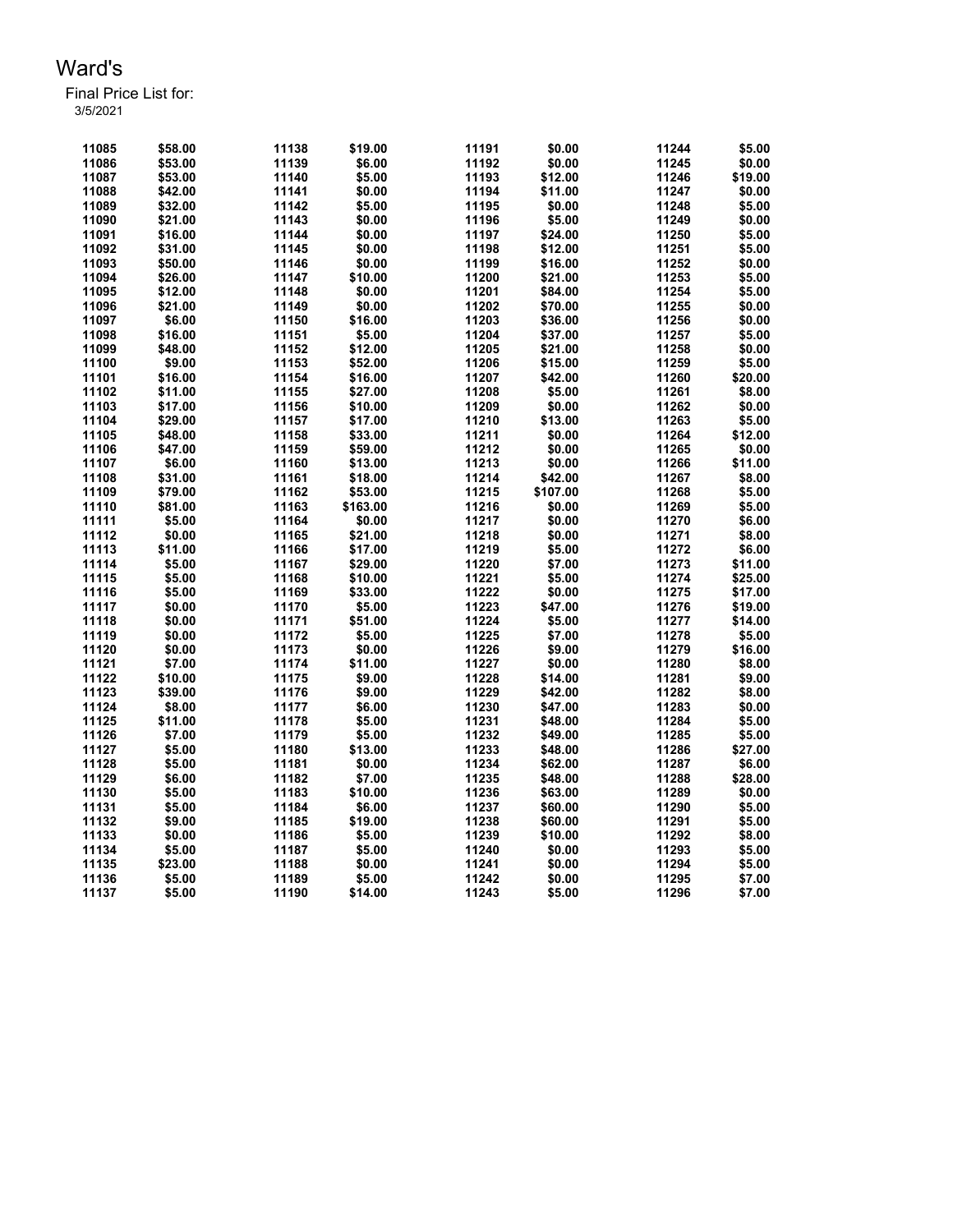# Ward's

Final Price List for:
3/5/2021

| | | | | | | | |
|---|---|---|---|---|---|---|---|
| 11085 | $58.00 | 11138 | $19.00 | 11191 | $0.00 | 11244 | $5.00 |
| 11086 | $53.00 | 11139 | $6.00 | 11192 | $0.00 | 11245 | $0.00 |
| 11087 | $53.00 | 11140 | $5.00 | 11193 | $12.00 | 11246 | $19.00 |
| 11088 | $42.00 | 11141 | $0.00 | 11194 | $11.00 | 11247 | $0.00 |
| 11089 | $32.00 | 11142 | $5.00 | 11195 | $0.00 | 11248 | $5.00 |
| 11090 | $21.00 | 11143 | $0.00 | 11196 | $5.00 | 11249 | $0.00 |
| 11091 | $16.00 | 11144 | $0.00 | 11197 | $24.00 | 11250 | $5.00 |
| 11092 | $31.00 | 11145 | $0.00 | 11198 | $12.00 | 11251 | $5.00 |
| 11093 | $50.00 | 11146 | $0.00 | 11199 | $16.00 | 11252 | $0.00 |
| 11094 | $26.00 | 11147 | $10.00 | 11200 | $21.00 | 11253 | $5.00 |
| 11095 | $12.00 | 11148 | $0.00 | 11201 | $84.00 | 11254 | $5.00 |
| 11096 | $21.00 | 11149 | $0.00 | 11202 | $70.00 | 11255 | $0.00 |
| 11097 | $6.00 | 11150 | $16.00 | 11203 | $36.00 | 11256 | $0.00 |
| 11098 | $16.00 | 11151 | $5.00 | 11204 | $37.00 | 11257 | $5.00 |
| 11099 | $48.00 | 11152 | $12.00 | 11205 | $21.00 | 11258 | $0.00 |
| 11100 | $9.00 | 11153 | $52.00 | 11206 | $15.00 | 11259 | $5.00 |
| 11101 | $16.00 | 11154 | $16.00 | 11207 | $42.00 | 11260 | $20.00 |
| 11102 | $11.00 | 11155 | $27.00 | 11208 | $5.00 | 11261 | $8.00 |
| 11103 | $17.00 | 11156 | $10.00 | 11209 | $0.00 | 11262 | $0.00 |
| 11104 | $29.00 | 11157 | $17.00 | 11210 | $13.00 | 11263 | $5.00 |
| 11105 | $48.00 | 11158 | $33.00 | 11211 | $0.00 | 11264 | $12.00 |
| 11106 | $47.00 | 11159 | $59.00 | 11212 | $0.00 | 11265 | $0.00 |
| 11107 | $6.00 | 11160 | $13.00 | 11213 | $0.00 | 11266 | $11.00 |
| 11108 | $31.00 | 11161 | $18.00 | 11214 | $42.00 | 11267 | $8.00 |
| 11109 | $79.00 | 11162 | $53.00 | 11215 | $107.00 | 11268 | $5.00 |
| 11110 | $81.00 | 11163 | $163.00 | 11216 | $0.00 | 11269 | $5.00 |
| 11111 | $5.00 | 11164 | $0.00 | 11217 | $0.00 | 11270 | $6.00 |
| 11112 | $0.00 | 11165 | $21.00 | 11218 | $0.00 | 11271 | $8.00 |
| 11113 | $11.00 | 11166 | $17.00 | 11219 | $5.00 | 11272 | $6.00 |
| 11114 | $5.00 | 11167 | $29.00 | 11220 | $7.00 | 11273 | $11.00 |
| 11115 | $5.00 | 11168 | $10.00 | 11221 | $5.00 | 11274 | $25.00 |
| 11116 | $5.00 | 11169 | $33.00 | 11222 | $0.00 | 11275 | $17.00 |
| 11117 | $0.00 | 11170 | $5.00 | 11223 | $47.00 | 11276 | $19.00 |
| 11118 | $0.00 | 11171 | $51.00 | 11224 | $5.00 | 11277 | $14.00 |
| 11119 | $0.00 | 11172 | $5.00 | 11225 | $7.00 | 11278 | $5.00 |
| 11120 | $0.00 | 11173 | $0.00 | 11226 | $9.00 | 11279 | $16.00 |
| 11121 | $7.00 | 11174 | $11.00 | 11227 | $0.00 | 11280 | $8.00 |
| 11122 | $10.00 | 11175 | $9.00 | 11228 | $14.00 | 11281 | $9.00 |
| 11123 | $39.00 | 11176 | $9.00 | 11229 | $42.00 | 11282 | $8.00 |
| 11124 | $8.00 | 11177 | $6.00 | 11230 | $47.00 | 11283 | $0.00 |
| 11125 | $11.00 | 11178 | $5.00 | 11231 | $48.00 | 11284 | $5.00 |
| 11126 | $7.00 | 11179 | $5.00 | 11232 | $49.00 | 11285 | $5.00 |
| 11127 | $5.00 | 11180 | $13.00 | 11233 | $48.00 | 11286 | $27.00 |
| 11128 | $5.00 | 11181 | $0.00 | 11234 | $62.00 | 11287 | $6.00 |
| 11129 | $6.00 | 11182 | $7.00 | 11235 | $48.00 | 11288 | $28.00 |
| 11130 | $5.00 | 11183 | $10.00 | 11236 | $63.00 | 11289 | $0.00 |
| 11131 | $5.00 | 11184 | $6.00 | 11237 | $60.00 | 11290 | $5.00 |
| 11132 | $9.00 | 11185 | $19.00 | 11238 | $60.00 | 11291 | $5.00 |
| 11133 | $0.00 | 11186 | $5.00 | 11239 | $10.00 | 11292 | $8.00 |
| 11134 | $5.00 | 11187 | $5.00 | 11240 | $0.00 | 11293 | $5.00 |
| 11135 | $23.00 | 11188 | $0.00 | 11241 | $0.00 | 11294 | $5.00 |
| 11136 | $5.00 | 11189 | $5.00 | 11242 | $0.00 | 11295 | $7.00 |
| 11137 | $5.00 | 11190 | $14.00 | 11243 | $5.00 | 11296 | $7.00 |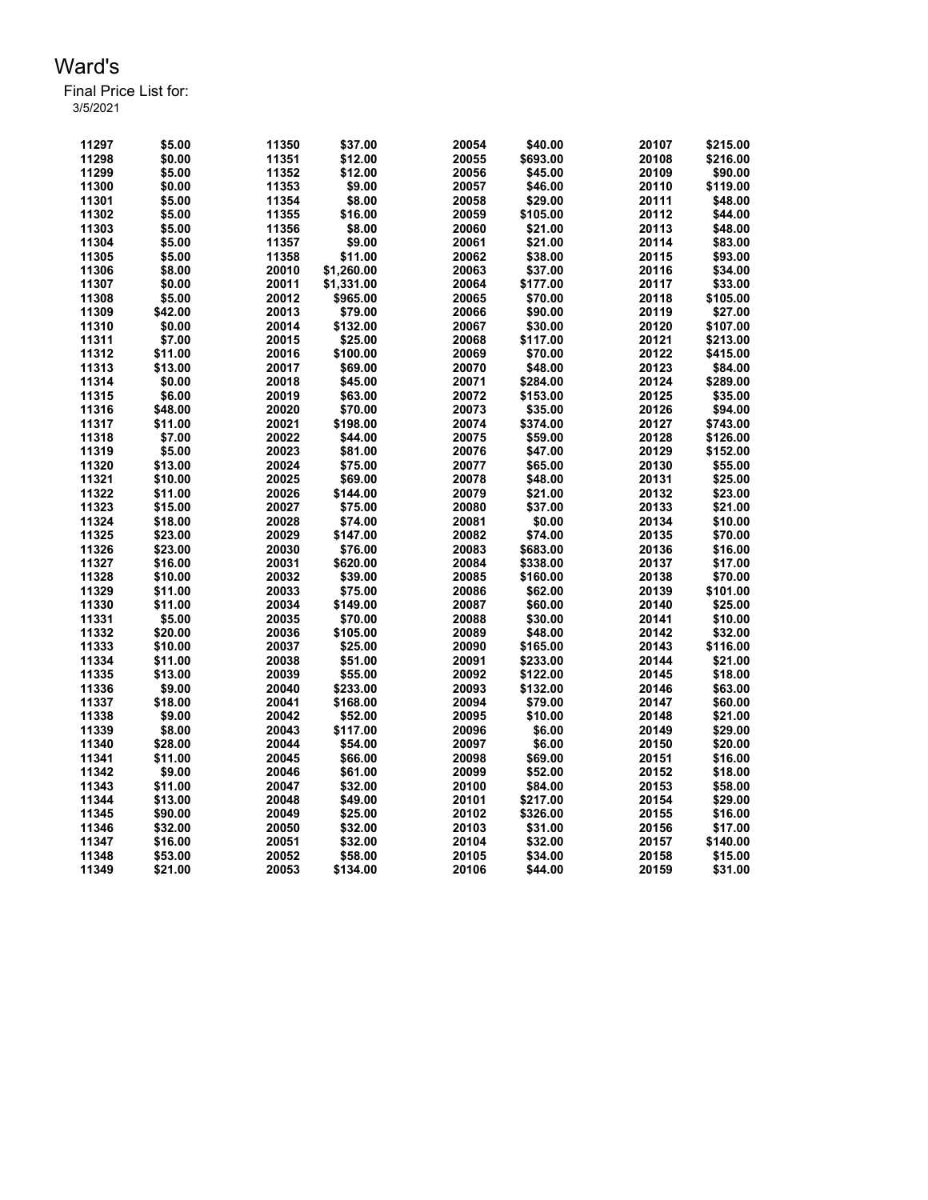# Ward's

Final Price List for:
3/5/2021

| Item | Price | Item | Price | Item | Price | Item | Price |
|---|---|---|---|---|---|---|---|
| 11297 | $5.00 | 11350 | $37.00 | 20054 | $40.00 | 20107 | $215.00 |
| 11298 | $0.00 | 11351 | $12.00 | 20055 | $693.00 | 20108 | $216.00 |
| 11299 | $5.00 | 11352 | $12.00 | 20056 | $45.00 | 20109 | $90.00 |
| 11300 | $0.00 | 11353 | $9.00 | 20057 | $46.00 | 20110 | $119.00 |
| 11301 | $5.00 | 11354 | $8.00 | 20058 | $29.00 | 20111 | $48.00 |
| 11302 | $5.00 | 11355 | $16.00 | 20059 | $105.00 | 20112 | $44.00 |
| 11303 | $5.00 | 11356 | $8.00 | 20060 | $21.00 | 20113 | $48.00 |
| 11304 | $5.00 | 11357 | $9.00 | 20061 | $21.00 | 20114 | $83.00 |
| 11305 | $5.00 | 11358 | $11.00 | 20062 | $38.00 | 20115 | $93.00 |
| 11306 | $8.00 | 20010 | $1,260.00 | 20063 | $37.00 | 20116 | $34.00 |
| 11307 | $0.00 | 20011 | $1,331.00 | 20064 | $177.00 | 20117 | $33.00 |
| 11308 | $5.00 | 20012 | $965.00 | 20065 | $70.00 | 20118 | $105.00 |
| 11309 | $42.00 | 20013 | $79.00 | 20066 | $90.00 | 20119 | $27.00 |
| 11310 | $0.00 | 20014 | $132.00 | 20067 | $30.00 | 20120 | $107.00 |
| 11311 | $7.00 | 20015 | $25.00 | 20068 | $117.00 | 20121 | $213.00 |
| 11312 | $11.00 | 20016 | $100.00 | 20069 | $70.00 | 20122 | $415.00 |
| 11313 | $13.00 | 20017 | $69.00 | 20070 | $48.00 | 20123 | $84.00 |
| 11314 | $0.00 | 20018 | $45.00 | 20071 | $284.00 | 20124 | $289.00 |
| 11315 | $6.00 | 20019 | $63.00 | 20072 | $153.00 | 20125 | $35.00 |
| 11316 | $48.00 | 20020 | $70.00 | 20073 | $35.00 | 20126 | $94.00 |
| 11317 | $11.00 | 20021 | $198.00 | 20074 | $374.00 | 20127 | $743.00 |
| 11318 | $7.00 | 20022 | $44.00 | 20075 | $59.00 | 20128 | $126.00 |
| 11319 | $5.00 | 20023 | $81.00 | 20076 | $47.00 | 20129 | $152.00 |
| 11320 | $13.00 | 20024 | $75.00 | 20077 | $65.00 | 20130 | $55.00 |
| 11321 | $10.00 | 20025 | $69.00 | 20078 | $48.00 | 20131 | $25.00 |
| 11322 | $11.00 | 20026 | $144.00 | 20079 | $21.00 | 20132 | $23.00 |
| 11323 | $15.00 | 20027 | $75.00 | 20080 | $37.00 | 20133 | $21.00 |
| 11324 | $18.00 | 20028 | $74.00 | 20081 | $0.00 | 20134 | $10.00 |
| 11325 | $23.00 | 20029 | $147.00 | 20082 | $74.00 | 20135 | $70.00 |
| 11326 | $23.00 | 20030 | $76.00 | 20083 | $683.00 | 20136 | $16.00 |
| 11327 | $16.00 | 20031 | $620.00 | 20084 | $338.00 | 20137 | $17.00 |
| 11328 | $10.00 | 20032 | $39.00 | 20085 | $160.00 | 20138 | $70.00 |
| 11329 | $11.00 | 20033 | $75.00 | 20086 | $62.00 | 20139 | $101.00 |
| 11330 | $11.00 | 20034 | $149.00 | 20087 | $60.00 | 20140 | $25.00 |
| 11331 | $5.00 | 20035 | $70.00 | 20088 | $30.00 | 20141 | $10.00 |
| 11332 | $20.00 | 20036 | $105.00 | 20089 | $48.00 | 20142 | $32.00 |
| 11333 | $10.00 | 20037 | $25.00 | 20090 | $165.00 | 20143 | $116.00 |
| 11334 | $11.00 | 20038 | $51.00 | 20091 | $233.00 | 20144 | $21.00 |
| 11335 | $13.00 | 20039 | $55.00 | 20092 | $122.00 | 20145 | $18.00 |
| 11336 | $9.00 | 20040 | $233.00 | 20093 | $132.00 | 20146 | $63.00 |
| 11337 | $18.00 | 20041 | $168.00 | 20094 | $79.00 | 20147 | $60.00 |
| 11338 | $9.00 | 20042 | $52.00 | 20095 | $10.00 | 20148 | $21.00 |
| 11339 | $8.00 | 20043 | $117.00 | 20096 | $6.00 | 20149 | $29.00 |
| 11340 | $28.00 | 20044 | $54.00 | 20097 | $6.00 | 20150 | $20.00 |
| 11341 | $11.00 | 20045 | $66.00 | 20098 | $69.00 | 20151 | $16.00 |
| 11342 | $9.00 | 20046 | $61.00 | 20099 | $52.00 | 20152 | $18.00 |
| 11343 | $11.00 | 20047 | $32.00 | 20100 | $84.00 | 20153 | $58.00 |
| 11344 | $13.00 | 20048 | $49.00 | 20101 | $217.00 | 20154 | $29.00 |
| 11345 | $90.00 | 20049 | $25.00 | 20102 | $326.00 | 20155 | $16.00 |
| 11346 | $32.00 | 20050 | $32.00 | 20103 | $31.00 | 20156 | $17.00 |
| 11347 | $16.00 | 20051 | $32.00 | 20104 | $32.00 | 20157 | $140.00 |
| 11348 | $53.00 | 20052 | $58.00 | 20105 | $34.00 | 20158 | $15.00 |
| 11349 | $21.00 | 20053 | $134.00 | 20106 | $44.00 | 20159 | $31.00 |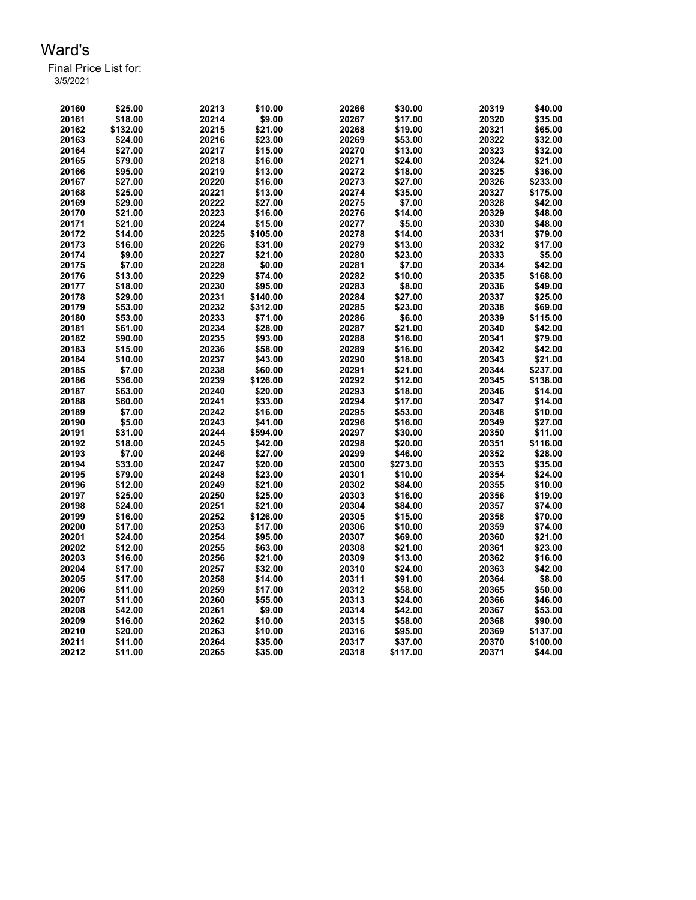# Ward's

Final Price List for:
3/5/2021

| | | | | | | | |
|---|---|---|---|---|---|---|---|
| 20160 | $25.00 | 20213 | $10.00 | 20266 | $30.00 | 20319 | $40.00 |
| 20161 | $18.00 | 20214 | $9.00 | 20267 | $17.00 | 20320 | $35.00 |
| 20162 | $132.00 | 20215 | $21.00 | 20268 | $19.00 | 20321 | $65.00 |
| 20163 | $24.00 | 20216 | $23.00 | 20269 | $53.00 | 20322 | $32.00 |
| 20164 | $27.00 | 20217 | $15.00 | 20270 | $13.00 | 20323 | $32.00 |
| 20165 | $79.00 | 20218 | $16.00 | 20271 | $24.00 | 20324 | $21.00 |
| 20166 | $95.00 | 20219 | $13.00 | 20272 | $18.00 | 20325 | $36.00 |
| 20167 | $27.00 | 20220 | $16.00 | 20273 | $27.00 | 20326 | $233.00 |
| 20168 | $25.00 | 20221 | $13.00 | 20274 | $35.00 | 20327 | $175.00 |
| 20169 | $29.00 | 20222 | $27.00 | 20275 | $7.00 | 20328 | $42.00 |
| 20170 | $21.00 | 20223 | $16.00 | 20276 | $14.00 | 20329 | $48.00 |
| 20171 | $21.00 | 20224 | $15.00 | 20277 | $5.00 | 20330 | $48.00 |
| 20172 | $14.00 | 20225 | $105.00 | 20278 | $14.00 | 20331 | $79.00 |
| 20173 | $16.00 | 20226 | $31.00 | 20279 | $13.00 | 20332 | $17.00 |
| 20174 | $9.00 | 20227 | $21.00 | 20280 | $23.00 | 20333 | $5.00 |
| 20175 | $7.00 | 20228 | $0.00 | 20281 | $7.00 | 20334 | $42.00 |
| 20176 | $13.00 | 20229 | $74.00 | 20282 | $10.00 | 20335 | $168.00 |
| 20177 | $18.00 | 20230 | $95.00 | 20283 | $8.00 | 20336 | $49.00 |
| 20178 | $29.00 | 20231 | $140.00 | 20284 | $27.00 | 20337 | $25.00 |
| 20179 | $53.00 | 20232 | $312.00 | 20285 | $23.00 | 20338 | $69.00 |
| 20180 | $53.00 | 20233 | $71.00 | 20286 | $6.00 | 20339 | $115.00 |
| 20181 | $61.00 | 20234 | $28.00 | 20287 | $21.00 | 20340 | $42.00 |
| 20182 | $90.00 | 20235 | $93.00 | 20288 | $16.00 | 20341 | $79.00 |
| 20183 | $15.00 | 20236 | $58.00 | 20289 | $16.00 | 20342 | $42.00 |
| 20184 | $10.00 | 20237 | $43.00 | 20290 | $18.00 | 20343 | $21.00 |
| 20185 | $7.00 | 20238 | $60.00 | 20291 | $21.00 | 20344 | $237.00 |
| 20186 | $36.00 | 20239 | $126.00 | 20292 | $12.00 | 20345 | $138.00 |
| 20187 | $63.00 | 20240 | $20.00 | 20293 | $18.00 | 20346 | $14.00 |
| 20188 | $60.00 | 20241 | $33.00 | 20294 | $17.00 | 20347 | $14.00 |
| 20189 | $7.00 | 20242 | $16.00 | 20295 | $53.00 | 20348 | $10.00 |
| 20190 | $5.00 | 20243 | $41.00 | 20296 | $16.00 | 20349 | $27.00 |
| 20191 | $31.00 | 20244 | $594.00 | 20297 | $30.00 | 20350 | $11.00 |
| 20192 | $18.00 | 20245 | $42.00 | 20298 | $20.00 | 20351 | $116.00 |
| 20193 | $7.00 | 20246 | $27.00 | 20299 | $46.00 | 20352 | $28.00 |
| 20194 | $33.00 | 20247 | $20.00 | 20300 | $273.00 | 20353 | $35.00 |
| 20195 | $79.00 | 20248 | $23.00 | 20301 | $10.00 | 20354 | $24.00 |
| 20196 | $12.00 | 20249 | $21.00 | 20302 | $84.00 | 20355 | $10.00 |
| 20197 | $25.00 | 20250 | $25.00 | 20303 | $16.00 | 20356 | $19.00 |
| 20198 | $24.00 | 20251 | $21.00 | 20304 | $84.00 | 20357 | $74.00 |
| 20199 | $16.00 | 20252 | $126.00 | 20305 | $15.00 | 20358 | $70.00 |
| 20200 | $17.00 | 20253 | $17.00 | 20306 | $10.00 | 20359 | $74.00 |
| 20201 | $24.00 | 20254 | $95.00 | 20307 | $69.00 | 20360 | $21.00 |
| 20202 | $12.00 | 20255 | $63.00 | 20308 | $21.00 | 20361 | $23.00 |
| 20203 | $16.00 | 20256 | $21.00 | 20309 | $13.00 | 20362 | $16.00 |
| 20204 | $17.00 | 20257 | $32.00 | 20310 | $24.00 | 20363 | $42.00 |
| 20205 | $17.00 | 20258 | $14.00 | 20311 | $91.00 | 20364 | $8.00 |
| 20206 | $11.00 | 20259 | $17.00 | 20312 | $58.00 | 20365 | $50.00 |
| 20207 | $11.00 | 20260 | $55.00 | 20313 | $24.00 | 20366 | $46.00 |
| 20208 | $42.00 | 20261 | $9.00 | 20314 | $42.00 | 20367 | $53.00 |
| 20209 | $16.00 | 20262 | $10.00 | 20315 | $58.00 | 20368 | $90.00 |
| 20210 | $20.00 | 20263 | $10.00 | 20316 | $95.00 | 20369 | $137.00 |
| 20211 | $11.00 | 20264 | $35.00 | 20317 | $37.00 | 20370 | $100.00 |
| 20212 | $11.00 | 20265 | $35.00 | 20318 | $117.00 | 20371 | $44.00 |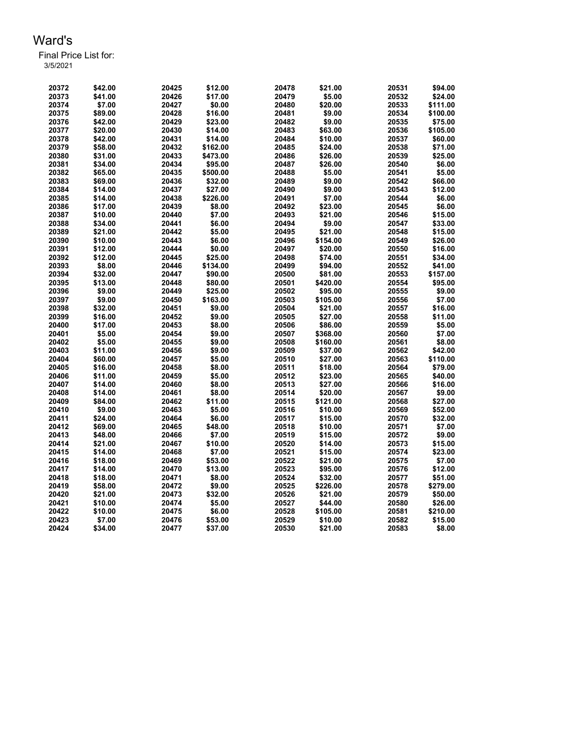# Ward's

Final Price List for:
3/5/2021

| | | | | | | | |
|---|---|---|---|---|---|---|---|
| 20372 | $42.00 | 20425 | $12.00 | 20478 | $21.00 | 20531 | $94.00 |
| 20373 | $41.00 | 20426 | $17.00 | 20479 | $5.00 | 20532 | $24.00 |
| 20374 | $7.00 | 20427 | $0.00 | 20480 | $20.00 | 20533 | $111.00 |
| 20375 | $89.00 | 20428 | $16.00 | 20481 | $9.00 | 20534 | $100.00 |
| 20376 | $42.00 | 20429 | $23.00 | 20482 | $9.00 | 20535 | $75.00 |
| 20377 | $20.00 | 20430 | $14.00 | 20483 | $63.00 | 20536 | $105.00 |
| 20378 | $42.00 | 20431 | $14.00 | 20484 | $10.00 | 20537 | $60.00 |
| 20379 | $58.00 | 20432 | $162.00 | 20485 | $24.00 | 20538 | $71.00 |
| 20380 | $31.00 | 20433 | $473.00 | 20486 | $26.00 | 20539 | $25.00 |
| 20381 | $34.00 | 20434 | $95.00 | 20487 | $26.00 | 20540 | $6.00 |
| 20382 | $65.00 | 20435 | $500.00 | 20488 | $5.00 | 20541 | $5.00 |
| 20383 | $69.00 | 20436 | $32.00 | 20489 | $9.00 | 20542 | $66.00 |
| 20384 | $14.00 | 20437 | $27.00 | 20490 | $9.00 | 20543 | $12.00 |
| 20385 | $14.00 | 20438 | $226.00 | 20491 | $7.00 | 20544 | $6.00 |
| 20386 | $17.00 | 20439 | $8.00 | 20492 | $23.00 | 20545 | $6.00 |
| 20387 | $10.00 | 20440 | $7.00 | 20493 | $21.00 | 20546 | $15.00 |
| 20388 | $34.00 | 20441 | $6.00 | 20494 | $9.00 | 20547 | $33.00 |
| 20389 | $21.00 | 20442 | $5.00 | 20495 | $21.00 | 20548 | $15.00 |
| 20390 | $10.00 | 20443 | $6.00 | 20496 | $154.00 | 20549 | $26.00 |
| 20391 | $12.00 | 20444 | $0.00 | 20497 | $20.00 | 20550 | $16.00 |
| 20392 | $12.00 | 20445 | $25.00 | 20498 | $74.00 | 20551 | $34.00 |
| 20393 | $8.00 | 20446 | $134.00 | 20499 | $94.00 | 20552 | $41.00 |
| 20394 | $32.00 | 20447 | $90.00 | 20500 | $81.00 | 20553 | $157.00 |
| 20395 | $13.00 | 20448 | $80.00 | 20501 | $420.00 | 20554 | $95.00 |
| 20396 | $9.00 | 20449 | $25.00 | 20502 | $95.00 | 20555 | $9.00 |
| 20397 | $9.00 | 20450 | $163.00 | 20503 | $105.00 | 20556 | $7.00 |
| 20398 | $32.00 | 20451 | $9.00 | 20504 | $21.00 | 20557 | $16.00 |
| 20399 | $16.00 | 20452 | $9.00 | 20505 | $27.00 | 20558 | $11.00 |
| 20400 | $17.00 | 20453 | $8.00 | 20506 | $86.00 | 20559 | $5.00 |
| 20401 | $5.00 | 20454 | $9.00 | 20507 | $368.00 | 20560 | $7.00 |
| 20402 | $5.00 | 20455 | $9.00 | 20508 | $160.00 | 20561 | $8.00 |
| 20403 | $11.00 | 20456 | $9.00 | 20509 | $37.00 | 20562 | $42.00 |
| 20404 | $60.00 | 20457 | $5.00 | 20510 | $27.00 | 20563 | $110.00 |
| 20405 | $16.00 | 20458 | $8.00 | 20511 | $18.00 | 20564 | $79.00 |
| 20406 | $11.00 | 20459 | $5.00 | 20512 | $23.00 | 20565 | $40.00 |
| 20407 | $14.00 | 20460 | $8.00 | 20513 | $27.00 | 20566 | $16.00 |
| 20408 | $14.00 | 20461 | $8.00 | 20514 | $20.00 | 20567 | $9.00 |
| 20409 | $84.00 | 20462 | $11.00 | 20515 | $121.00 | 20568 | $27.00 |
| 20410 | $9.00 | 20463 | $5.00 | 20516 | $10.00 | 20569 | $52.00 |
| 20411 | $24.00 | 20464 | $6.00 | 20517 | $15.00 | 20570 | $32.00 |
| 20412 | $69.00 | 20465 | $48.00 | 20518 | $10.00 | 20571 | $7.00 |
| 20413 | $48.00 | 20466 | $7.00 | 20519 | $15.00 | 20572 | $9.00 |
| 20414 | $21.00 | 20467 | $10.00 | 20520 | $14.00 | 20573 | $15.00 |
| 20415 | $14.00 | 20468 | $7.00 | 20521 | $15.00 | 20574 | $23.00 |
| 20416 | $18.00 | 20469 | $53.00 | 20522 | $21.00 | 20575 | $7.00 |
| 20417 | $14.00 | 20470 | $13.00 | 20523 | $95.00 | 20576 | $12.00 |
| 20418 | $18.00 | 20471 | $8.00 | 20524 | $32.00 | 20577 | $51.00 |
| 20419 | $58.00 | 20472 | $9.00 | 20525 | $226.00 | 20578 | $279.00 |
| 20420 | $21.00 | 20473 | $32.00 | 20526 | $21.00 | 20579 | $50.00 |
| 20421 | $10.00 | 20474 | $5.00 | 20527 | $44.00 | 20580 | $26.00 |
| 20422 | $10.00 | 20475 | $6.00 | 20528 | $105.00 | 20581 | $210.00 |
| 20423 | $7.00 | 20476 | $53.00 | 20529 | $10.00 | 20582 | $15.00 |
| 20424 | $34.00 | 20477 | $37.00 | 20530 | $21.00 | 20583 | $8.00 |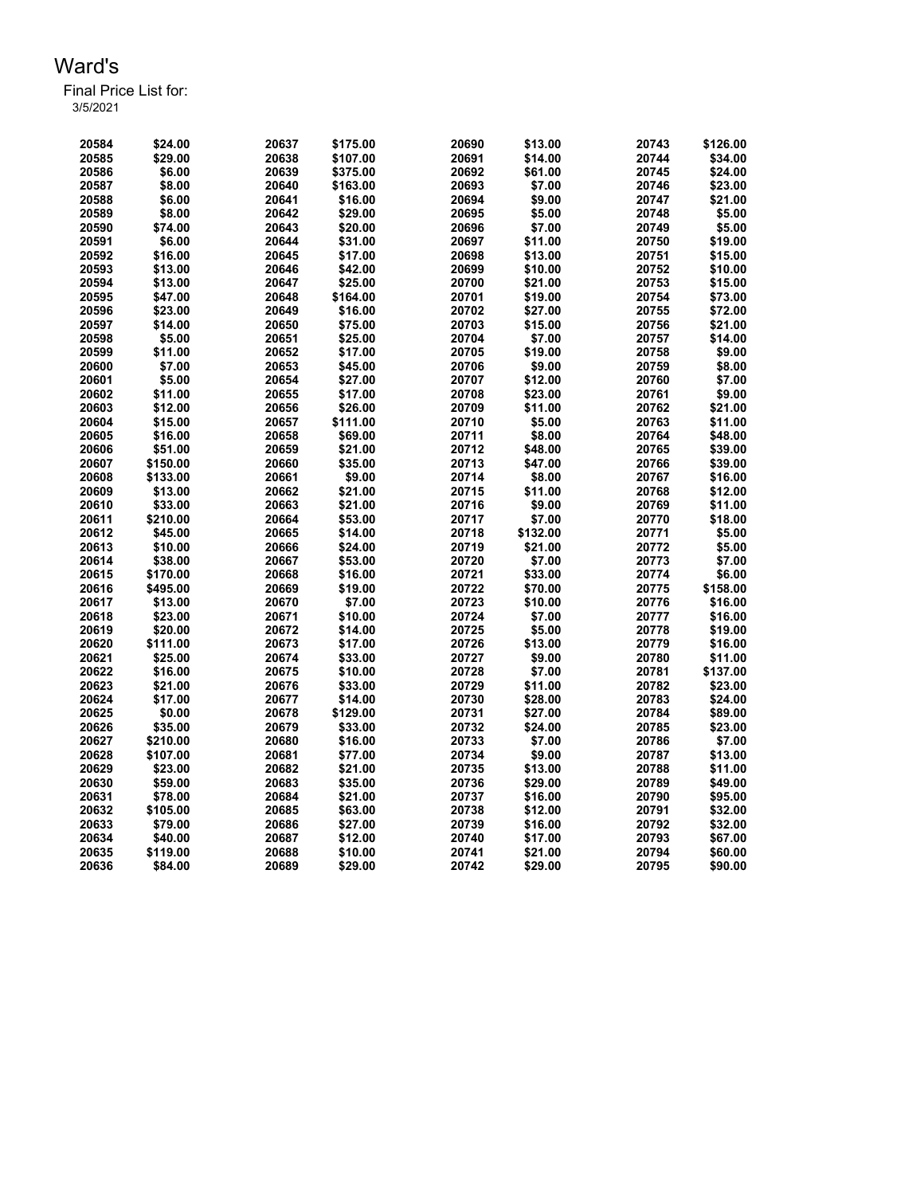# Ward's

Final Price List for:
3/5/2021

| | | | | | | | |
|---|---|---|---|---|---|---|---|
| 20584 | $24.00 | 20637 | $175.00 | 20690 | $13.00 | 20743 | $126.00 |
| 20585 | $29.00 | 20638 | $107.00 | 20691 | $14.00 | 20744 | $34.00 |
| 20586 | $6.00 | 20639 | $375.00 | 20692 | $61.00 | 20745 | $24.00 |
| 20587 | $8.00 | 20640 | $163.00 | 20693 | $7.00 | 20746 | $23.00 |
| 20588 | $6.00 | 20641 | $16.00 | 20694 | $9.00 | 20747 | $21.00 |
| 20589 | $8.00 | 20642 | $29.00 | 20695 | $5.00 | 20748 | $5.00 |
| 20590 | $74.00 | 20643 | $20.00 | 20696 | $7.00 | 20749 | $5.00 |
| 20591 | $6.00 | 20644 | $31.00 | 20697 | $11.00 | 20750 | $19.00 |
| 20592 | $16.00 | 20645 | $17.00 | 20698 | $13.00 | 20751 | $15.00 |
| 20593 | $13.00 | 20646 | $42.00 | 20699 | $10.00 | 20752 | $10.00 |
| 20594 | $13.00 | 20647 | $25.00 | 20700 | $21.00 | 20753 | $15.00 |
| 20595 | $47.00 | 20648 | $164.00 | 20701 | $19.00 | 20754 | $73.00 |
| 20596 | $23.00 | 20649 | $16.00 | 20702 | $27.00 | 20755 | $72.00 |
| 20597 | $14.00 | 20650 | $75.00 | 20703 | $15.00 | 20756 | $21.00 |
| 20598 | $5.00 | 20651 | $25.00 | 20704 | $7.00 | 20757 | $14.00 |
| 20599 | $11.00 | 20652 | $17.00 | 20705 | $19.00 | 20758 | $9.00 |
| 20600 | $7.00 | 20653 | $45.00 | 20706 | $9.00 | 20759 | $8.00 |
| 20601 | $5.00 | 20654 | $27.00 | 20707 | $12.00 | 20760 | $7.00 |
| 20602 | $11.00 | 20655 | $17.00 | 20708 | $23.00 | 20761 | $9.00 |
| 20603 | $12.00 | 20656 | $26.00 | 20709 | $11.00 | 20762 | $21.00 |
| 20604 | $15.00 | 20657 | $111.00 | 20710 | $5.00 | 20763 | $11.00 |
| 20605 | $16.00 | 20658 | $69.00 | 20711 | $8.00 | 20764 | $48.00 |
| 20606 | $51.00 | 20659 | $21.00 | 20712 | $48.00 | 20765 | $39.00 |
| 20607 | $150.00 | 20660 | $35.00 | 20713 | $47.00 | 20766 | $39.00 |
| 20608 | $133.00 | 20661 | $9.00 | 20714 | $8.00 | 20767 | $16.00 |
| 20609 | $13.00 | 20662 | $21.00 | 20715 | $11.00 | 20768 | $12.00 |
| 20610 | $33.00 | 20663 | $21.00 | 20716 | $9.00 | 20769 | $11.00 |
| 20611 | $210.00 | 20664 | $53.00 | 20717 | $7.00 | 20770 | $18.00 |
| 20612 | $45.00 | 20665 | $14.00 | 20718 | $132.00 | 20771 | $5.00 |
| 20613 | $10.00 | 20666 | $24.00 | 20719 | $21.00 | 20772 | $5.00 |
| 20614 | $38.00 | 20667 | $53.00 | 20720 | $7.00 | 20773 | $7.00 |
| 20615 | $170.00 | 20668 | $16.00 | 20721 | $33.00 | 20774 | $6.00 |
| 20616 | $495.00 | 20669 | $19.00 | 20722 | $70.00 | 20775 | $158.00 |
| 20617 | $13.00 | 20670 | $7.00 | 20723 | $10.00 | 20776 | $16.00 |
| 20618 | $23.00 | 20671 | $10.00 | 20724 | $7.00 | 20777 | $16.00 |
| 20619 | $20.00 | 20672 | $14.00 | 20725 | $5.00 | 20778 | $19.00 |
| 20620 | $111.00 | 20673 | $17.00 | 20726 | $13.00 | 20779 | $16.00 |
| 20621 | $25.00 | 20674 | $33.00 | 20727 | $9.00 | 20780 | $11.00 |
| 20622 | $16.00 | 20675 | $10.00 | 20728 | $7.00 | 20781 | $137.00 |
| 20623 | $21.00 | 20676 | $33.00 | 20729 | $11.00 | 20782 | $23.00 |
| 20624 | $17.00 | 20677 | $14.00 | 20730 | $28.00 | 20783 | $24.00 |
| 20625 | $0.00 | 20678 | $129.00 | 20731 | $27.00 | 20784 | $89.00 |
| 20626 | $35.00 | 20679 | $33.00 | 20732 | $24.00 | 20785 | $23.00 |
| 20627 | $210.00 | 20680 | $16.00 | 20733 | $7.00 | 20786 | $7.00 |
| 20628 | $107.00 | 20681 | $77.00 | 20734 | $9.00 | 20787 | $13.00 |
| 20629 | $23.00 | 20682 | $21.00 | 20735 | $13.00 | 20788 | $11.00 |
| 20630 | $59.00 | 20683 | $35.00 | 20736 | $29.00 | 20789 | $49.00 |
| 20631 | $78.00 | 20684 | $21.00 | 20737 | $16.00 | 20790 | $95.00 |
| 20632 | $105.00 | 20685 | $63.00 | 20738 | $12.00 | 20791 | $32.00 |
| 20633 | $79.00 | 20686 | $27.00 | 20739 | $16.00 | 20792 | $32.00 |
| 20634 | $40.00 | 20687 | $12.00 | 20740 | $17.00 | 20793 | $67.00 |
| 20635 | $119.00 | 20688 | $10.00 | 20741 | $21.00 | 20794 | $60.00 |
| 20636 | $84.00 | 20689 | $29.00 | 20742 | $29.00 | 20795 | $90.00 |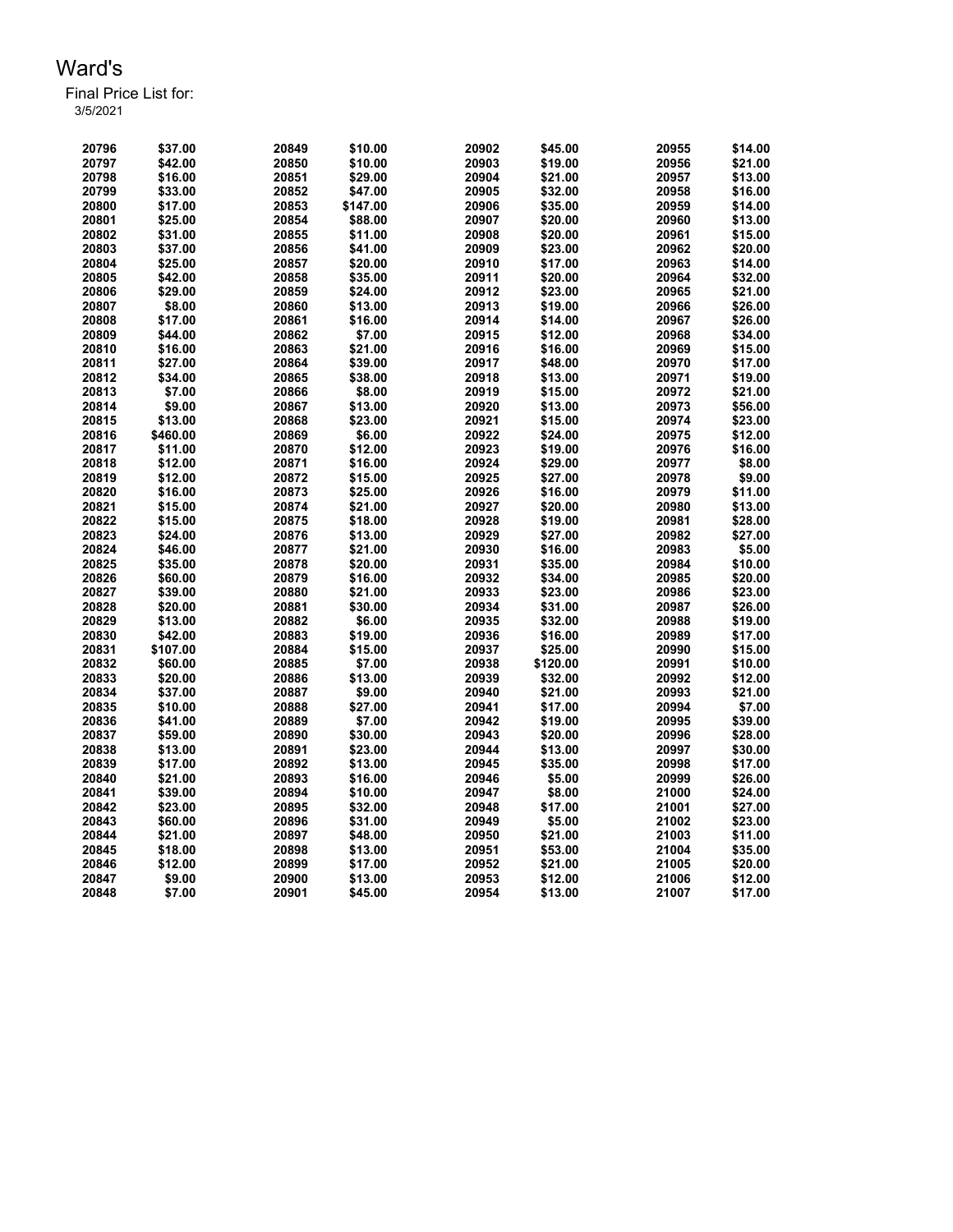# Ward's

Final Price List for:
3/5/2021

| | | | | | | | |
|---|---|---|---|---|---|---|---|
| 20796 | $37.00 | 20849 | $10.00 | 20902 | $45.00 | 20955 | $14.00 |
| 20797 | $42.00 | 20850 | $10.00 | 20903 | $19.00 | 20956 | $21.00 |
| 20798 | $16.00 | 20851 | $29.00 | 20904 | $21.00 | 20957 | $13.00 |
| 20799 | $33.00 | 20852 | $47.00 | 20905 | $32.00 | 20958 | $16.00 |
| 20800 | $17.00 | 20853 | $147.00 | 20906 | $35.00 | 20959 | $14.00 |
| 20801 | $25.00 | 20854 | $88.00 | 20907 | $20.00 | 20960 | $13.00 |
| 20802 | $31.00 | 20855 | $11.00 | 20908 | $20.00 | 20961 | $15.00 |
| 20803 | $37.00 | 20856 | $41.00 | 20909 | $23.00 | 20962 | $20.00 |
| 20804 | $25.00 | 20857 | $20.00 | 20910 | $17.00 | 20963 | $14.00 |
| 20805 | $42.00 | 20858 | $35.00 | 20911 | $20.00 | 20964 | $32.00 |
| 20806 | $29.00 | 20859 | $24.00 | 20912 | $23.00 | 20965 | $21.00 |
| 20807 | $8.00 | 20860 | $13.00 | 20913 | $19.00 | 20966 | $26.00 |
| 20808 | $17.00 | 20861 | $16.00 | 20914 | $14.00 | 20967 | $26.00 |
| 20809 | $44.00 | 20862 | $7.00 | 20915 | $12.00 | 20968 | $34.00 |
| 20810 | $16.00 | 20863 | $21.00 | 20916 | $16.00 | 20969 | $15.00 |
| 20811 | $27.00 | 20864 | $39.00 | 20917 | $48.00 | 20970 | $17.00 |
| 20812 | $34.00 | 20865 | $38.00 | 20918 | $13.00 | 20971 | $19.00 |
| 20813 | $7.00 | 20866 | $8.00 | 20919 | $15.00 | 20972 | $21.00 |
| 20814 | $9.00 | 20867 | $13.00 | 20920 | $13.00 | 20973 | $56.00 |
| 20815 | $13.00 | 20868 | $23.00 | 20921 | $15.00 | 20974 | $23.00 |
| 20816 | $460.00 | 20869 | $6.00 | 20922 | $24.00 | 20975 | $12.00 |
| 20817 | $11.00 | 20870 | $12.00 | 20923 | $19.00 | 20976 | $16.00 |
| 20818 | $12.00 | 20871 | $16.00 | 20924 | $29.00 | 20977 | $8.00 |
| 20819 | $12.00 | 20872 | $15.00 | 20925 | $27.00 | 20978 | $9.00 |
| 20820 | $16.00 | 20873 | $25.00 | 20926 | $16.00 | 20979 | $11.00 |
| 20821 | $15.00 | 20874 | $21.00 | 20927 | $20.00 | 20980 | $13.00 |
| 20822 | $15.00 | 20875 | $18.00 | 20928 | $19.00 | 20981 | $28.00 |
| 20823 | $24.00 | 20876 | $13.00 | 20929 | $27.00 | 20982 | $27.00 |
| 20824 | $46.00 | 20877 | $21.00 | 20930 | $16.00 | 20983 | $5.00 |
| 20825 | $35.00 | 20878 | $20.00 | 20931 | $35.00 | 20984 | $10.00 |
| 20826 | $60.00 | 20879 | $16.00 | 20932 | $34.00 | 20985 | $20.00 |
| 20827 | $39.00 | 20880 | $21.00 | 20933 | $23.00 | 20986 | $23.00 |
| 20828 | $20.00 | 20881 | $30.00 | 20934 | $31.00 | 20987 | $26.00 |
| 20829 | $13.00 | 20882 | $6.00 | 20935 | $32.00 | 20988 | $19.00 |
| 20830 | $42.00 | 20883 | $19.00 | 20936 | $16.00 | 20989 | $17.00 |
| 20831 | $107.00 | 20884 | $15.00 | 20937 | $25.00 | 20990 | $15.00 |
| 20832 | $60.00 | 20885 | $7.00 | 20938 | $120.00 | 20991 | $10.00 |
| 20833 | $20.00 | 20886 | $13.00 | 20939 | $32.00 | 20992 | $12.00 |
| 20834 | $37.00 | 20887 | $9.00 | 20940 | $21.00 | 20993 | $21.00 |
| 20835 | $10.00 | 20888 | $27.00 | 20941 | $17.00 | 20994 | $7.00 |
| 20836 | $41.00 | 20889 | $7.00 | 20942 | $19.00 | 20995 | $39.00 |
| 20837 | $59.00 | 20890 | $30.00 | 20943 | $20.00 | 20996 | $28.00 |
| 20838 | $13.00 | 20891 | $23.00 | 20944 | $13.00 | 20997 | $30.00 |
| 20839 | $17.00 | 20892 | $13.00 | 20945 | $35.00 | 20998 | $17.00 |
| 20840 | $21.00 | 20893 | $16.00 | 20946 | $5.00 | 20999 | $26.00 |
| 20841 | $39.00 | 20894 | $10.00 | 20947 | $8.00 | 21000 | $24.00 |
| 20842 | $23.00 | 20895 | $32.00 | 20948 | $17.00 | 21001 | $27.00 |
| 20843 | $60.00 | 20896 | $31.00 | 20949 | $5.00 | 21002 | $23.00 |
| 20844 | $21.00 | 20897 | $48.00 | 20950 | $21.00 | 21003 | $11.00 |
| 20845 | $18.00 | 20898 | $13.00 | 20951 | $53.00 | 21004 | $35.00 |
| 20846 | $12.00 | 20899 | $17.00 | 20952 | $21.00 | 21005 | $20.00 |
| 20847 | $9.00 | 20900 | $13.00 | 20953 | $12.00 | 21006 | $12.00 |
| 20848 | $7.00 | 20901 | $45.00 | 20954 | $13.00 | 21007 | $17.00 |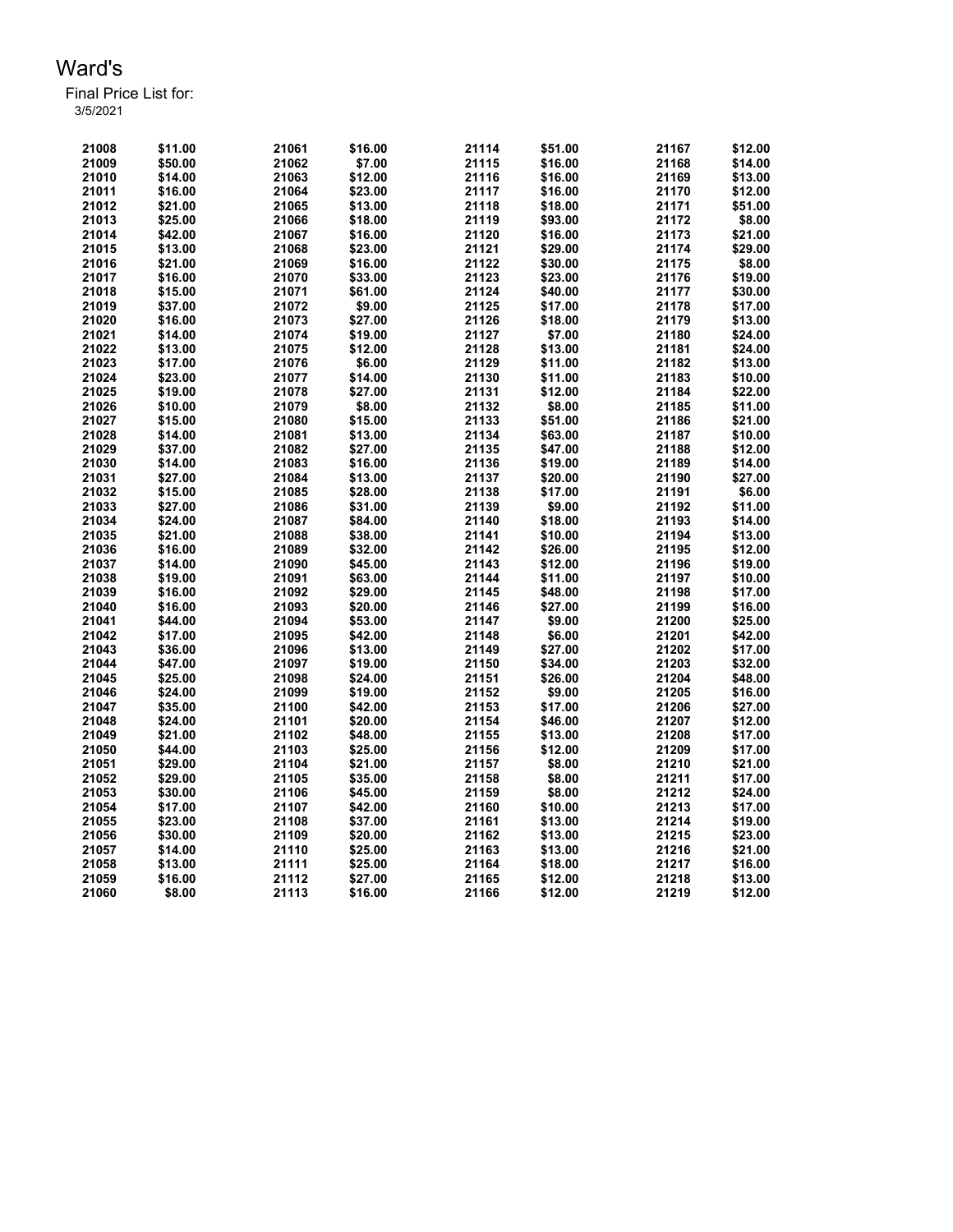# Ward's

Final Price List for:
3/5/2021

| | | | | | | | |
|---|---|---|---|---|---|---|---|
| **21008** | **$11.00** | **21061** | **$16.00** | **21114** | **$51.00** | **21167** | **$12.00** |
| **21009** | **$50.00** | **21062** | **$7.00** | **21115** | **$16.00** | **21168** | **$14.00** |
| **21010** | **$14.00** | **21063** | **$12.00** | **21116** | **$16.00** | **21169** | **$13.00** |
| **21011** | **$16.00** | **21064** | **$23.00** | **21117** | **$16.00** | **21170** | **$12.00** |
| **21012** | **$21.00** | **21065** | **$13.00** | **21118** | **$18.00** | **21171** | **$51.00** |
| **21013** | **$25.00** | **21066** | **$18.00** | **21119** | **$93.00** | **21172** | **$8.00** |
| **21014** | **$42.00** | **21067** | **$16.00** | **21120** | **$16.00** | **21173** | **$21.00** |
| **21015** | **$13.00** | **21068** | **$23.00** | **21121** | **$29.00** | **21174** | **$29.00** |
| **21016** | **$21.00** | **21069** | **$16.00** | **21122** | **$30.00** | **21175** | **$8.00** |
| **21017** | **$16.00** | **21070** | **$33.00** | **21123** | **$23.00** | **21176** | **$19.00** |
| **21018** | **$15.00** | **21071** | **$61.00** | **21124** | **$40.00** | **21177** | **$30.00** |
| **21019** | **$37.00** | **21072** | **$9.00** | **21125** | **$17.00** | **21178** | **$17.00** |
| **21020** | **$16.00** | **21073** | **$27.00** | **21126** | **$18.00** | **21179** | **$13.00** |
| **21021** | **$14.00** | **21074** | **$19.00** | **21127** | **$7.00** | **21180** | **$24.00** |
| **21022** | **$13.00** | **21075** | **$12.00** | **21128** | **$13.00** | **21181** | **$24.00** |
| **21023** | **$17.00** | **21076** | **$6.00** | **21129** | **$11.00** | **21182** | **$13.00** |
| **21024** | **$23.00** | **21077** | **$14.00** | **21130** | **$11.00** | **21183** | **$10.00** |
| **21025** | **$19.00** | **21078** | **$27.00** | **21131** | **$12.00** | **21184** | **$22.00** |
| **21026** | **$10.00** | **21079** | **$8.00** | **21132** | **$8.00** | **21185** | **$11.00** |
| **21027** | **$15.00** | **21080** | **$15.00** | **21133** | **$51.00** | **21186** | **$21.00** |
| **21028** | **$14.00** | **21081** | **$13.00** | **21134** | **$63.00** | **21187** | **$10.00** |
| **21029** | **$37.00** | **21082** | **$27.00** | **21135** | **$47.00** | **21188** | **$12.00** |
| **21030** | **$14.00** | **21083** | **$16.00** | **21136** | **$19.00** | **21189** | **$14.00** |
| **21031** | **$27.00** | **21084** | **$13.00** | **21137** | **$20.00** | **21190** | **$27.00** |
| **21032** | **$15.00** | **21085** | **$28.00** | **21138** | **$17.00** | **21191** | **$6.00** |
| **21033** | **$27.00** | **21086** | **$31.00** | **21139** | **$9.00** | **21192** | **$11.00** |
| **21034** | **$24.00** | **21087** | **$84.00** | **21140** | **$18.00** | **21193** | **$14.00** |
| **21035** | **$21.00** | **21088** | **$38.00** | **21141** | **$10.00** | **21194** | **$13.00** |
| **21036** | **$16.00** | **21089** | **$32.00** | **21142** | **$26.00** | **21195** | **$12.00** |
| **21037** | **$14.00** | **21090** | **$45.00** | **21143** | **$12.00** | **21196** | **$19.00** |
| **21038** | **$19.00** | **21091** | **$63.00** | **21144** | **$11.00** | **21197** | **$10.00** |
| **21039** | **$16.00** | **21092** | **$29.00** | **21145** | **$48.00** | **21198** | **$17.00** |
| **21040** | **$16.00** | **21093** | **$20.00** | **21146** | **$27.00** | **21199** | **$16.00** |
| **21041** | **$44.00** | **21094** | **$53.00** | **21147** | **$9.00** | **21200** | **$25.00** |
| **21042** | **$17.00** | **21095** | **$42.00** | **21148** | **$6.00** | **21201** | **$42.00** |
| **21043** | **$36.00** | **21096** | **$13.00** | **21149** | **$27.00** | **21202** | **$17.00** |
| **21044** | **$47.00** | **21097** | **$19.00** | **21150** | **$34.00** | **21203** | **$32.00** |
| **21045** | **$25.00** | **21098** | **$24.00** | **21151** | **$26.00** | **21204** | **$48.00** |
| **21046** | **$24.00** | **21099** | **$19.00** | **21152** | **$9.00** | **21205** | **$16.00** |
| **21047** | **$35.00** | **21100** | **$42.00** | **21153** | **$17.00** | **21206** | **$27.00** |
| **21048** | **$24.00** | **21101** | **$20.00** | **21154** | **$46.00** | **21207** | **$12.00** |
| **21049** | **$21.00** | **21102** | **$48.00** | **21155** | **$13.00** | **21208** | **$17.00** |
| **21050** | **$44.00** | **21103** | **$25.00** | **21156** | **$12.00** | **21209** | **$17.00** |
| **21051** | **$29.00** | **21104** | **$21.00** | **21157** | **$8.00** | **21210** | **$21.00** |
| **21052** | **$29.00** | **21105** | **$35.00** | **21158** | **$8.00** | **21211** | **$17.00** |
| **21053** | **$30.00** | **21106** | **$45.00** | **21159** | **$8.00** | **21212** | **$24.00** |
| **21054** | **$17.00** | **21107** | **$42.00** | **21160** | **$10.00** | **21213** | **$17.00** |
| **21055** | **$23.00** | **21108** | **$37.00** | **21161** | **$13.00** | **21214** | **$19.00** |
| **21056** | **$30.00** | **21109** | **$20.00** | **21162** | **$13.00** | **21215** | **$23.00** |
| **21057** | **$14.00** | **21110** | **$25.00** | **21163** | **$13.00** | **21216** | **$21.00** |
| **21058** | **$13.00** | **21111** | **$25.00** | **21164** | **$18.00** | **21217** | **$16.00** |
| **21059** | **$16.00** | **21112** | **$27.00** | **21165** | **$12.00** | **21218** | **$13.00** |
| **21060** | **$8.00** | **21113** | **$16.00** | **21166** | **$12.00** | **21219** | **$12.00** |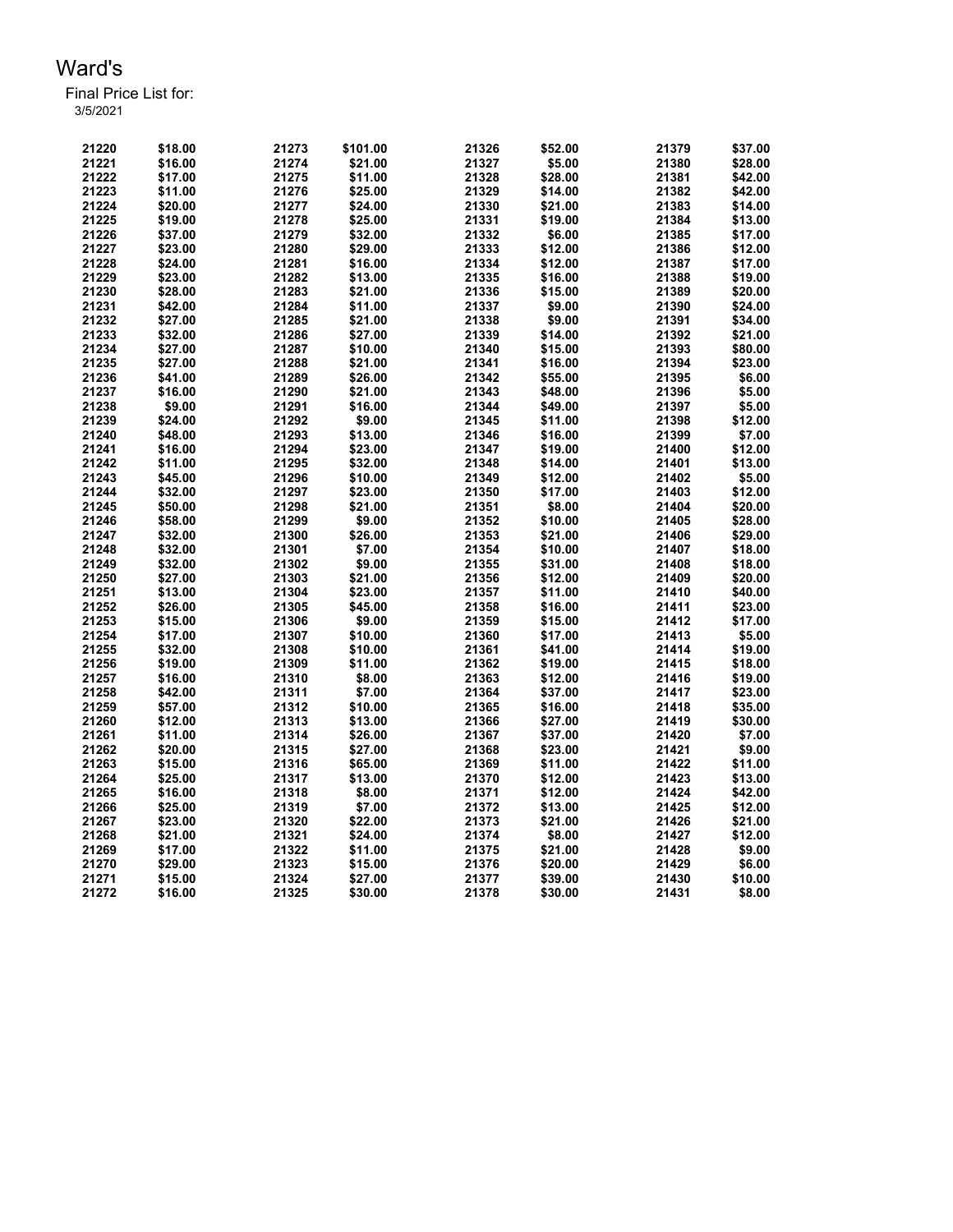# Ward's

Final Price List for:
3/5/2021

| | | | | | | | |
|---|---|---|---|---|---|---|---|
| 21220 | $18.00 | 21273 | $101.00 | 21326 | $52.00 | 21379 | $37.00 |
| 21221 | $16.00 | 21274 | $21.00 | 21327 | $5.00 | 21380 | $28.00 |
| 21222 | $17.00 | 21275 | $11.00 | 21328 | $28.00 | 21381 | $42.00 |
| 21223 | $11.00 | 21276 | $25.00 | 21329 | $14.00 | 21382 | $42.00 |
| 21224 | $20.00 | 21277 | $24.00 | 21330 | $21.00 | 21383 | $14.00 |
| 21225 | $19.00 | 21278 | $25.00 | 21331 | $19.00 | 21384 | $13.00 |
| 21226 | $37.00 | 21279 | $32.00 | 21332 | $6.00 | 21385 | $17.00 |
| 21227 | $23.00 | 21280 | $29.00 | 21333 | $12.00 | 21386 | $12.00 |
| 21228 | $24.00 | 21281 | $16.00 | 21334 | $12.00 | 21387 | $17.00 |
| 21229 | $23.00 | 21282 | $13.00 | 21335 | $16.00 | 21388 | $19.00 |
| 21230 | $28.00 | 21283 | $21.00 | 21336 | $15.00 | 21389 | $20.00 |
| 21231 | $42.00 | 21284 | $11.00 | 21337 | $9.00 | 21390 | $24.00 |
| 21232 | $27.00 | 21285 | $21.00 | 21338 | $9.00 | 21391 | $34.00 |
| 21233 | $32.00 | 21286 | $27.00 | 21339 | $14.00 | 21392 | $21.00 |
| 21234 | $27.00 | 21287 | $10.00 | 21340 | $15.00 | 21393 | $80.00 |
| 21235 | $27.00 | 21288 | $21.00 | 21341 | $16.00 | 21394 | $23.00 |
| 21236 | $41.00 | 21289 | $26.00 | 21342 | $55.00 | 21395 | $6.00 |
| 21237 | $16.00 | 21290 | $21.00 | 21343 | $48.00 | 21396 | $5.00 |
| 21238 | $9.00 | 21291 | $16.00 | 21344 | $49.00 | 21397 | $5.00 |
| 21239 | $24.00 | 21292 | $9.00 | 21345 | $11.00 | 21398 | $12.00 |
| 21240 | $48.00 | 21293 | $13.00 | 21346 | $16.00 | 21399 | $7.00 |
| 21241 | $16.00 | 21294 | $23.00 | 21347 | $19.00 | 21400 | $12.00 |
| 21242 | $11.00 | 21295 | $32.00 | 21348 | $14.00 | 21401 | $13.00 |
| 21243 | $45.00 | 21296 | $10.00 | 21349 | $12.00 | 21402 | $5.00 |
| 21244 | $32.00 | 21297 | $23.00 | 21350 | $17.00 | 21403 | $12.00 |
| 21245 | $50.00 | 21298 | $21.00 | 21351 | $8.00 | 21404 | $20.00 |
| 21246 | $58.00 | 21299 | $9.00 | 21352 | $10.00 | 21405 | $28.00 |
| 21247 | $32.00 | 21300 | $26.00 | 21353 | $21.00 | 21406 | $29.00 |
| 21248 | $32.00 | 21301 | $7.00 | 21354 | $10.00 | 21407 | $18.00 |
| 21249 | $32.00 | 21302 | $9.00 | 21355 | $31.00 | 21408 | $18.00 |
| 21250 | $27.00 | 21303 | $21.00 | 21356 | $12.00 | 21409 | $20.00 |
| 21251 | $13.00 | 21304 | $23.00 | 21357 | $11.00 | 21410 | $40.00 |
| 21252 | $26.00 | 21305 | $45.00 | 21358 | $16.00 | 21411 | $23.00 |
| 21253 | $15.00 | 21306 | $9.00 | 21359 | $15.00 | 21412 | $17.00 |
| 21254 | $17.00 | 21307 | $10.00 | 21360 | $17.00 | 21413 | $5.00 |
| 21255 | $32.00 | 21308 | $10.00 | 21361 | $41.00 | 21414 | $19.00 |
| 21256 | $19.00 | 21309 | $11.00 | 21362 | $19.00 | 21415 | $18.00 |
| 21257 | $16.00 | 21310 | $8.00 | 21363 | $12.00 | 21416 | $19.00 |
| 21258 | $42.00 | 21311 | $7.00 | 21364 | $37.00 | 21417 | $23.00 |
| 21259 | $57.00 | 21312 | $10.00 | 21365 | $16.00 | 21418 | $35.00 |
| 21260 | $12.00 | 21313 | $13.00 | 21366 | $27.00 | 21419 | $30.00 |
| 21261 | $11.00 | 21314 | $26.00 | 21367 | $37.00 | 21420 | $7.00 |
| 21262 | $20.00 | 21315 | $27.00 | 21368 | $23.00 | 21421 | $9.00 |
| 21263 | $15.00 | 21316 | $65.00 | 21369 | $11.00 | 21422 | $11.00 |
| 21264 | $25.00 | 21317 | $13.00 | 21370 | $12.00 | 21423 | $13.00 |
| 21265 | $16.00 | 21318 | $8.00 | 21371 | $12.00 | 21424 | $42.00 |
| 21266 | $25.00 | 21319 | $7.00 | 21372 | $13.00 | 21425 | $12.00 |
| 21267 | $23.00 | 21320 | $22.00 | 21373 | $21.00 | 21426 | $21.00 |
| 21268 | $21.00 | 21321 | $24.00 | 21374 | $8.00 | 21427 | $12.00 |
| 21269 | $17.00 | 21322 | $11.00 | 21375 | $21.00 | 21428 | $9.00 |
| 21270 | $29.00 | 21323 | $15.00 | 21376 | $20.00 | 21429 | $6.00 |
| 21271 | $15.00 | 21324 | $27.00 | 21377 | $39.00 | 21430 | $10.00 |
| 21272 | $16.00 | 21325 | $30.00 | 21378 | $30.00 | 21431 | $8.00 |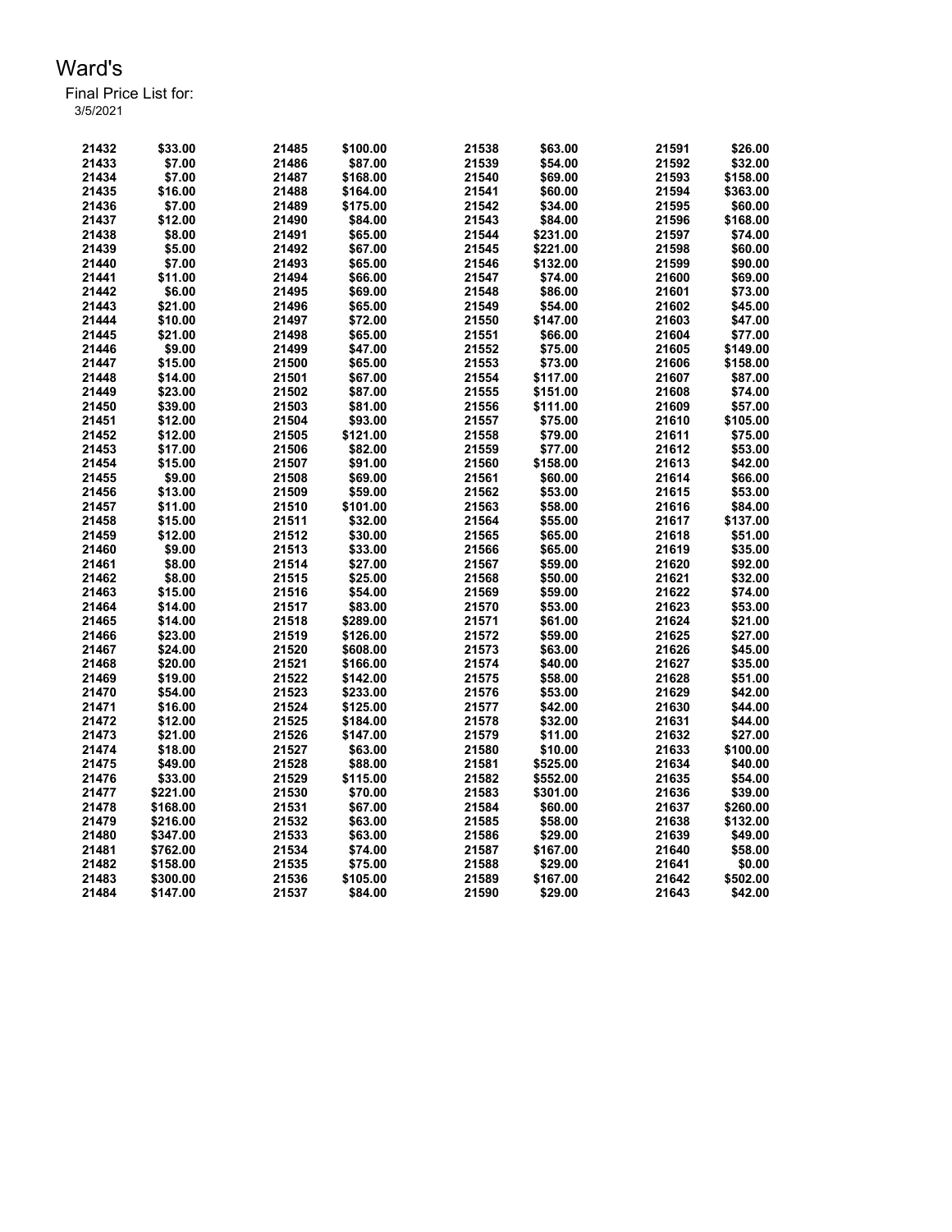# Ward's

Final Price List for:
3/5/2021

| | | | | | | | |
|---|---|---|---|---|---|---|---|
| 21432 | $33.00 | 21485 | $100.00 | 21538 | $63.00 | 21591 | $26.00 |
| 21433 | $7.00 | 21486 | $87.00 | 21539 | $54.00 | 21592 | $32.00 |
| 21434 | $7.00 | 21487 | $168.00 | 21540 | $69.00 | 21593 | $158.00 |
| 21435 | $16.00 | 21488 | $164.00 | 21541 | $60.00 | 21594 | $363.00 |
| 21436 | $7.00 | 21489 | $175.00 | 21542 | $34.00 | 21595 | $60.00 |
| 21437 | $12.00 | 21490 | $84.00 | 21543 | $84.00 | 21596 | $168.00 |
| 21438 | $8.00 | 21491 | $65.00 | 21544 | $231.00 | 21597 | $74.00 |
| 21439 | $5.00 | 21492 | $67.00 | 21545 | $221.00 | 21598 | $60.00 |
| 21440 | $7.00 | 21493 | $65.00 | 21546 | $132.00 | 21599 | $90.00 |
| 21441 | $11.00 | 21494 | $66.00 | 21547 | $74.00 | 21600 | $69.00 |
| 21442 | $6.00 | 21495 | $69.00 | 21548 | $86.00 | 21601 | $73.00 |
| 21443 | $21.00 | 21496 | $65.00 | 21549 | $54.00 | 21602 | $45.00 |
| 21444 | $10.00 | 21497 | $72.00 | 21550 | $147.00 | 21603 | $47.00 |
| 21445 | $21.00 | 21498 | $65.00 | 21551 | $66.00 | 21604 | $77.00 |
| 21446 | $9.00 | 21499 | $47.00 | 21552 | $75.00 | 21605 | $149.00 |
| 21447 | $15.00 | 21500 | $65.00 | 21553 | $73.00 | 21606 | $158.00 |
| 21448 | $14.00 | 21501 | $67.00 | 21554 | $117.00 | 21607 | $87.00 |
| 21449 | $23.00 | 21502 | $87.00 | 21555 | $151.00 | 21608 | $74.00 |
| 21450 | $39.00 | 21503 | $81.00 | 21556 | $111.00 | 21609 | $57.00 |
| 21451 | $12.00 | 21504 | $93.00 | 21557 | $75.00 | 21610 | $105.00 |
| 21452 | $12.00 | 21505 | $121.00 | 21558 | $79.00 | 21611 | $75.00 |
| 21453 | $17.00 | 21506 | $82.00 | 21559 | $77.00 | 21612 | $53.00 |
| 21454 | $15.00 | 21507 | $91.00 | 21560 | $158.00 | 21613 | $42.00 |
| 21455 | $9.00 | 21508 | $69.00 | 21561 | $60.00 | 21614 | $66.00 |
| 21456 | $13.00 | 21509 | $59.00 | 21562 | $53.00 | 21615 | $53.00 |
| 21457 | $11.00 | 21510 | $101.00 | 21563 | $58.00 | 21616 | $84.00 |
| 21458 | $15.00 | 21511 | $32.00 | 21564 | $55.00 | 21617 | $137.00 |
| 21459 | $12.00 | 21512 | $30.00 | 21565 | $65.00 | 21618 | $51.00 |
| 21460 | $9.00 | 21513 | $33.00 | 21566 | $65.00 | 21619 | $35.00 |
| 21461 | $8.00 | 21514 | $27.00 | 21567 | $59.00 | 21620 | $92.00 |
| 21462 | $8.00 | 21515 | $25.00 | 21568 | $50.00 | 21621 | $32.00 |
| 21463 | $15.00 | 21516 | $54.00 | 21569 | $59.00 | 21622 | $74.00 |
| 21464 | $14.00 | 21517 | $83.00 | 21570 | $53.00 | 21623 | $53.00 |
| 21465 | $14.00 | 21518 | $289.00 | 21571 | $61.00 | 21624 | $21.00 |
| 21466 | $23.00 | 21519 | $126.00 | 21572 | $59.00 | 21625 | $27.00 |
| 21467 | $24.00 | 21520 | $608.00 | 21573 | $63.00 | 21626 | $45.00 |
| 21468 | $20.00 | 21521 | $166.00 | 21574 | $40.00 | 21627 | $35.00 |
| 21469 | $19.00 | 21522 | $142.00 | 21575 | $58.00 | 21628 | $51.00 |
| 21470 | $54.00 | 21523 | $233.00 | 21576 | $53.00 | 21629 | $42.00 |
| 21471 | $16.00 | 21524 | $125.00 | 21577 | $42.00 | 21630 | $44.00 |
| 21472 | $12.00 | 21525 | $184.00 | 21578 | $32.00 | 21631 | $44.00 |
| 21473 | $21.00 | 21526 | $147.00 | 21579 | $11.00 | 21632 | $27.00 |
| 21474 | $18.00 | 21527 | $63.00 | 21580 | $10.00 | 21633 | $100.00 |
| 21475 | $49.00 | 21528 | $88.00 | 21581 | $525.00 | 21634 | $40.00 |
| 21476 | $33.00 | 21529 | $115.00 | 21582 | $552.00 | 21635 | $54.00 |
| 21477 | $221.00 | 21530 | $70.00 | 21583 | $301.00 | 21636 | $39.00 |
| 21478 | $168.00 | 21531 | $67.00 | 21584 | $60.00 | 21637 | $260.00 |
| 21479 | $216.00 | 21532 | $63.00 | 21585 | $58.00 | 21638 | $132.00 |
| 21480 | $347.00 | 21533 | $63.00 | 21586 | $29.00 | 21639 | $49.00 |
| 21481 | $762.00 | 21534 | $74.00 | 21587 | $167.00 | 21640 | $58.00 |
| 21482 | $158.00 | 21535 | $75.00 | 21588 | $29.00 | 21641 | $0.00 |
| 21483 | $300.00 | 21536 | $105.00 | 21589 | $167.00 | 21642 | $502.00 |
| 21484 | $147.00 | 21537 | $84.00 | 21590 | $29.00 | 21643 | $42.00 |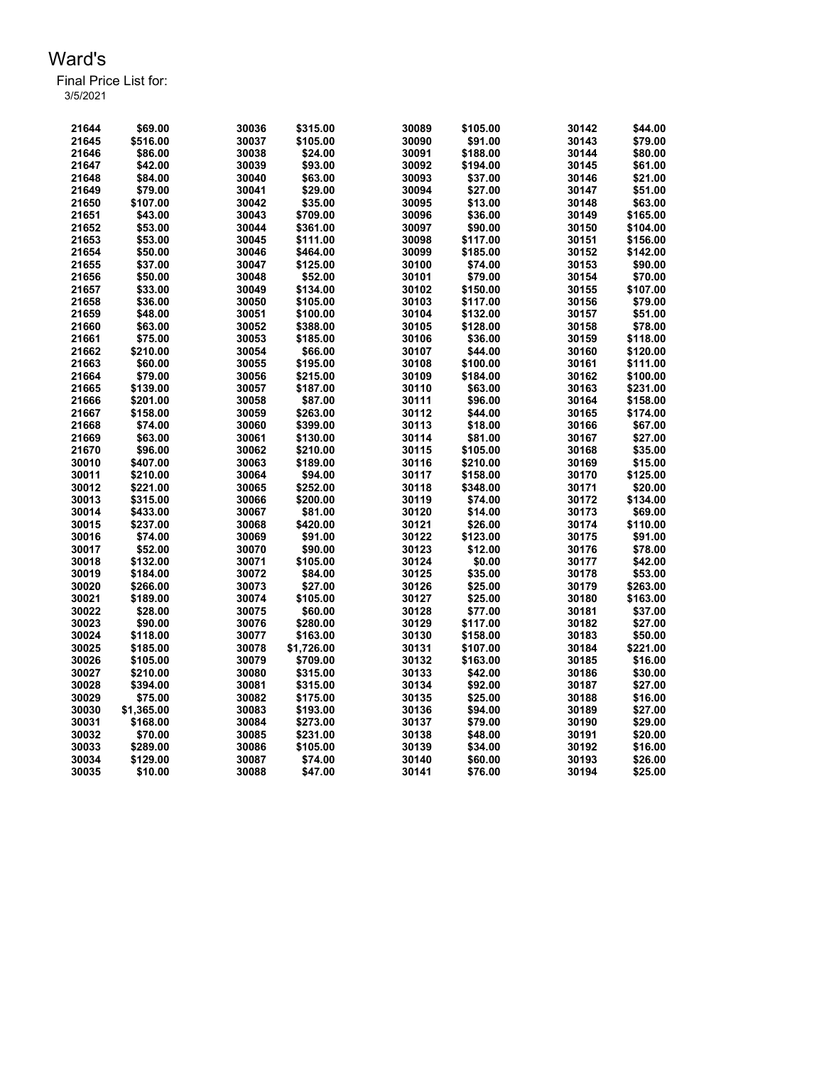# Ward's

Final Price List for:
3/5/2021

| | | | | | | | |
|---|---|---|---|---|---|---|---|
| 21644 | $69.00 | 30036 | $315.00 | 30089 | $105.00 | 30142 | $44.00 |
| 21645 | $516.00 | 30037 | $105.00 | 30090 | $91.00 | 30143 | $79.00 |
| 21646 | $86.00 | 30038 | $24.00 | 30091 | $188.00 | 30144 | $80.00 |
| 21647 | $42.00 | 30039 | $93.00 | 30092 | $194.00 | 30145 | $61.00 |
| 21648 | $84.00 | 30040 | $63.00 | 30093 | $37.00 | 30146 | $21.00 |
| 21649 | $79.00 | 30041 | $29.00 | 30094 | $27.00 | 30147 | $51.00 |
| 21650 | $107.00 | 30042 | $35.00 | 30095 | $13.00 | 30148 | $63.00 |
| 21651 | $43.00 | 30043 | $709.00 | 30096 | $36.00 | 30149 | $165.00 |
| 21652 | $53.00 | 30044 | $361.00 | 30097 | $90.00 | 30150 | $104.00 |
| 21653 | $53.00 | 30045 | $111.00 | 30098 | $117.00 | 30151 | $156.00 |
| 21654 | $50.00 | 30046 | $464.00 | 30099 | $185.00 | 30152 | $142.00 |
| 21655 | $37.00 | 30047 | $125.00 | 30100 | $74.00 | 30153 | $90.00 |
| 21656 | $50.00 | 30048 | $52.00 | 30101 | $79.00 | 30154 | $70.00 |
| 21657 | $33.00 | 30049 | $134.00 | 30102 | $150.00 | 30155 | $107.00 |
| 21658 | $36.00 | 30050 | $105.00 | 30103 | $117.00 | 30156 | $79.00 |
| 21659 | $48.00 | 30051 | $100.00 | 30104 | $132.00 | 30157 | $51.00 |
| 21660 | $63.00 | 30052 | $388.00 | 30105 | $128.00 | 30158 | $78.00 |
| 21661 | $75.00 | 30053 | $185.00 | 30106 | $36.00 | 30159 | $118.00 |
| 21662 | $210.00 | 30054 | $66.00 | 30107 | $44.00 | 30160 | $120.00 |
| 21663 | $60.00 | 30055 | $195.00 | 30108 | $100.00 | 30161 | $111.00 |
| 21664 | $79.00 | 30056 | $215.00 | 30109 | $184.00 | 30162 | $100.00 |
| 21665 | $139.00 | 30057 | $187.00 | 30110 | $63.00 | 30163 | $231.00 |
| 21666 | $201.00 | 30058 | $87.00 | 30111 | $96.00 | 30164 | $158.00 |
| 21667 | $158.00 | 30059 | $263.00 | 30112 | $44.00 | 30165 | $174.00 |
| 21668 | $74.00 | 30060 | $399.00 | 30113 | $18.00 | 30166 | $67.00 |
| 21669 | $63.00 | 30061 | $130.00 | 30114 | $81.00 | 30167 | $27.00 |
| 21670 | $96.00 | 30062 | $210.00 | 30115 | $105.00 | 30168 | $35.00 |
| 30010 | $407.00 | 30063 | $189.00 | 30116 | $210.00 | 30169 | $15.00 |
| 30011 | $210.00 | 30064 | $94.00 | 30117 | $158.00 | 30170 | $125.00 |
| 30012 | $221.00 | 30065 | $252.00 | 30118 | $348.00 | 30171 | $20.00 |
| 30013 | $315.00 | 30066 | $200.00 | 30119 | $74.00 | 30172 | $134.00 |
| 30014 | $433.00 | 30067 | $81.00 | 30120 | $14.00 | 30173 | $69.00 |
| 30015 | $237.00 | 30068 | $420.00 | 30121 | $26.00 | 30174 | $110.00 |
| 30016 | $74.00 | 30069 | $91.00 | 30122 | $123.00 | 30175 | $91.00 |
| 30017 | $52.00 | 30070 | $90.00 | 30123 | $12.00 | 30176 | $78.00 |
| 30018 | $132.00 | 30071 | $105.00 | 30124 | $0.00 | 30177 | $42.00 |
| 30019 | $184.00 | 30072 | $84.00 | 30125 | $35.00 | 30178 | $53.00 |
| 30020 | $266.00 | 30073 | $27.00 | 30126 | $25.00 | 30179 | $263.00 |
| 30021 | $189.00 | 30074 | $105.00 | 30127 | $25.00 | 30180 | $163.00 |
| 30022 | $28.00 | 30075 | $60.00 | 30128 | $77.00 | 30181 | $37.00 |
| 30023 | $90.00 | 30076 | $280.00 | 30129 | $117.00 | 30182 | $27.00 |
| 30024 | $118.00 | 30077 | $163.00 | 30130 | $158.00 | 30183 | $50.00 |
| 30025 | $185.00 | 30078 | $1,726.00 | 30131 | $107.00 | 30184 | $221.00 |
| 30026 | $105.00 | 30079 | $709.00 | 30132 | $163.00 | 30185 | $16.00 |
| 30027 | $210.00 | 30080 | $315.00 | 30133 | $42.00 | 30186 | $30.00 |
| 30028 | $394.00 | 30081 | $315.00 | 30134 | $92.00 | 30187 | $27.00 |
| 30029 | $75.00 | 30082 | $175.00 | 30135 | $25.00 | 30188 | $16.00 |
| 30030 | $1,365.00 | 30083 | $193.00 | 30136 | $94.00 | 30189 | $27.00 |
| 30031 | $168.00 | 30084 | $273.00 | 30137 | $79.00 | 30190 | $29.00 |
| 30032 | $70.00 | 30085 | $231.00 | 30138 | $48.00 | 30191 | $20.00 |
| 30033 | $289.00 | 30086 | $105.00 | 30139 | $34.00 | 30192 | $16.00 |
| 30034 | $129.00 | 30087 | $74.00 | 30140 | $60.00 | 30193 | $26.00 |
| 30035 | $10.00 | 30088 | $47.00 | 30141 | $76.00 | 30194 | $25.00 |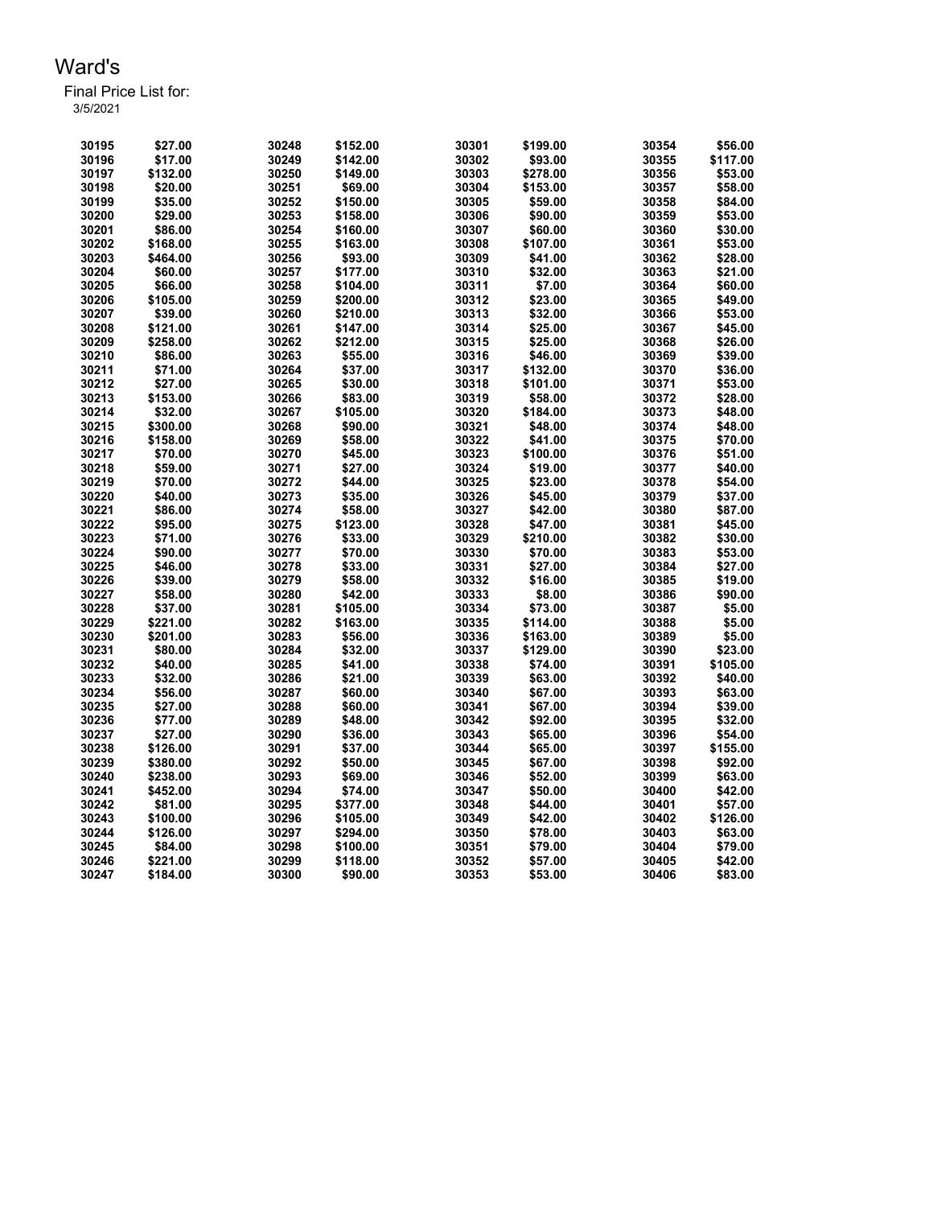# Ward's

Final Price List for:
3/5/2021

| | | | | | | | |
|---|---|---|---|---|---|---|---|
| 30195 | $27.00 | 30248 | $152.00 | 30301 | $199.00 | 30354 | $56.00 |
| 30196 | $17.00 | 30249 | $142.00 | 30302 | $93.00 | 30355 | $117.00 |
| 30197 | $132.00 | 30250 | $149.00 | 30303 | $278.00 | 30356 | $53.00 |
| 30198 | $20.00 | 30251 | $69.00 | 30304 | $153.00 | 30357 | $58.00 |
| 30199 | $35.00 | 30252 | $150.00 | 30305 | $59.00 | 30358 | $84.00 |
| 30200 | $29.00 | 30253 | $158.00 | 30306 | $90.00 | 30359 | $53.00 |
| 30201 | $86.00 | 30254 | $160.00 | 30307 | $60.00 | 30360 | $30.00 |
| 30202 | $168.00 | 30255 | $163.00 | 30308 | $107.00 | 30361 | $53.00 |
| 30203 | $464.00 | 30256 | $93.00 | 30309 | $41.00 | 30362 | $28.00 |
| 30204 | $60.00 | 30257 | $177.00 | 30310 | $32.00 | 30363 | $21.00 |
| 30205 | $66.00 | 30258 | $104.00 | 30311 | $7.00 | 30364 | $60.00 |
| 30206 | $105.00 | 30259 | $200.00 | 30312 | $23.00 | 30365 | $49.00 |
| 30207 | $39.00 | 30260 | $210.00 | 30313 | $32.00 | 30366 | $53.00 |
| 30208 | $121.00 | 30261 | $147.00 | 30314 | $25.00 | 30367 | $45.00 |
| 30209 | $258.00 | 30262 | $212.00 | 30315 | $25.00 | 30368 | $26.00 |
| 30210 | $86.00 | 30263 | $55.00 | 30316 | $46.00 | 30369 | $39.00 |
| 30211 | $71.00 | 30264 | $37.00 | 30317 | $132.00 | 30370 | $36.00 |
| 30212 | $27.00 | 30265 | $30.00 | 30318 | $101.00 | 30371 | $53.00 |
| 30213 | $153.00 | 30266 | $83.00 | 30319 | $58.00 | 30372 | $28.00 |
| 30214 | $32.00 | 30267 | $105.00 | 30320 | $184.00 | 30373 | $48.00 |
| 30215 | $300.00 | 30268 | $90.00 | 30321 | $48.00 | 30374 | $48.00 |
| 30216 | $158.00 | 30269 | $58.00 | 30322 | $41.00 | 30375 | $70.00 |
| 30217 | $70.00 | 30270 | $45.00 | 30323 | $100.00 | 30376 | $51.00 |
| 30218 | $59.00 | 30271 | $27.00 | 30324 | $19.00 | 30377 | $40.00 |
| 30219 | $70.00 | 30272 | $44.00 | 30325 | $23.00 | 30378 | $54.00 |
| 30220 | $40.00 | 30273 | $35.00 | 30326 | $45.00 | 30379 | $37.00 |
| 30221 | $86.00 | 30274 | $58.00 | 30327 | $42.00 | 30380 | $87.00 |
| 30222 | $95.00 | 30275 | $123.00 | 30328 | $47.00 | 30381 | $45.00 |
| 30223 | $71.00 | 30276 | $33.00 | 30329 | $210.00 | 30382 | $30.00 |
| 30224 | $90.00 | 30277 | $70.00 | 30330 | $70.00 | 30383 | $53.00 |
| 30225 | $46.00 | 30278 | $33.00 | 30331 | $27.00 | 30384 | $27.00 |
| 30226 | $39.00 | 30279 | $58.00 | 30332 | $16.00 | 30385 | $19.00 |
| 30227 | $58.00 | 30280 | $42.00 | 30333 | $8.00 | 30386 | $90.00 |
| 30228 | $37.00 | 30281 | $105.00 | 30334 | $73.00 | 30387 | $5.00 |
| 30229 | $221.00 | 30282 | $163.00 | 30335 | $114.00 | 30388 | $5.00 |
| 30230 | $201.00 | 30283 | $56.00 | 30336 | $163.00 | 30389 | $5.00 |
| 30231 | $80.00 | 30284 | $32.00 | 30337 | $129.00 | 30390 | $23.00 |
| 30232 | $40.00 | 30285 | $41.00 | 30338 | $74.00 | 30391 | $105.00 |
| 30233 | $32.00 | 30286 | $21.00 | 30339 | $63.00 | 30392 | $40.00 |
| 30234 | $56.00 | 30287 | $60.00 | 30340 | $67.00 | 30393 | $63.00 |
| 30235 | $27.00 | 30288 | $60.00 | 30341 | $67.00 | 30394 | $39.00 |
| 30236 | $77.00 | 30289 | $48.00 | 30342 | $92.00 | 30395 | $32.00 |
| 30237 | $27.00 | 30290 | $36.00 | 30343 | $65.00 | 30396 | $54.00 |
| 30238 | $126.00 | 30291 | $37.00 | 30344 | $65.00 | 30397 | $155.00 |
| 30239 | $380.00 | 30292 | $50.00 | 30345 | $67.00 | 30398 | $92.00 |
| 30240 | $238.00 | 30293 | $69.00 | 30346 | $52.00 | 30399 | $63.00 |
| 30241 | $452.00 | 30294 | $74.00 | 30347 | $50.00 | 30400 | $42.00 |
| 30242 | $81.00 | 30295 | $377.00 | 30348 | $44.00 | 30401 | $57.00 |
| 30243 | $100.00 | 30296 | $105.00 | 30349 | $42.00 | 30402 | $126.00 |
| 30244 | $126.00 | 30297 | $294.00 | 30350 | $78.00 | 30403 | $63.00 |
| 30245 | $84.00 | 30298 | $100.00 | 30351 | $79.00 | 30404 | $79.00 |
| 30246 | $221.00 | 30299 | $118.00 | 30352 | $57.00 | 30405 | $42.00 |
| 30247 | $184.00 | 30300 | $90.00 | 30353 | $53.00 | 30406 | $83.00 |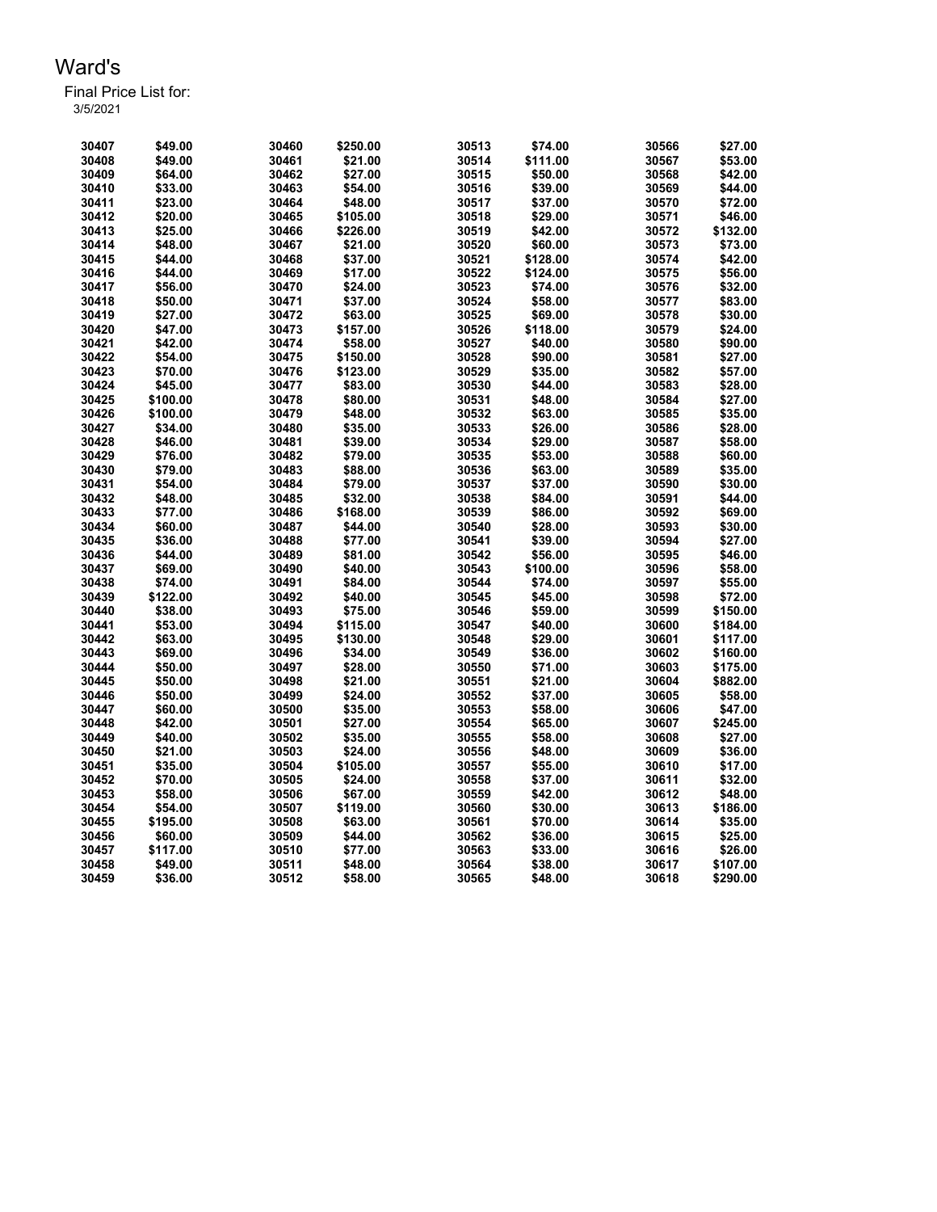# Ward's

Final Price List for:
3/5/2021

| | | | | | | | |
|---|---|---|---|---|---|---|---|
| 30407 | $49.00 | 30460 | $250.00 | 30513 | $74.00 | 30566 | $27.00 |
| 30408 | $49.00 | 30461 | $21.00 | 30514 | $111.00 | 30567 | $53.00 |
| 30409 | $64.00 | 30462 | $27.00 | 30515 | $50.00 | 30568 | $42.00 |
| 30410 | $33.00 | 30463 | $54.00 | 30516 | $39.00 | 30569 | $44.00 |
| 30411 | $23.00 | 30464 | $48.00 | 30517 | $37.00 | 30570 | $72.00 |
| 30412 | $20.00 | 30465 | $105.00 | 30518 | $29.00 | 30571 | $46.00 |
| 30413 | $25.00 | 30466 | $226.00 | 30519 | $42.00 | 30572 | $132.00 |
| 30414 | $48.00 | 30467 | $21.00 | 30520 | $60.00 | 30573 | $73.00 |
| 30415 | $44.00 | 30468 | $37.00 | 30521 | $128.00 | 30574 | $42.00 |
| 30416 | $44.00 | 30469 | $17.00 | 30522 | $124.00 | 30575 | $56.00 |
| 30417 | $56.00 | 30470 | $24.00 | 30523 | $74.00 | 30576 | $32.00 |
| 30418 | $50.00 | 30471 | $37.00 | 30524 | $58.00 | 30577 | $83.00 |
| 30419 | $27.00 | 30472 | $63.00 | 30525 | $69.00 | 30578 | $30.00 |
| 30420 | $47.00 | 30473 | $157.00 | 30526 | $118.00 | 30579 | $24.00 |
| 30421 | $42.00 | 30474 | $58.00 | 30527 | $40.00 | 30580 | $90.00 |
| 30422 | $54.00 | 30475 | $150.00 | 30528 | $90.00 | 30581 | $27.00 |
| 30423 | $70.00 | 30476 | $123.00 | 30529 | $35.00 | 30582 | $57.00 |
| 30424 | $45.00 | 30477 | $83.00 | 30530 | $44.00 | 30583 | $28.00 |
| 30425 | $100.00 | 30478 | $80.00 | 30531 | $48.00 | 30584 | $27.00 |
| 30426 | $100.00 | 30479 | $48.00 | 30532 | $63.00 | 30585 | $35.00 |
| 30427 | $34.00 | 30480 | $35.00 | 30533 | $26.00 | 30586 | $28.00 |
| 30428 | $46.00 | 30481 | $39.00 | 30534 | $29.00 | 30587 | $58.00 |
| 30429 | $76.00 | 30482 | $79.00 | 30535 | $53.00 | 30588 | $60.00 |
| 30430 | $79.00 | 30483 | $88.00 | 30536 | $63.00 | 30589 | $35.00 |
| 30431 | $54.00 | 30484 | $79.00 | 30537 | $37.00 | 30590 | $30.00 |
| 30432 | $48.00 | 30485 | $32.00 | 30538 | $84.00 | 30591 | $44.00 |
| 30433 | $77.00 | 30486 | $168.00 | 30539 | $86.00 | 30592 | $69.00 |
| 30434 | $60.00 | 30487 | $44.00 | 30540 | $28.00 | 30593 | $30.00 |
| 30435 | $36.00 | 30488 | $77.00 | 30541 | $39.00 | 30594 | $27.00 |
| 30436 | $44.00 | 30489 | $81.00 | 30542 | $56.00 | 30595 | $46.00 |
| 30437 | $69.00 | 30490 | $40.00 | 30543 | $100.00 | 30596 | $58.00 |
| 30438 | $74.00 | 30491 | $84.00 | 30544 | $74.00 | 30597 | $55.00 |
| 30439 | $122.00 | 30492 | $40.00 | 30545 | $45.00 | 30598 | $72.00 |
| 30440 | $38.00 | 30493 | $75.00 | 30546 | $59.00 | 30599 | $150.00 |
| 30441 | $53.00 | 30494 | $115.00 | 30547 | $40.00 | 30600 | $184.00 |
| 30442 | $63.00 | 30495 | $130.00 | 30548 | $29.00 | 30601 | $117.00 |
| 30443 | $69.00 | 30496 | $34.00 | 30549 | $36.00 | 30602 | $160.00 |
| 30444 | $50.00 | 30497 | $28.00 | 30550 | $71.00 | 30603 | $175.00 |
| 30445 | $50.00 | 30498 | $21.00 | 30551 | $21.00 | 30604 | $882.00 |
| 30446 | $50.00 | 30499 | $24.00 | 30552 | $37.00 | 30605 | $58.00 |
| 30447 | $60.00 | 30500 | $35.00 | 30553 | $58.00 | 30606 | $47.00 |
| 30448 | $42.00 | 30501 | $27.00 | 30554 | $65.00 | 30607 | $245.00 |
| 30449 | $40.00 | 30502 | $35.00 | 30555 | $58.00 | 30608 | $27.00 |
| 30450 | $21.00 | 30503 | $24.00 | 30556 | $48.00 | 30609 | $36.00 |
| 30451 | $35.00 | 30504 | $105.00 | 30557 | $55.00 | 30610 | $17.00 |
| 30452 | $70.00 | 30505 | $24.00 | 30558 | $37.00 | 30611 | $32.00 |
| 30453 | $58.00 | 30506 | $67.00 | 30559 | $42.00 | 30612 | $48.00 |
| 30454 | $54.00 | 30507 | $119.00 | 30560 | $30.00 | 30613 | $186.00 |
| 30455 | $195.00 | 30508 | $63.00 | 30561 | $70.00 | 30614 | $35.00 |
| 30456 | $60.00 | 30509 | $44.00 | 30562 | $36.00 | 30615 | $25.00 |
| 30457 | $117.00 | 30510 | $77.00 | 30563 | $33.00 | 30616 | $26.00 |
| 30458 | $49.00 | 30511 | $48.00 | 30564 | $38.00 | 30617 | $107.00 |
| 30459 | $36.00 | 30512 | $58.00 | 30565 | $48.00 | 30618 | $290.00 |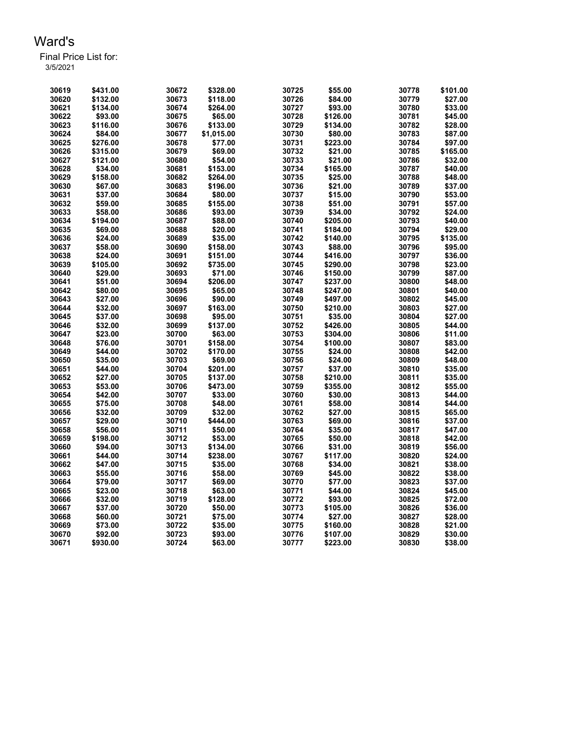# Ward's

Final Price List for:
3/5/2021

| | | | | | | | |
|---|---|---|---|---|---|---|---|
| 30619 | $431.00 | 30672 | $328.00 | 30725 | $55.00 | 30778 | $101.00 |
| 30620 | $132.00 | 30673 | $118.00 | 30726 | $84.00 | 30779 | $27.00 |
| 30621 | $134.00 | 30674 | $264.00 | 30727 | $93.00 | 30780 | $33.00 |
| 30622 | $93.00 | 30675 | $65.00 | 30728 | $126.00 | 30781 | $45.00 |
| 30623 | $116.00 | 30676 | $133.00 | 30729 | $134.00 | 30782 | $28.00 |
| 30624 | $84.00 | 30677 | $1,015.00 | 30730 | $80.00 | 30783 | $87.00 |
| 30625 | $276.00 | 30678 | $77.00 | 30731 | $223.00 | 30784 | $97.00 |
| 30626 | $315.00 | 30679 | $69.00 | 30732 | $21.00 | 30785 | $165.00 |
| 30627 | $121.00 | 30680 | $54.00 | 30733 | $21.00 | 30786 | $32.00 |
| 30628 | $34.00 | 30681 | $153.00 | 30734 | $165.00 | 30787 | $40.00 |
| 30629 | $158.00 | 30682 | $264.00 | 30735 | $25.00 | 30788 | $48.00 |
| 30630 | $67.00 | 30683 | $196.00 | 30736 | $21.00 | 30789 | $37.00 |
| 30631 | $37.00 | 30684 | $80.00 | 30737 | $15.00 | 30790 | $53.00 |
| 30632 | $59.00 | 30685 | $155.00 | 30738 | $51.00 | 30791 | $57.00 |
| 30633 | $58.00 | 30686 | $93.00 | 30739 | $34.00 | 30792 | $24.00 |
| 30634 | $194.00 | 30687 | $88.00 | 30740 | $205.00 | 30793 | $40.00 |
| 30635 | $69.00 | 30688 | $20.00 | 30741 | $184.00 | 30794 | $29.00 |
| 30636 | $24.00 | 30689 | $35.00 | 30742 | $140.00 | 30795 | $135.00 |
| 30637 | $58.00 | 30690 | $158.00 | 30743 | $88.00 | 30796 | $95.00 |
| 30638 | $24.00 | 30691 | $151.00 | 30744 | $416.00 | 30797 | $36.00 |
| 30639 | $105.00 | 30692 | $735.00 | 30745 | $290.00 | 30798 | $23.00 |
| 30640 | $29.00 | 30693 | $71.00 | 30746 | $150.00 | 30799 | $87.00 |
| 30641 | $51.00 | 30694 | $206.00 | 30747 | $237.00 | 30800 | $48.00 |
| 30642 | $80.00 | 30695 | $65.00 | 30748 | $247.00 | 30801 | $40.00 |
| 30643 | $27.00 | 30696 | $90.00 | 30749 | $497.00 | 30802 | $45.00 |
| 30644 | $32.00 | 30697 | $163.00 | 30750 | $210.00 | 30803 | $27.00 |
| 30645 | $37.00 | 30698 | $95.00 | 30751 | $35.00 | 30804 | $27.00 |
| 30646 | $32.00 | 30699 | $137.00 | 30752 | $426.00 | 30805 | $44.00 |
| 30647 | $23.00 | 30700 | $63.00 | 30753 | $304.00 | 30806 | $11.00 |
| 30648 | $76.00 | 30701 | $158.00 | 30754 | $100.00 | 30807 | $83.00 |
| 30649 | $44.00 | 30702 | $170.00 | 30755 | $24.00 | 30808 | $42.00 |
| 30650 | $35.00 | 30703 | $69.00 | 30756 | $24.00 | 30809 | $48.00 |
| 30651 | $44.00 | 30704 | $201.00 | 30757 | $37.00 | 30810 | $35.00 |
| 30652 | $27.00 | 30705 | $137.00 | 30758 | $210.00 | 30811 | $35.00 |
| 30653 | $53.00 | 30706 | $473.00 | 30759 | $355.00 | 30812 | $55.00 |
| 30654 | $42.00 | 30707 | $33.00 | 30760 | $30.00 | 30813 | $44.00 |
| 30655 | $75.00 | 30708 | $48.00 | 30761 | $58.00 | 30814 | $44.00 |
| 30656 | $32.00 | 30709 | $32.00 | 30762 | $27.00 | 30815 | $65.00 |
| 30657 | $29.00 | 30710 | $444.00 | 30763 | $69.00 | 30816 | $37.00 |
| 30658 | $56.00 | 30711 | $50.00 | 30764 | $35.00 | 30817 | $47.00 |
| 30659 | $198.00 | 30712 | $53.00 | 30765 | $50.00 | 30818 | $42.00 |
| 30660 | $94.00 | 30713 | $134.00 | 30766 | $31.00 | 30819 | $56.00 |
| 30661 | $44.00 | 30714 | $238.00 | 30767 | $117.00 | 30820 | $24.00 |
| 30662 | $47.00 | 30715 | $35.00 | 30768 | $34.00 | 30821 | $38.00 |
| 30663 | $55.00 | 30716 | $58.00 | 30769 | $45.00 | 30822 | $38.00 |
| 30664 | $79.00 | 30717 | $69.00 | 30770 | $77.00 | 30823 | $37.00 |
| 30665 | $23.00 | 30718 | $63.00 | 30771 | $44.00 | 30824 | $45.00 |
| 30666 | $32.00 | 30719 | $128.00 | 30772 | $93.00 | 30825 | $72.00 |
| 30667 | $37.00 | 30720 | $50.00 | 30773 | $105.00 | 30826 | $36.00 |
| 30668 | $60.00 | 30721 | $75.00 | 30774 | $27.00 | 30827 | $28.00 |
| 30669 | $73.00 | 30722 | $35.00 | 30775 | $160.00 | 30828 | $21.00 |
| 30670 | $92.00 | 30723 | $93.00 | 30776 | $107.00 | 30829 | $30.00 |
| 30671 | $930.00 | 30724 | $63.00 | 30777 | $223.00 | 30830 | $38.00 |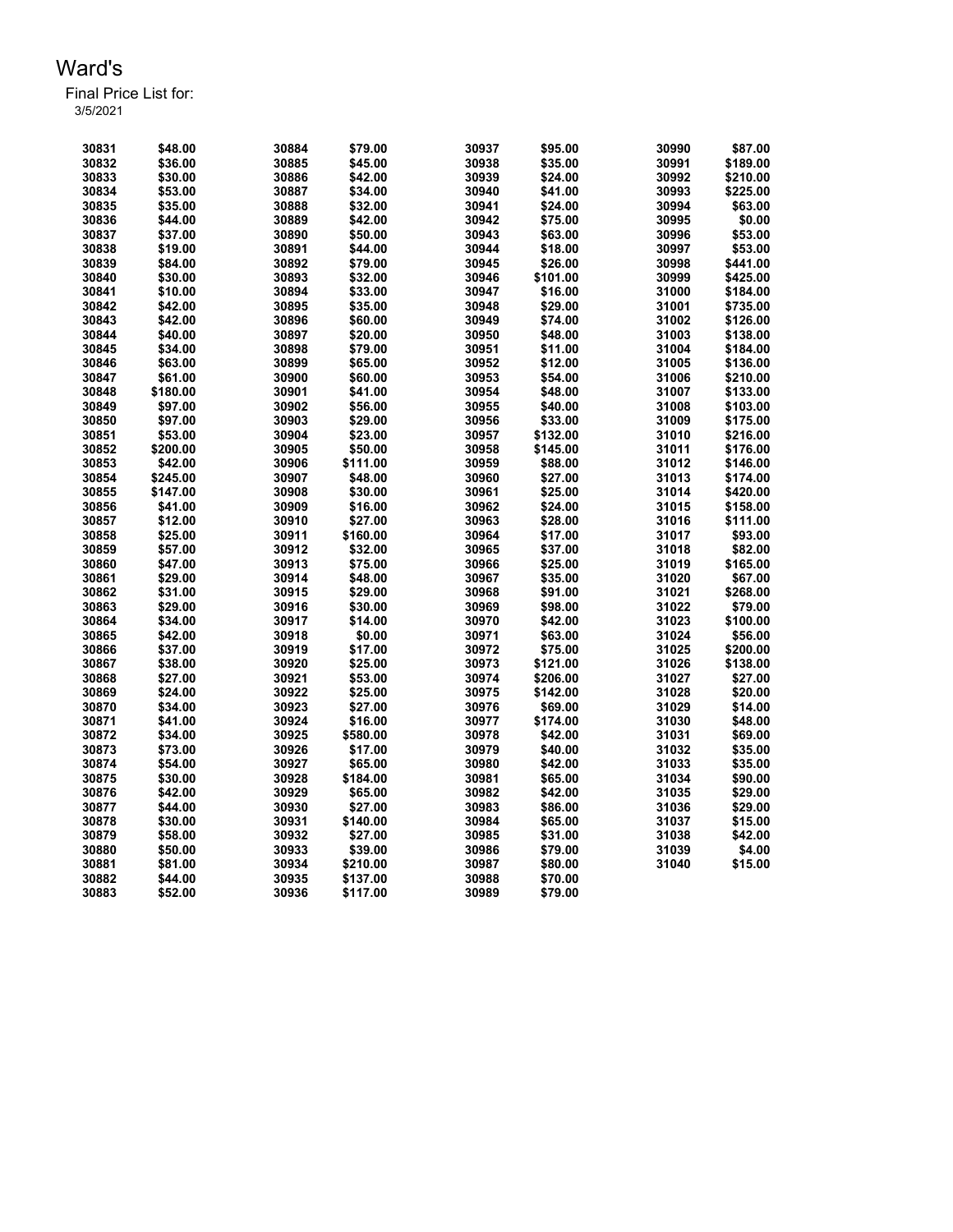# Ward's

Final Price List for:
3/5/2021

| | | | | | | | |
|---|---|---|---|---|---|---|---|
| 30831 | $48.00 | 30884 | $79.00 | 30937 | $95.00 | 30990 | $87.00 |
| 30832 | $36.00 | 30885 | $45.00 | 30938 | $35.00 | 30991 | $189.00 |
| 30833 | $30.00 | 30886 | $42.00 | 30939 | $24.00 | 30992 | $210.00 |
| 30834 | $53.00 | 30887 | $34.00 | 30940 | $41.00 | 30993 | $225.00 |
| 30835 | $35.00 | 30888 | $32.00 | 30941 | $24.00 | 30994 | $63.00 |
| 30836 | $44.00 | 30889 | $42.00 | 30942 | $75.00 | 30995 | $0.00 |
| 30837 | $37.00 | 30890 | $50.00 | 30943 | $63.00 | 30996 | $53.00 |
| 30838 | $19.00 | 30891 | $44.00 | 30944 | $18.00 | 30997 | $53.00 |
| 30839 | $84.00 | 30892 | $79.00 | 30945 | $26.00 | 30998 | $441.00 |
| 30840 | $30.00 | 30893 | $32.00 | 30946 | $101.00 | 30999 | $425.00 |
| 30841 | $10.00 | 30894 | $33.00 | 30947 | $16.00 | 31000 | $184.00 |
| 30842 | $42.00 | 30895 | $35.00 | 30948 | $29.00 | 31001 | $735.00 |
| 30843 | $42.00 | 30896 | $60.00 | 30949 | $74.00 | 31002 | $126.00 |
| 30844 | $40.00 | 30897 | $20.00 | 30950 | $48.00 | 31003 | $138.00 |
| 30845 | $34.00 | 30898 | $79.00 | 30951 | $11.00 | 31004 | $184.00 |
| 30846 | $63.00 | 30899 | $65.00 | 30952 | $12.00 | 31005 | $136.00 |
| 30847 | $61.00 | 30900 | $60.00 | 30953 | $54.00 | 31006 | $210.00 |
| 30848 | $180.00 | 30901 | $41.00 | 30954 | $48.00 | 31007 | $133.00 |
| 30849 | $97.00 | 30902 | $56.00 | 30955 | $40.00 | 31008 | $103.00 |
| 30850 | $97.00 | 30903 | $29.00 | 30956 | $33.00 | 31009 | $175.00 |
| 30851 | $53.00 | 30904 | $23.00 | 30957 | $132.00 | 31010 | $216.00 |
| 30852 | $200.00 | 30905 | $50.00 | 30958 | $145.00 | 31011 | $176.00 |
| 30853 | $42.00 | 30906 | $111.00 | 30959 | $88.00 | 31012 | $146.00 |
| 30854 | $245.00 | 30907 | $48.00 | 30960 | $27.00 | 31013 | $174.00 |
| 30855 | $147.00 | 30908 | $30.00 | 30961 | $25.00 | 31014 | $420.00 |
| 30856 | $41.00 | 30909 | $16.00 | 30962 | $24.00 | 31015 | $158.00 |
| 30857 | $12.00 | 30910 | $27.00 | 30963 | $28.00 | 31016 | $111.00 |
| 30858 | $25.00 | 30911 | $160.00 | 30964 | $17.00 | 31017 | $93.00 |
| 30859 | $57.00 | 30912 | $32.00 | 30965 | $37.00 | 31018 | $82.00 |
| 30860 | $47.00 | 30913 | $75.00 | 30966 | $25.00 | 31019 | $165.00 |
| 30861 | $29.00 | 30914 | $48.00 | 30967 | $35.00 | 31020 | $67.00 |
| 30862 | $31.00 | 30915 | $29.00 | 30968 | $91.00 | 31021 | $268.00 |
| 30863 | $29.00 | 30916 | $30.00 | 30969 | $98.00 | 31022 | $79.00 |
| 30864 | $34.00 | 30917 | $14.00 | 30970 | $42.00 | 31023 | $100.00 |
| 30865 | $42.00 | 30918 | $0.00 | 30971 | $63.00 | 31024 | $56.00 |
| 30866 | $37.00 | 30919 | $17.00 | 30972 | $75.00 | 31025 | $200.00 |
| 30867 | $38.00 | 30920 | $25.00 | 30973 | $121.00 | 31026 | $138.00 |
| 30868 | $27.00 | 30921 | $53.00 | 30974 | $206.00 | 31027 | $27.00 |
| 30869 | $24.00 | 30922 | $25.00 | 30975 | $142.00 | 31028 | $20.00 |
| 30870 | $34.00 | 30923 | $27.00 | 30976 | $69.00 | 31029 | $14.00 |
| 30871 | $41.00 | 30924 | $16.00 | 30977 | $174.00 | 31030 | $48.00 |
| 30872 | $34.00 | 30925 | $580.00 | 30978 | $42.00 | 31031 | $69.00 |
| 30873 | $73.00 | 30926 | $17.00 | 30979 | $40.00 | 31032 | $35.00 |
| 30874 | $54.00 | 30927 | $65.00 | 30980 | $42.00 | 31033 | $35.00 |
| 30875 | $30.00 | 30928 | $184.00 | 30981 | $65.00 | 31034 | $90.00 |
| 30876 | $42.00 | 30929 | $65.00 | 30982 | $42.00 | 31035 | $29.00 |
| 30877 | $44.00 | 30930 | $27.00 | 30983 | $86.00 | 31036 | $29.00 |
| 30878 | $30.00 | 30931 | $140.00 | 30984 | $65.00 | 31037 | $15.00 |
| 30879 | $58.00 | 30932 | $27.00 | 30985 | $31.00 | 31038 | $42.00 |
| 30880 | $50.00 | 30933 | $39.00 | 30986 | $79.00 | 31039 | $4.00 |
| 30881 | $81.00 | 30934 | $210.00 | 30987 | $80.00 | 31040 | $15.00 |
| 30882 | $44.00 | 30935 | $137.00 | 30988 | $70.00 | | |
| 30883 | $52.00 | 30936 | $117.00 | 30989 | $79.00 | | |